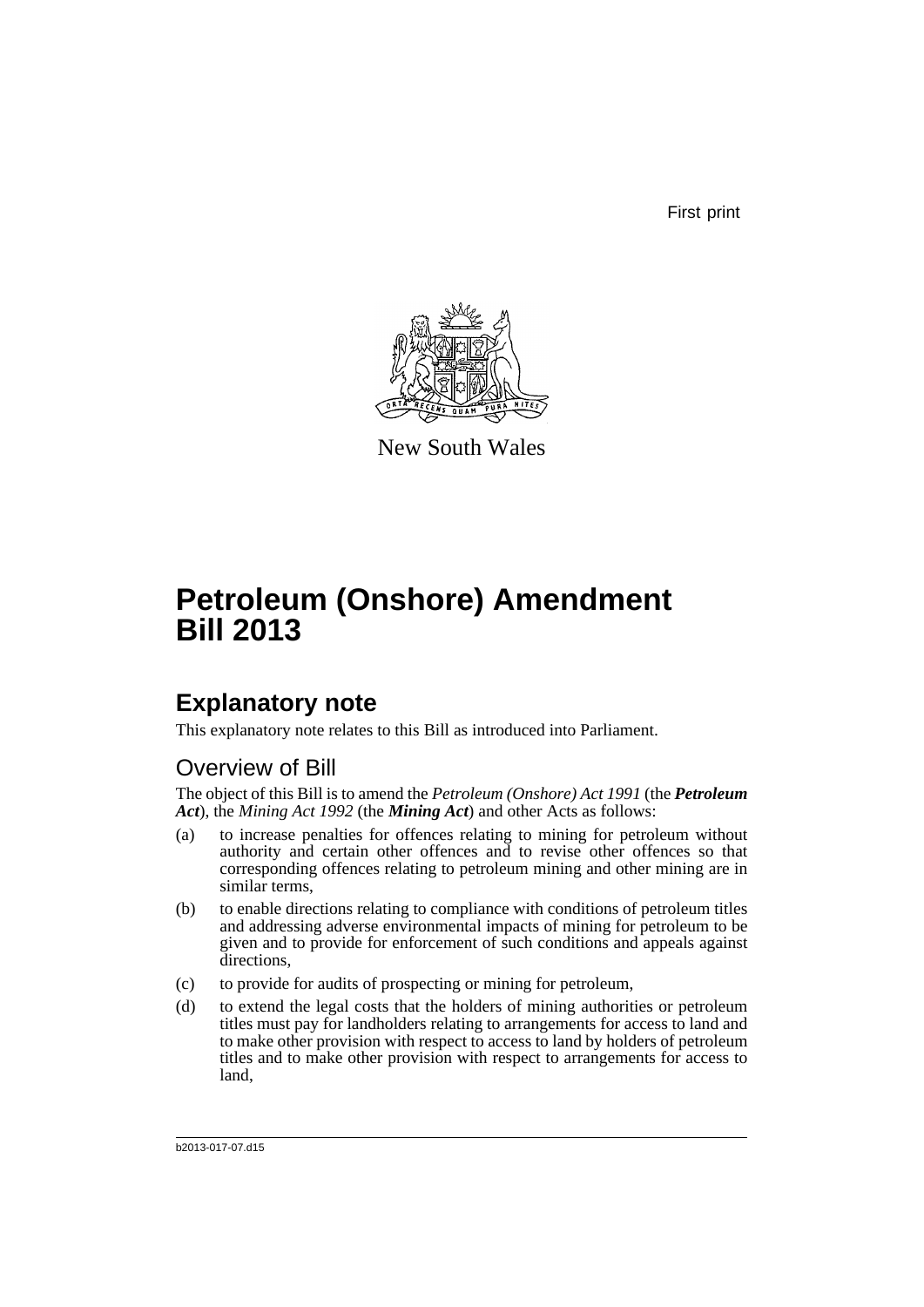First print

New South Wales

# Petroleum (Onshore) Amendment Bill 2013

## Explanatory note

This explanatory note relates to this Bill as introduced into Parliament.

### Overview of Bill

The object of this Bill is to amend the *Petroleum (Onshore) Act 1991* (the ***Petroleum Act***), the *Mining Act 1992* (the ***Mining Act***) and other Acts as follows:

(a) to increase penalties for offences relating to mining for petroleum without authority and certain other offences and to revise other offences so that corresponding offences relating to petroleum mining and other mining are in similar terms,

(b) to enable directions relating to compliance with conditions of petroleum titles and addressing adverse environmental impacts of mining for petroleum to be given and to provide for enforcement of such conditions and appeals against directions,

(c) to provide for audits of prospecting or mining for petroleum,

(d) to extend the legal costs that the holders of mining authorities or petroleum titles must pay for landholders relating to arrangements for access to land and to make other provision with respect to access to land by holders of petroleum titles and to make other provision with respect to arrangements for access to land,

b2013-017-07.d15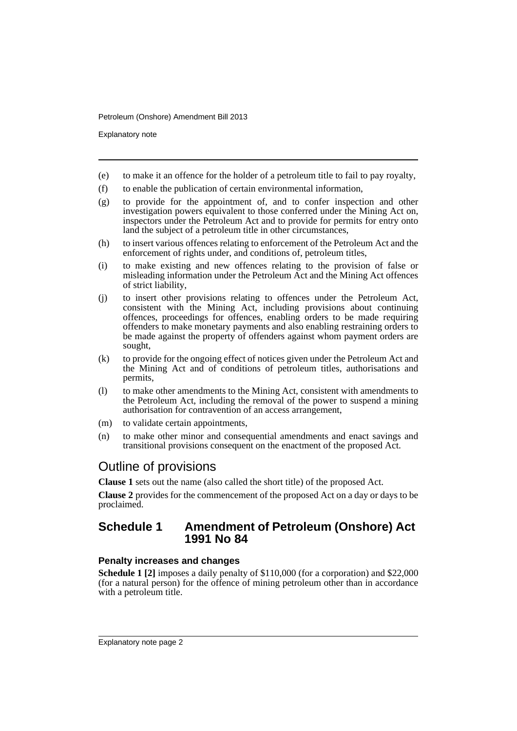(e) to make it an offence for the holder of a petroleum title to fail to pay royalty,

(f) to enable the publication of certain environmental information,

(g) to provide for the appointment of, and to confer inspection and other investigation powers equivalent to those conferred under the Mining Act on, inspectors under the Petroleum Act and to provide for permits for entry onto land the subject of a petroleum title in other circumstances,

(h) to insert various offences relating to enforcement of the Petroleum Act and the enforcement of rights under, and conditions of, petroleum titles,

(i) to make existing and new offences relating to the provision of false or misleading information under the Petroleum Act and the Mining Act offences of strict liability,

(j) to insert other provisions relating to offences under the Petroleum Act, consistent with the Mining Act, including provisions about continuing offences, proceedings for offences, enabling orders to be made requiring offenders to make monetary payments and also enabling restraining orders to be made against the property of offenders against whom payment orders are sought,

(k) to provide for the ongoing effect of notices given under the Petroleum Act and the Mining Act and of conditions of petroleum titles, authorisations and permits,

(l) to make other amendments to the Mining Act, consistent with amendments to the Petroleum Act, including the removal of the power to suspend a mining authorisation for contravention of an access arrangement,

(m) to validate certain appointments,

(n) to make other minor and consequential amendments and enact savings and transitional provisions consequent on the enactment of the proposed Act.

## Outline of provisions

**Clause 1** sets out the name (also called the short title) of the proposed Act.

**Clause 2** provides for the commencement of the proposed Act on a day or days to be proclaimed.

## Schedule 1 Amendment of Petroleum (Onshore) Act 1991 No 84

### Penalty increases and changes

**Schedule 1 [2]** imposes a daily penalty of $110,000 (for a corporation) and $22,000 (for a natural person) for the offence of mining petroleum other than in accordance with a petroleum title.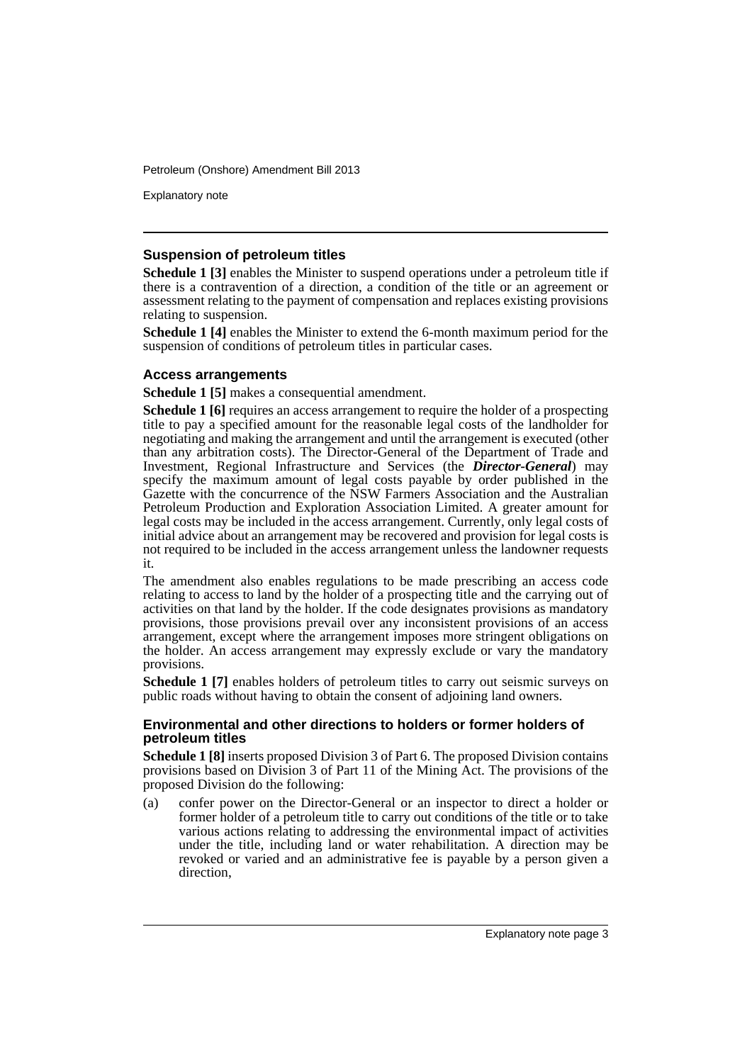### Suspension of petroleum titles

**Schedule 1 [3]** enables the Minister to suspend operations under a petroleum title if there is a contravention of a direction, a condition of the title or an agreement or assessment relating to the payment of compensation and replaces existing provisions relating to suspension.

**Schedule 1 [4]** enables the Minister to extend the 6-month maximum period for the suspension of conditions of petroleum titles in particular cases.

### Access arrangements

**Schedule 1 [5]** makes a consequential amendment.

**Schedule 1 [6]** requires an access arrangement to require the holder of a prospecting title to pay a specified amount for the reasonable legal costs of the landholder for negotiating and making the arrangement and until the arrangement is executed (other than any arbitration costs). The Director-General of the Department of Trade and Investment, Regional Infrastructure and Services (the ***Director-General***) may specify the maximum amount of legal costs payable by order published in the Gazette with the concurrence of the NSW Farmers Association and the Australian Petroleum Production and Exploration Association Limited. A greater amount for legal costs may be included in the access arrangement. Currently, only legal costs of initial advice about an arrangement may be recovered and provision for legal costs is not required to be included in the access arrangement unless the landowner requests it.

The amendment also enables regulations to be made prescribing an access code relating to access to land by the holder of a prospecting title and the carrying out of activities on that land by the holder. If the code designates provisions as mandatory provisions, those provisions prevail over any inconsistent provisions of an access arrangement, except where the arrangement imposes more stringent obligations on the holder. An access arrangement may expressly exclude or vary the mandatory provisions.

**Schedule 1 [7]** enables holders of petroleum titles to carry out seismic surveys on public roads without having to obtain the consent of adjoining land owners.

### Environmental and other directions to holders or former holders of petroleum titles

**Schedule 1 [8]** inserts proposed Division 3 of Part 6. The proposed Division contains provisions based on Division 3 of Part 11 of the Mining Act. The provisions of the proposed Division do the following:

(a) confer power on the Director-General or an inspector to direct a holder or former holder of a petroleum title to carry out conditions of the title or to take various actions relating to addressing the environmental impact of activities under the title, including land or water rehabilitation. A direction may be revoked or varied and an administrative fee is payable by a person given a direction,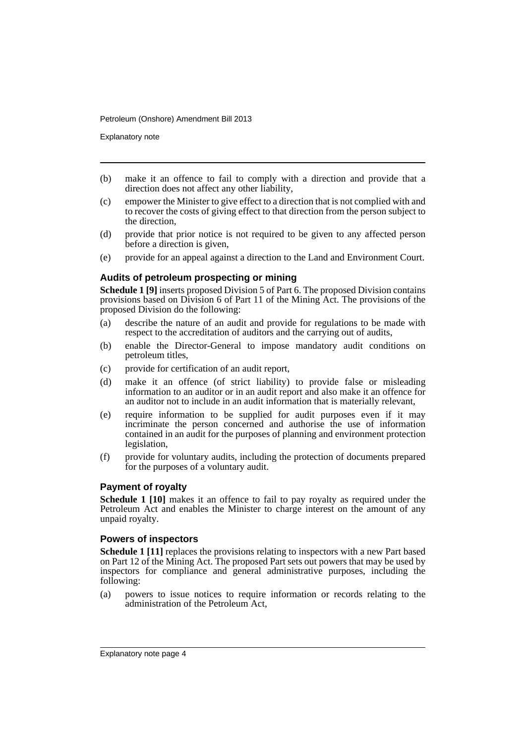(b) make it an offence to fail to comply with a direction and provide that a direction does not affect any other liability,

(c) empower the Minister to give effect to a direction that is not complied with and to recover the costs of giving effect to that direction from the person subject to the direction,

(d) provide that prior notice is not required to be given to any affected person before a direction is given,

(e) provide for an appeal against a direction to the Land and Environment Court.

### Audits of petroleum prospecting or mining

**Schedule 1 [9]** inserts proposed Division 5 of Part 6. The proposed Division contains provisions based on Division 6 of Part 11 of the Mining Act. The provisions of the proposed Division do the following:

(a) describe the nature of an audit and provide for regulations to be made with respect to the accreditation of auditors and the carrying out of audits,

(b) enable the Director-General to impose mandatory audit conditions on petroleum titles,

(c) provide for certification of an audit report,

(d) make it an offence (of strict liability) to provide false or misleading information to an auditor or in an audit report and also make it an offence for an auditor not to include in an audit information that is materially relevant,

(e) require information to be supplied for audit purposes even if it may incriminate the person concerned and authorise the use of information contained in an audit for the purposes of planning and environment protection legislation,

(f) provide for voluntary audits, including the protection of documents prepared for the purposes of a voluntary audit.

### Payment of royalty

**Schedule 1 [10]** makes it an offence to fail to pay royalty as required under the Petroleum Act and enables the Minister to charge interest on the amount of any unpaid royalty.

### Powers of inspectors

**Schedule 1 [11]** replaces the provisions relating to inspectors with a new Part based on Part 12 of the Mining Act. The proposed Part sets out powers that may be used by inspectors for compliance and general administrative purposes, including the following:

(a) powers to issue notices to require information or records relating to the administration of the Petroleum Act,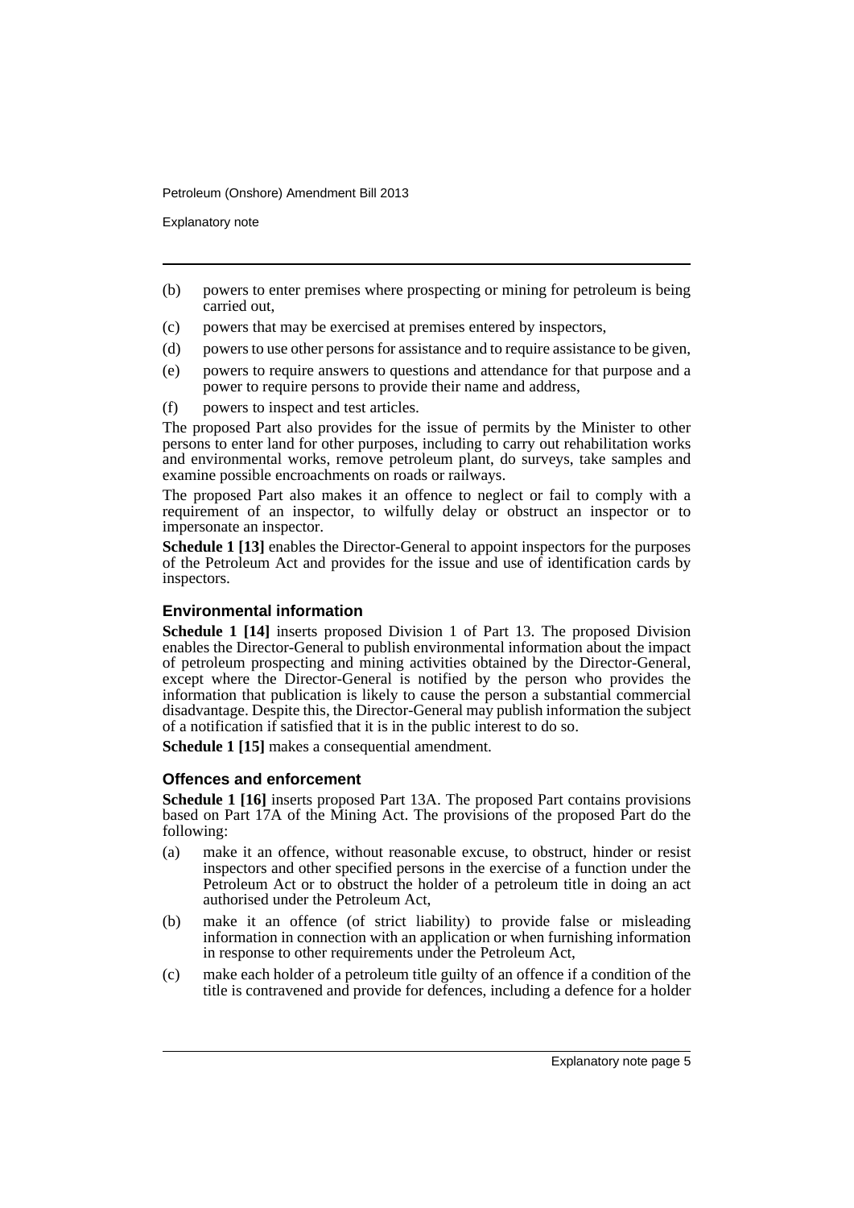(b) powers to enter premises where prospecting or mining for petroleum is being carried out,

(c) powers that may be exercised at premises entered by inspectors,

(d) powers to use other persons for assistance and to require assistance to be given,

(e) powers to require answers to questions and attendance for that purpose and a power to require persons to provide their name and address,

(f) powers to inspect and test articles.

The proposed Part also provides for the issue of permits by the Minister to other persons to enter land for other purposes, including to carry out rehabilitation works and environmental works, remove petroleum plant, do surveys, take samples and examine possible encroachments on roads or railways.

The proposed Part also makes it an offence to neglect or fail to comply with a requirement of an inspector, to wilfully delay or obstruct an inspector or to impersonate an inspector.

**Schedule 1 [13]** enables the Director-General to appoint inspectors for the purposes of the Petroleum Act and provides for the issue and use of identification cards by inspectors.

### Environmental information

**Schedule 1 [14]** inserts proposed Division 1 of Part 13. The proposed Division enables the Director-General to publish environmental information about the impact of petroleum prospecting and mining activities obtained by the Director-General, except where the Director-General is notified by the person who provides the information that publication is likely to cause the person a substantial commercial disadvantage. Despite this, the Director-General may publish information the subject of a notification if satisfied that it is in the public interest to do so.

**Schedule 1 [15]** makes a consequential amendment.

### Offences and enforcement

**Schedule 1 [16]** inserts proposed Part 13A. The proposed Part contains provisions based on Part 17A of the Mining Act. The provisions of the proposed Part do the following:

(a) make it an offence, without reasonable excuse, to obstruct, hinder or resist inspectors and other specified persons in the exercise of a function under the Petroleum Act or to obstruct the holder of a petroleum title in doing an act authorised under the Petroleum Act,

(b) make it an offence (of strict liability) to provide false or misleading information in connection with an application or when furnishing information in response to other requirements under the Petroleum Act,

(c) make each holder of a petroleum title guilty of an offence if a condition of the title is contravened and provide for defences, including a defence for a holder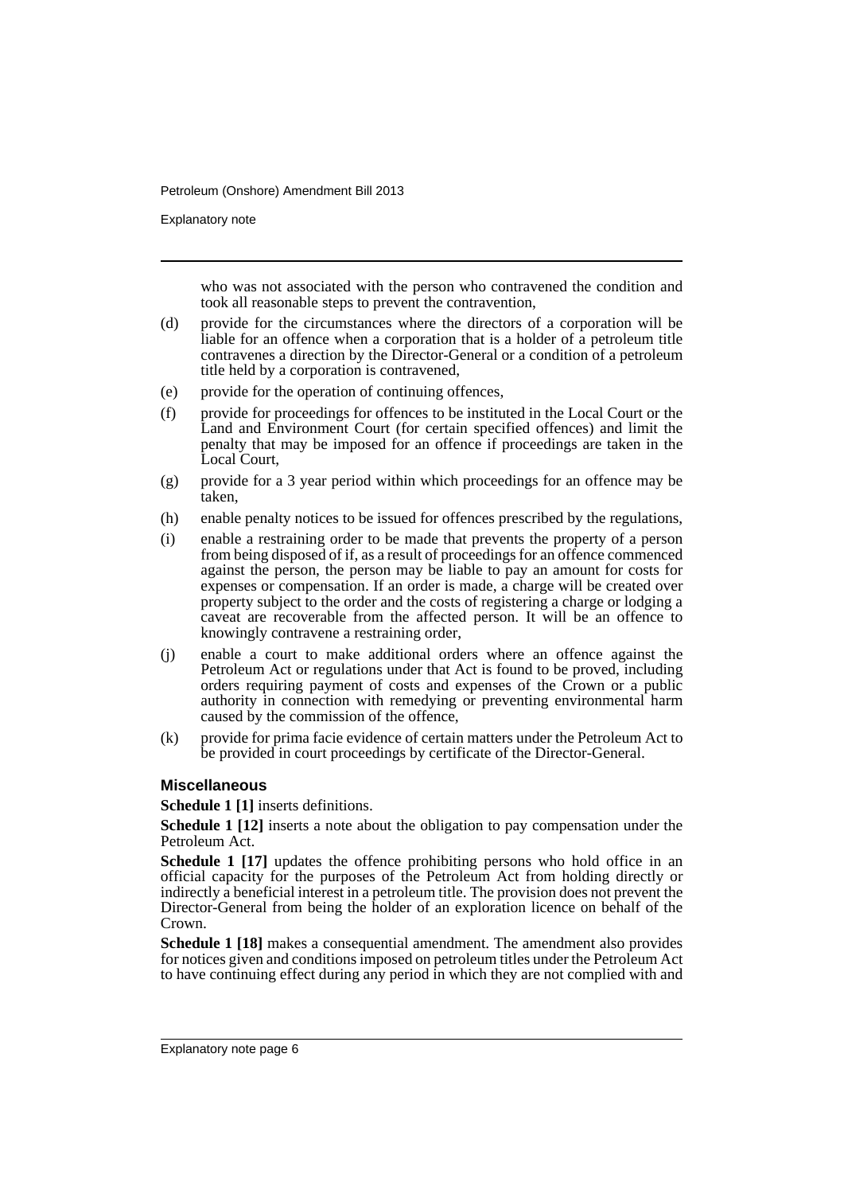who was not associated with the person who contravened the condition and took all reasonable steps to prevent the contravention,

(d) provide for the circumstances where the directors of a corporation will be liable for an offence when a corporation that is a holder of a petroleum title contravenes a direction by the Director-General or a condition of a petroleum title held by a corporation is contravened,

(e) provide for the operation of continuing offences,

(f) provide for proceedings for offences to be instituted in the Local Court or the Land and Environment Court (for certain specified offences) and limit the penalty that may be imposed for an offence if proceedings are taken in the Local Court,

(g) provide for a 3 year period within which proceedings for an offence may be taken,

(h) enable penalty notices to be issued for offences prescribed by the regulations,

(i) enable a restraining order to be made that prevents the property of a person from being disposed of if, as a result of proceedings for an offence commenced against the person, the person may be liable to pay an amount for costs for expenses or compensation. If an order is made, a charge will be created over property subject to the order and the costs of registering a charge or lodging a caveat are recoverable from the affected person. It will be an offence to knowingly contravene a restraining order,

(j) enable a court to make additional orders where an offence against the Petroleum Act or regulations under that Act is found to be proved, including orders requiring payment of costs and expenses of the Crown or a public authority in connection with remedying or preventing environmental harm caused by the commission of the offence,

(k) provide for prima facie evidence of certain matters under the Petroleum Act to be provided in court proceedings by certificate of the Director-General.

### Miscellaneous

**Schedule 1 [1]** inserts definitions.

**Schedule 1 [12]** inserts a note about the obligation to pay compensation under the Petroleum Act.

**Schedule 1 [17]** updates the offence prohibiting persons who hold office in an official capacity for the purposes of the Petroleum Act from holding directly or indirectly a beneficial interest in a petroleum title. The provision does not prevent the Director-General from being the holder of an exploration licence on behalf of the Crown.

**Schedule 1 [18]** makes a consequential amendment. The amendment also provides for notices given and conditions imposed on petroleum titles under the Petroleum Act to have continuing effect during any period in which they are not complied with and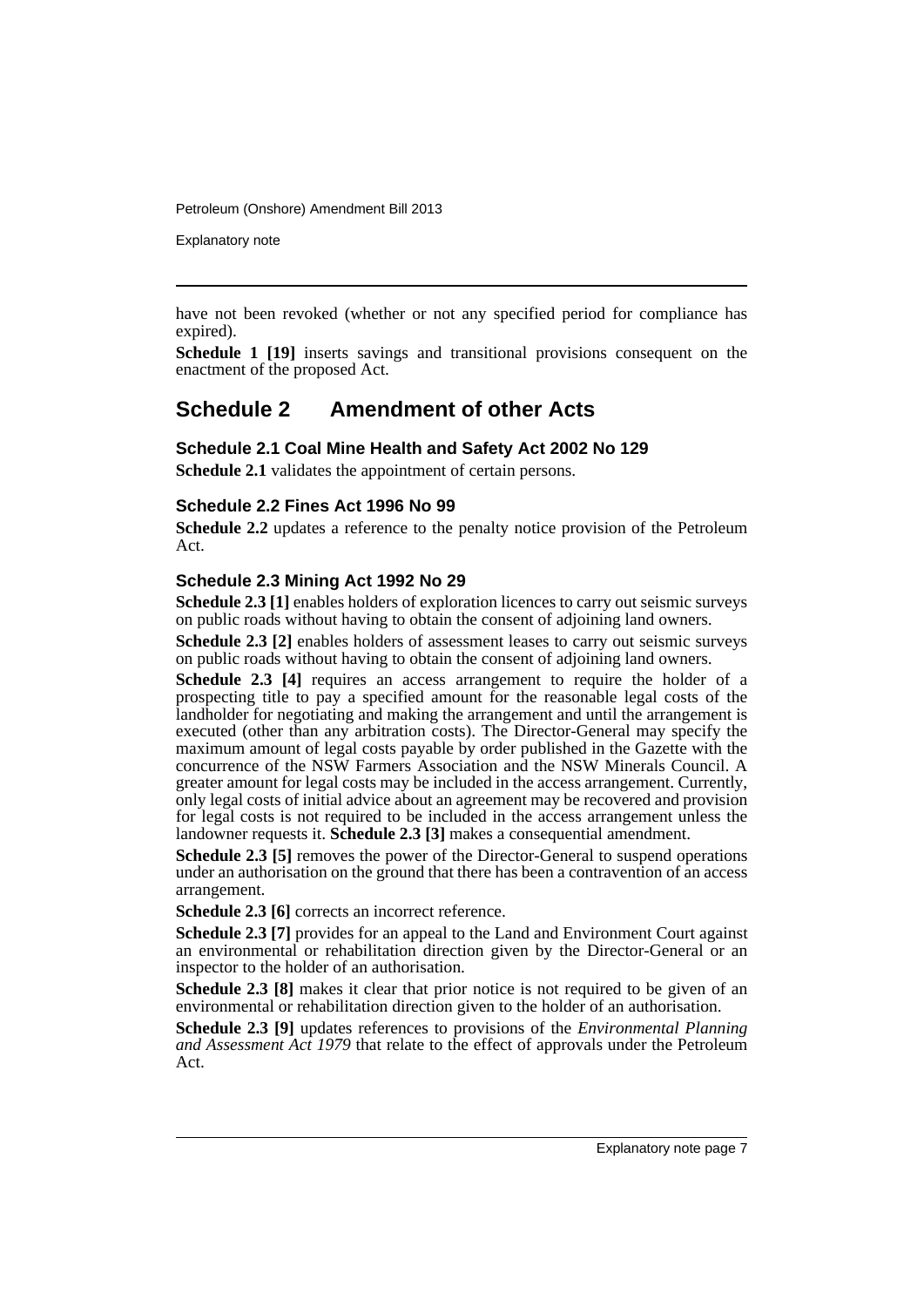have not been revoked (whether or not any specified period for compliance has expired).

**Schedule 1 [19]** inserts savings and transitional provisions consequent on the enactment of the proposed Act.

## Schedule 2 Amendment of other Acts

### Schedule 2.1 Coal Mine Health and Safety Act 2002 No 129

**Schedule 2.1** validates the appointment of certain persons.

### Schedule 2.2 Fines Act 1996 No 99

**Schedule 2.2** updates a reference to the penalty notice provision of the Petroleum Act.

### Schedule 2.3 Mining Act 1992 No 29

**Schedule 2.3 [1]** enables holders of exploration licences to carry out seismic surveys on public roads without having to obtain the consent of adjoining land owners.

**Schedule 2.3 [2]** enables holders of assessment leases to carry out seismic surveys on public roads without having to obtain the consent of adjoining land owners.

**Schedule 2.3 [4]** requires an access arrangement to require the holder of a prospecting title to pay a specified amount for the reasonable legal costs of the landholder for negotiating and making the arrangement and until the arrangement is executed (other than any arbitration costs). The Director-General may specify the maximum amount of legal costs payable by order published in the Gazette with the concurrence of the NSW Farmers Association and the NSW Minerals Council. A greater amount for legal costs may be included in the access arrangement. Currently, only legal costs of initial advice about an agreement may be recovered and provision for legal costs is not required to be included in the access arrangement unless the landowner requests it. **Schedule 2.3 [3]** makes a consequential amendment.

**Schedule 2.3 [5]** removes the power of the Director-General to suspend operations under an authorisation on the ground that there has been a contravention of an access arrangement.

**Schedule 2.3 [6]** corrects an incorrect reference.

**Schedule 2.3 [7]** provides for an appeal to the Land and Environment Court against an environmental or rehabilitation direction given by the Director-General or an inspector to the holder of an authorisation.

**Schedule 2.3 [8]** makes it clear that prior notice is not required to be given of an environmental or rehabilitation direction given to the holder of an authorisation.

**Schedule 2.3 [9]** updates references to provisions of the *Environmental Planning and Assessment Act 1979* that relate to the effect of approvals under the Petroleum Act.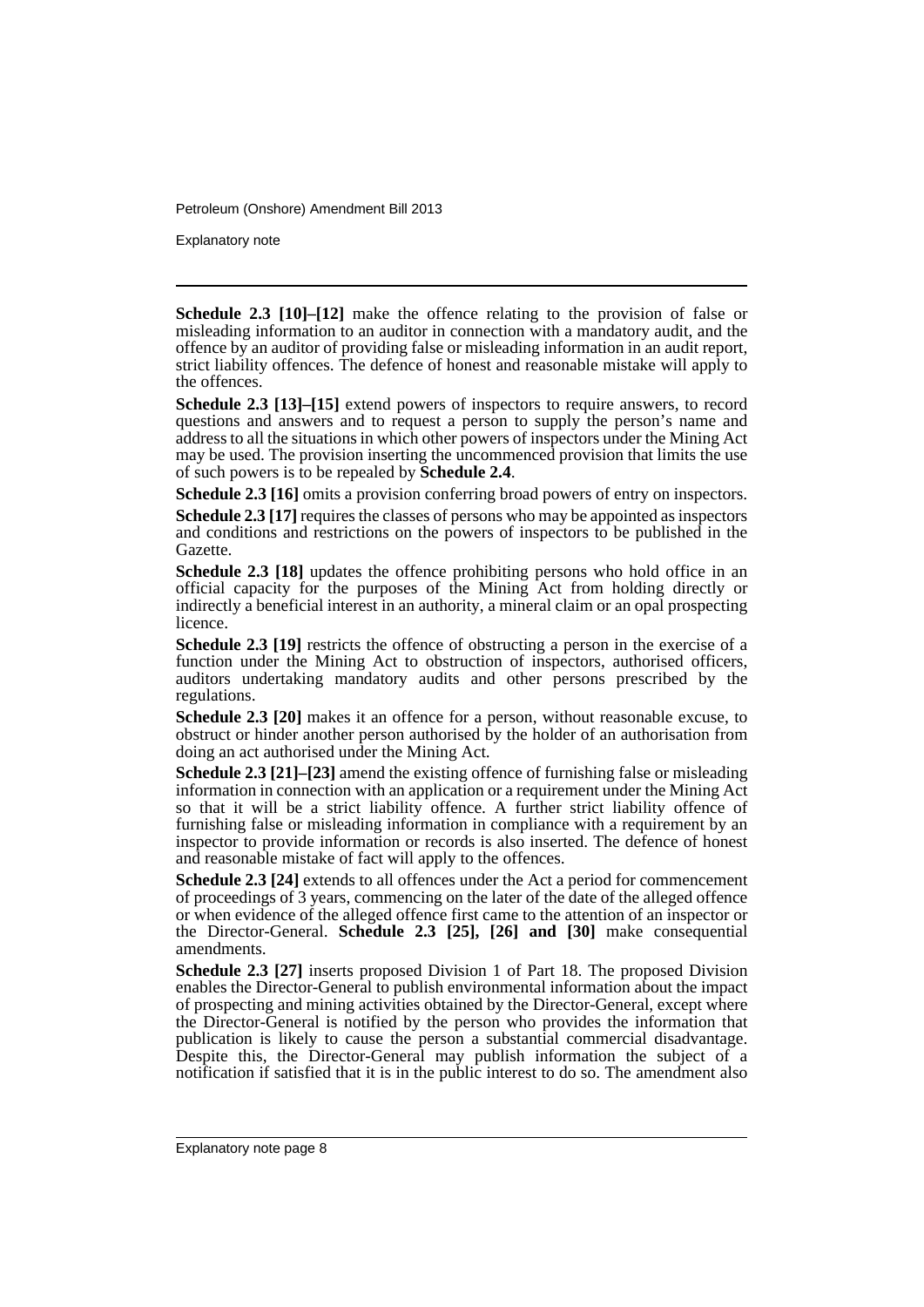**Schedule 2.3 [10]–[12]** make the offence relating to the provision of false or misleading information to an auditor in connection with a mandatory audit, and the offence by an auditor of providing false or misleading information in an audit report, strict liability offences. The defence of honest and reasonable mistake will apply to the offences.

**Schedule 2.3 [13]–[15]** extend powers of inspectors to require answers, to record questions and answers and to request a person to supply the person's name and address to all the situations in which other powers of inspectors under the Mining Act may be used. The provision inserting the uncommenced provision that limits the use of such powers is to be repealed by **Schedule 2.4**.

**Schedule 2.3 [16]** omits a provision conferring broad powers of entry on inspectors.

**Schedule 2.3 [17]** requires the classes of persons who may be appointed as inspectors and conditions and restrictions on the powers of inspectors to be published in the Gazette.

**Schedule 2.3 [18]** updates the offence prohibiting persons who hold office in an official capacity for the purposes of the Mining Act from holding directly or indirectly a beneficial interest in an authority, a mineral claim or an opal prospecting licence.

**Schedule 2.3 [19]** restricts the offence of obstructing a person in the exercise of a function under the Mining Act to obstruction of inspectors, authorised officers, auditors undertaking mandatory audits and other persons prescribed by the regulations.

**Schedule 2.3 [20]** makes it an offence for a person, without reasonable excuse, to obstruct or hinder another person authorised by the holder of an authorisation from doing an act authorised under the Mining Act.

**Schedule 2.3 [21]–[23]** amend the existing offence of furnishing false or misleading information in connection with an application or a requirement under the Mining Act so that it will be a strict liability offence. A further strict liability offence of furnishing false or misleading information in compliance with a requirement by an inspector to provide information or records is also inserted. The defence of honest and reasonable mistake of fact will apply to the offences.

**Schedule 2.3 [24]** extends to all offences under the Act a period for commencement of proceedings of 3 years, commencing on the later of the date of the alleged offence or when evidence of the alleged offence first came to the attention of an inspector or the Director-General. **Schedule 2.3 [25], [26] and [30]** make consequential amendments.

**Schedule 2.3 [27]** inserts proposed Division 1 of Part 18. The proposed Division enables the Director-General to publish environmental information about the impact of prospecting and mining activities obtained by the Director-General, except where the Director-General is notified by the person who provides the information that publication is likely to cause the person a substantial commercial disadvantage. Despite this, the Director-General may publish information the subject of a notification if satisfied that it is in the public interest to do so. The amendment also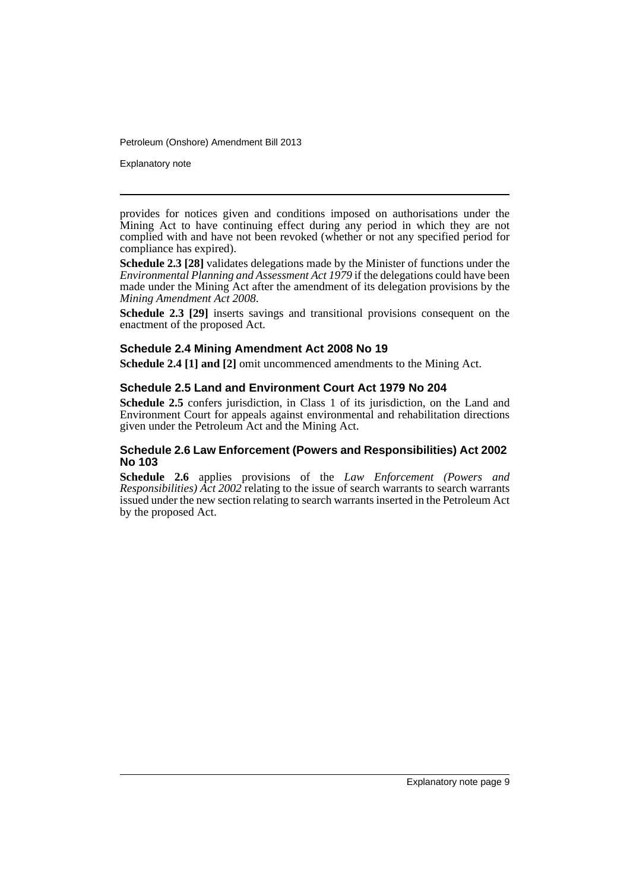provides for notices given and conditions imposed on authorisations under the Mining Act to have continuing effect during any period in which they are not complied with and have not been revoked (whether or not any specified period for compliance has expired).

**Schedule 2.3 [28]** validates delegations made by the Minister of functions under the *Environmental Planning and Assessment Act 1979* if the delegations could have been made under the Mining Act after the amendment of its delegation provisions by the *Mining Amendment Act 2008*.

**Schedule 2.3 [29]** inserts savings and transitional provisions consequent on the enactment of the proposed Act.

### Schedule 2.4 Mining Amendment Act 2008 No 19

**Schedule 2.4 [1] and [2]** omit uncommenced amendments to the Mining Act.

### Schedule 2.5 Land and Environment Court Act 1979 No 204

**Schedule 2.5** confers jurisdiction, in Class 1 of its jurisdiction, on the Land and Environment Court for appeals against environmental and rehabilitation directions given under the Petroleum Act and the Mining Act.

### Schedule 2.6 Law Enforcement (Powers and Responsibilities) Act 2002 No 103

**Schedule 2.6** applies provisions of the *Law Enforcement (Powers and Responsibilities) Act 2002* relating to the issue of search warrants to search warrants issued under the new section relating to search warrants inserted in the Petroleum Act by the proposed Act.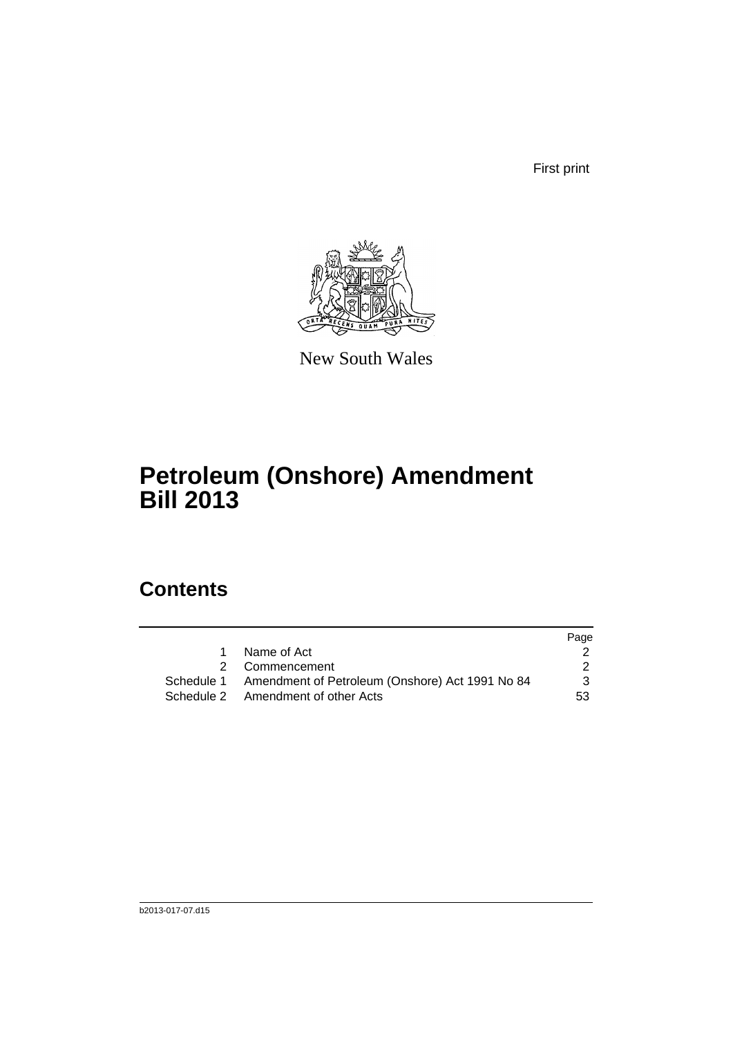First print

New South Wales

# Petroleum (Onshore) Amendment Bill 2013

## Contents

| | | Page |
|---|---|---|
| 1 | Name of Act | 2 |
| 2 | Commencement | 2 |
| Schedule 1 | Amendment of Petroleum (Onshore) Act 1991 No 84 | 3 |
| Schedule 2 | Amendment of other Acts | 53 |

b2013-017-07.d15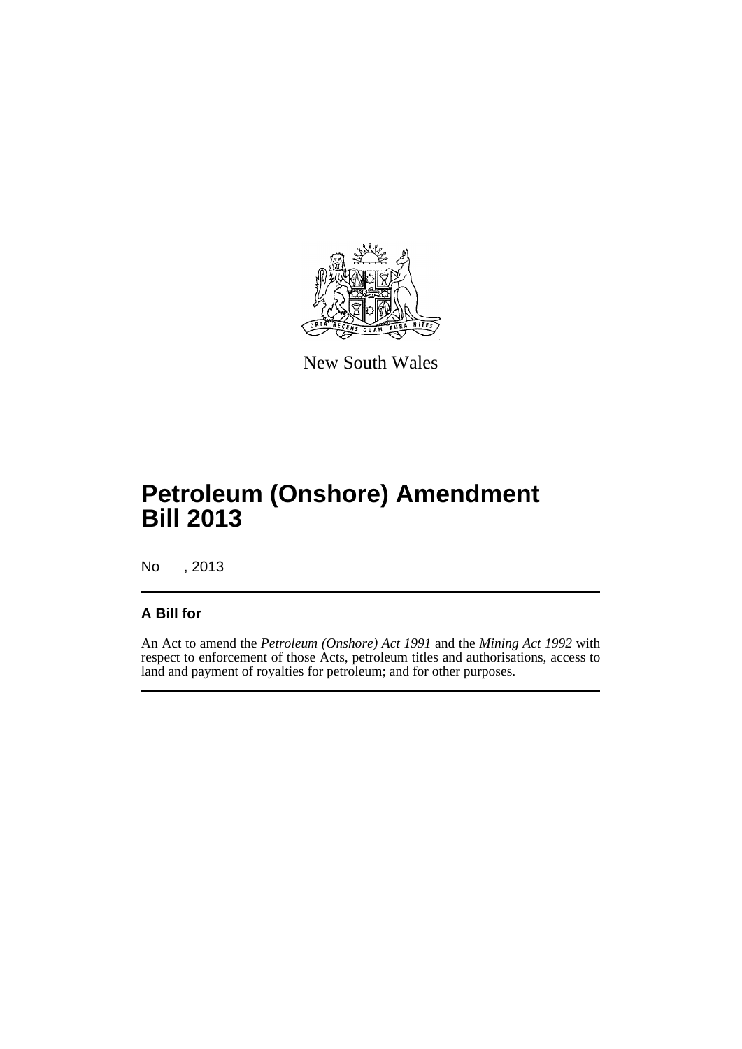New South Wales

# Petroleum (Onshore) Amendment Bill 2013

No , 2013

## A Bill for

An Act to amend the *Petroleum (Onshore) Act 1991* and the *Mining Act 1992* with respect to enforcement of those Acts, petroleum titles and authorisations, access to land and payment of royalties for petroleum; and for other purposes.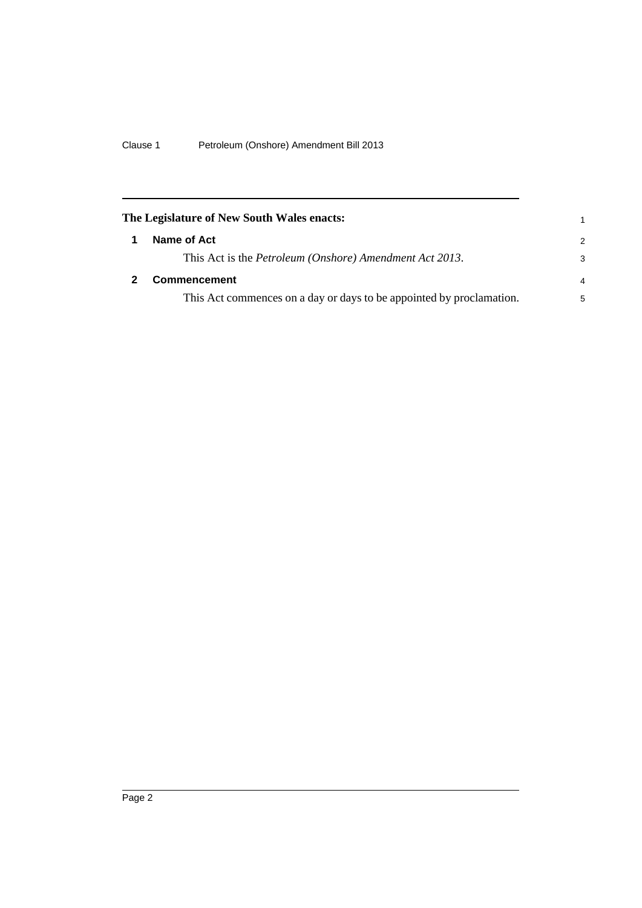**The Legislature of New South Wales enacts:**

## 1 Name of Act

This Act is the *Petroleum (Onshore) Amendment Act 2013*.

## 2 Commencement

This Act commences on a day or days to be appointed by proclamation.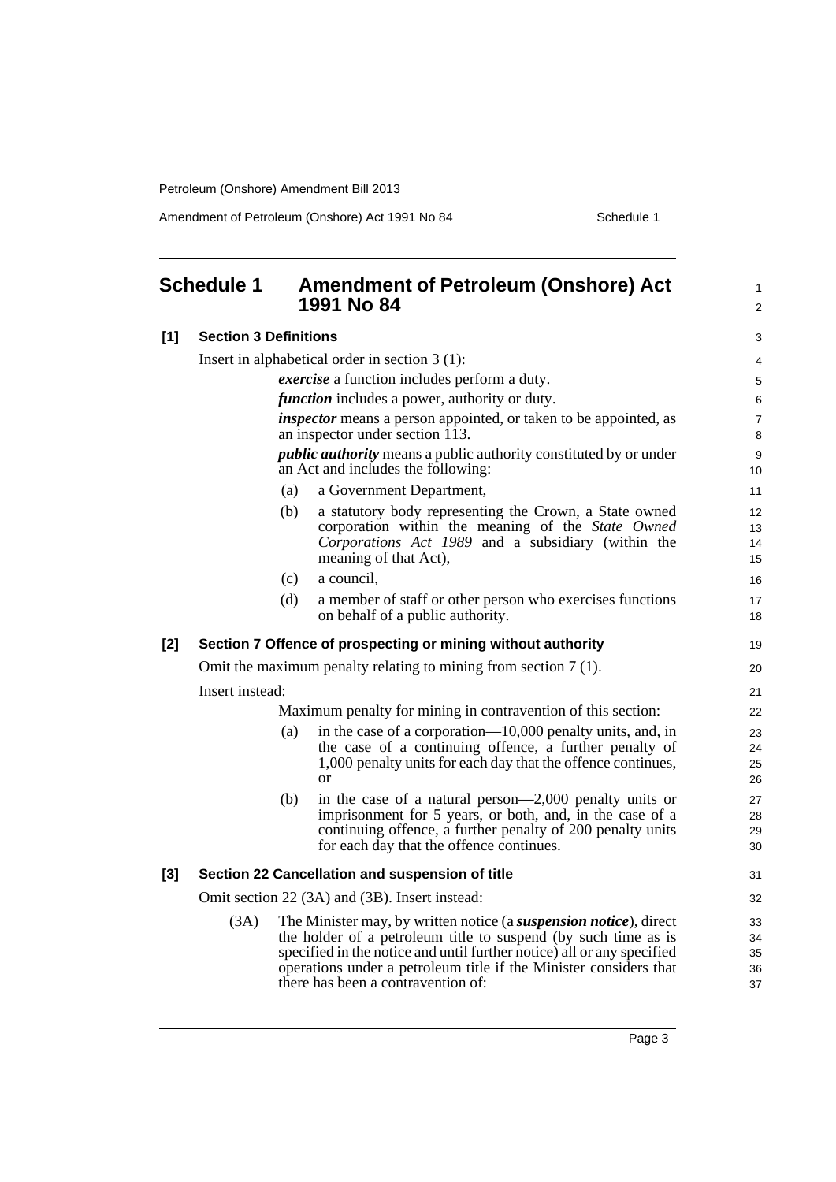## Schedule 1 Amendment of Petroleum (Onshore) Act 1991 No 84

**[1] Section 3 Definitions**

Insert in alphabetical order in section 3 (1):

***exercise*** a function includes perform a duty.

***function*** includes a power, authority or duty.

***inspector*** means a person appointed, or taken to be appointed, as an inspector under section 113.

***public authority*** means a public authority constituted by or under an Act and includes the following:

(a) a Government Department,

(b) a statutory body representing the Crown, a State owned corporation within the meaning of the *State Owned Corporations Act 1989* and a subsidiary (within the meaning of that Act),

(c) a council,

(d) a member of staff or other person who exercises functions on behalf of a public authority.

**[2] Section 7 Offence of prospecting or mining without authority**

Omit the maximum penalty relating to mining from section 7 (1).

Insert instead:

Maximum penalty for mining in contravention of this section:

(a) in the case of a corporation—10,000 penalty units, and, in the case of a continuing offence, a further penalty of 1,000 penalty units for each day that the offence continues, or

(b) in the case of a natural person—2,000 penalty units or imprisonment for 5 years, or both, and, in the case of a continuing offence, a further penalty of 200 penalty units for each day that the offence continues.

**[3] Section 22 Cancellation and suspension of title**

Omit section 22 (3A) and (3B). Insert instead:

(3A) The Minister may, by written notice (a ***suspension notice***), direct the holder of a petroleum title to suspend (by such time as is specified in the notice and until further notice) all or any specified operations under a petroleum title if the Minister considers that there has been a contravention of: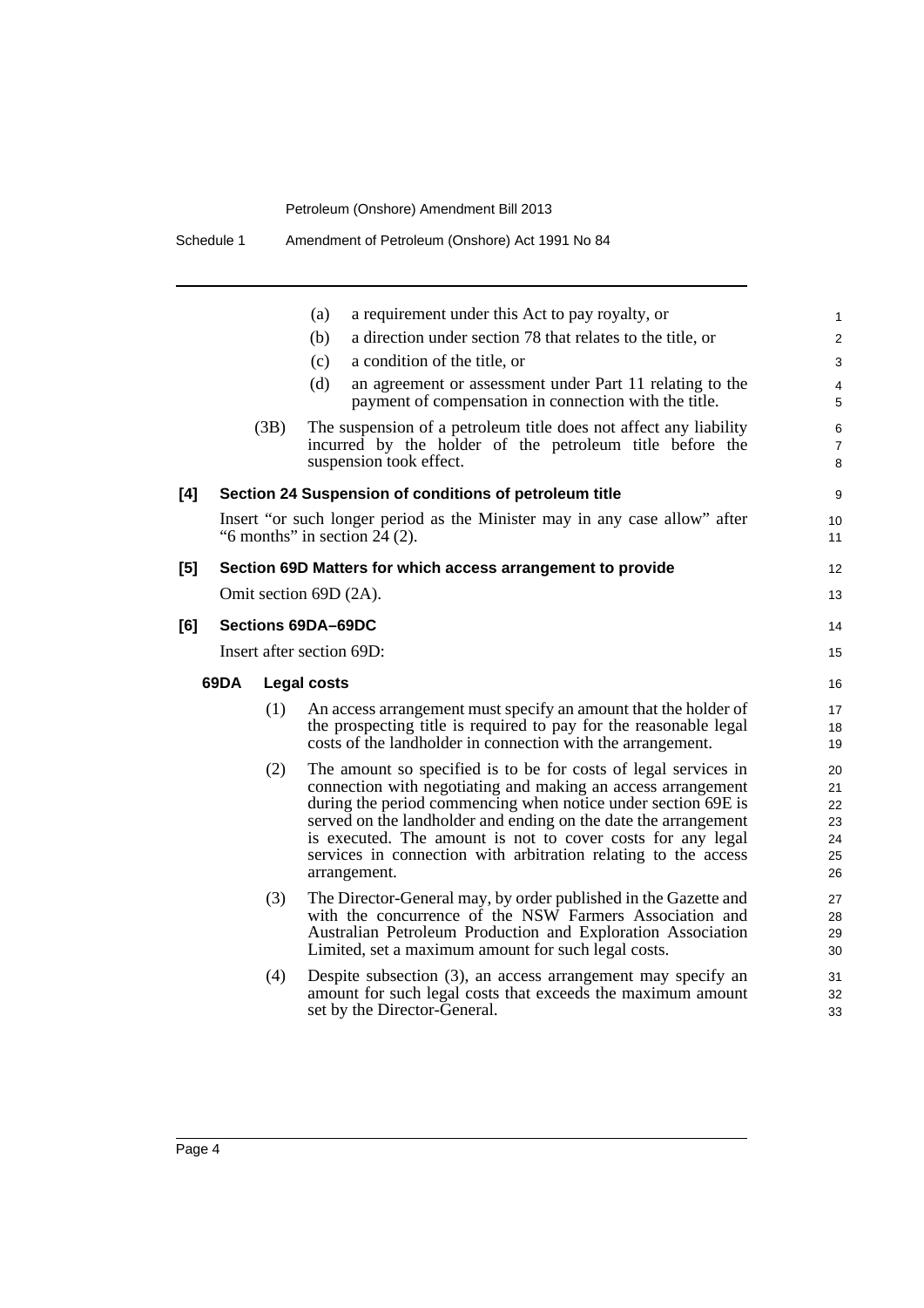(a) a requirement under this Act to pay royalty, or

(b) a direction under section 78 that relates to the title, or

(c) a condition of the title, or

(d) an agreement or assessment under Part 11 relating to the payment of compensation in connection with the title.

(3B) The suspension of a petroleum title does not affect any liability incurred by the holder of the petroleum title before the suspension took effect.

**[4] Section 24 Suspension of conditions of petroleum title**

Insert "or such longer period as the Minister may in any case allow" after "6 months" in section 24 (2).

**[5] Section 69D Matters for which access arrangement to provide**

Omit section 69D (2A).

**[6] Sections 69DA–69DC**

Insert after section 69D:

**69DA Legal costs**

(1) An access arrangement must specify an amount that the holder of the prospecting title is required to pay for the reasonable legal costs of the landholder in connection with the arrangement.

(2) The amount so specified is to be for costs of legal services in connection with negotiating and making an access arrangement during the period commencing when notice under section 69E is served on the landholder and ending on the date the arrangement is executed. The amount is not to cover costs for any legal services in connection with arbitration relating to the access arrangement.

(3) The Director-General may, by order published in the Gazette and with the concurrence of the NSW Farmers Association and Australian Petroleum Production and Exploration Association Limited, set a maximum amount for such legal costs.

(4) Despite subsection (3), an access arrangement may specify an amount for such legal costs that exceeds the maximum amount set by the Director-General.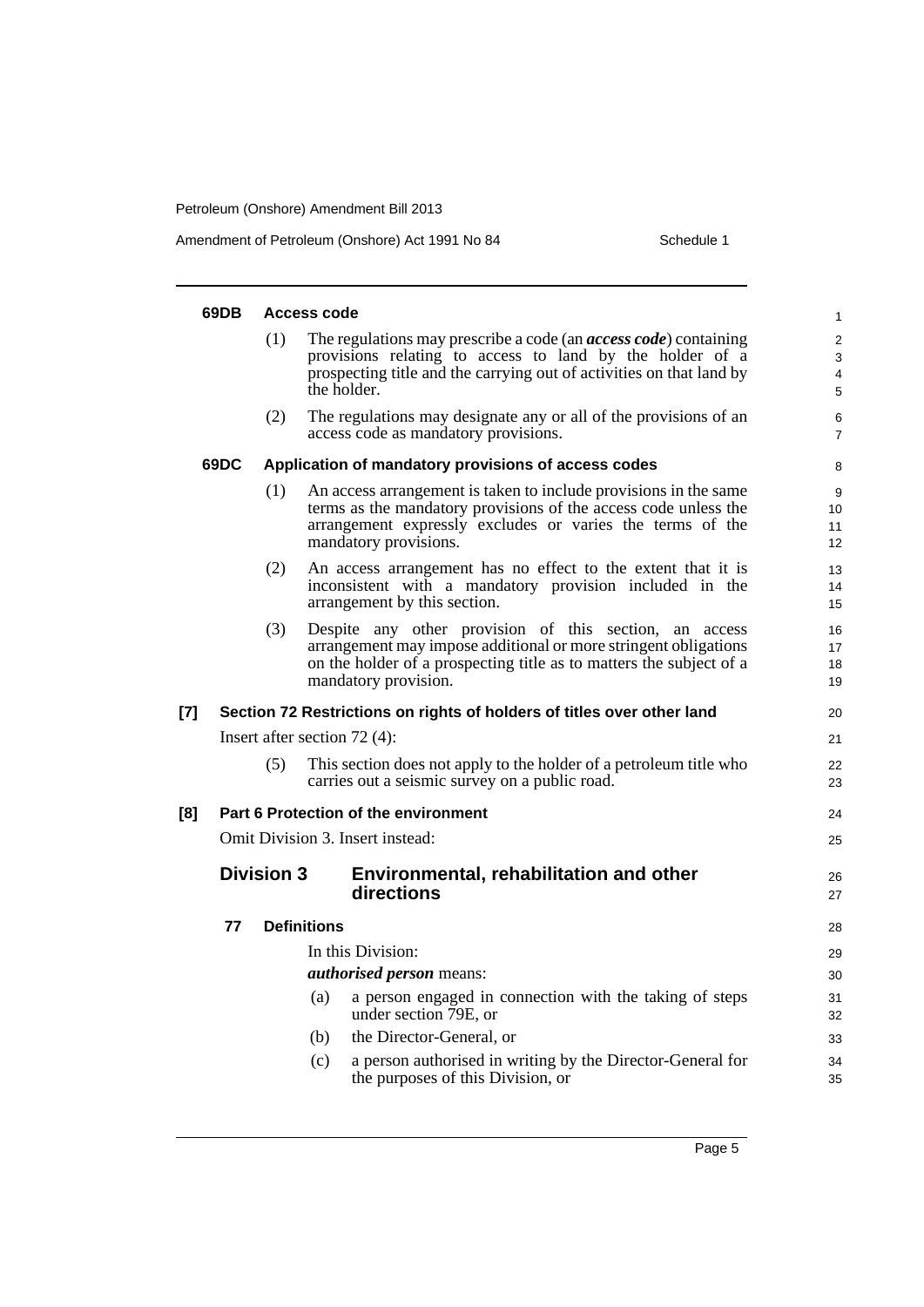**69DB Access code**

(1) The regulations may prescribe a code (an ***access code***) containing provisions relating to access to land by the holder of a prospecting title and the carrying out of activities on that land by the holder.

(2) The regulations may designate any or all of the provisions of an access code as mandatory provisions.

**69DC Application of mandatory provisions of access codes**

(1) An access arrangement is taken to include provisions in the same terms as the mandatory provisions of the access code unless the arrangement expressly excludes or varies the terms of the mandatory provisions.

(2) An access arrangement has no effect to the extent that it is inconsistent with a mandatory provision included in the arrangement by this section.

(3) Despite any other provision of this section, an access arrangement may impose additional or more stringent obligations on the holder of a prospecting title as to matters the subject of a mandatory provision.

**[7] Section 72 Restrictions on rights of holders of titles over other land**

Insert after section 72 (4):

(5) This section does not apply to the holder of a petroleum title who carries out a seismic survey on a public road.

**[8] Part 6 Protection of the environment**

Omit Division 3. Insert instead:

## Division 3 Environmental, rehabilitation and other directions

**77 Definitions**

In this Division:

***authorised person*** means:

(a) a person engaged in connection with the taking of steps under section 79E, or

(b) the Director-General, or

(c) a person authorised in writing by the Director-General for the purposes of this Division, or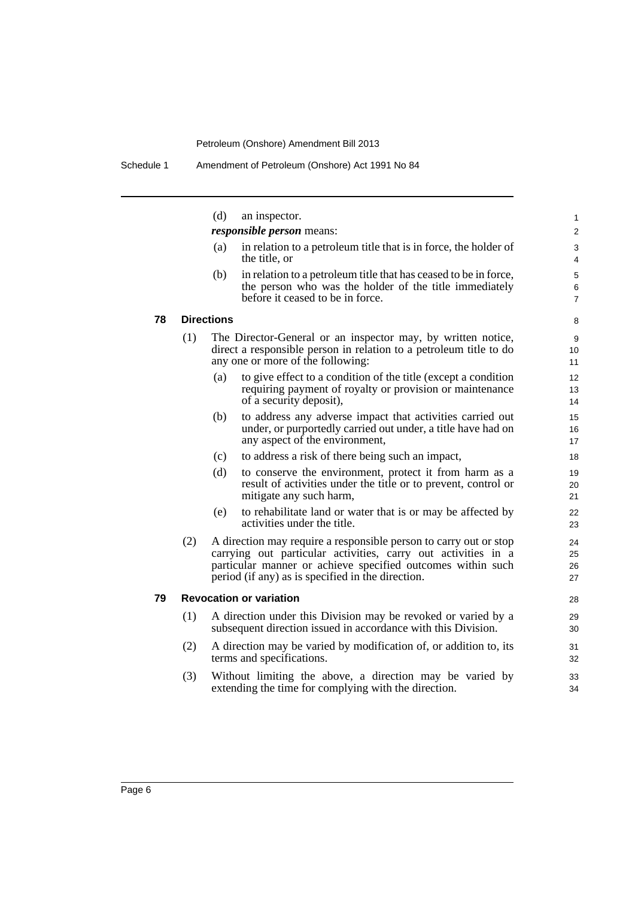(d) an inspector.

***responsible person*** means:

(a) in relation to a petroleum title that is in force, the holder of the title, or

(b) in relation to a petroleum title that has ceased to be in force, the person who was the holder of the title immediately before it ceased to be in force.

### 78 Directions

(1) The Director-General or an inspector may, by written notice, direct a responsible person in relation to a petroleum title to do any one or more of the following:

(a) to give effect to a condition of the title (except a condition requiring payment of royalty or provision or maintenance of a security deposit),

(b) to address any adverse impact that activities carried out under, or purportedly carried out under, a title have had on any aspect of the environment,

(c) to address a risk of there being such an impact,

(d) to conserve the environment, protect it from harm as a result of activities under the title or to prevent, control or mitigate any such harm,

(e) to rehabilitate land or water that is or may be affected by activities under the title.

(2) A direction may require a responsible person to carry out or stop carrying out particular activities, carry out activities in a particular manner or achieve specified outcomes within such period (if any) as is specified in the direction.

### 79 Revocation or variation

(1) A direction under this Division may be revoked or varied by a subsequent direction issued in accordance with this Division.

(2) A direction may be varied by modification of, or addition to, its terms and specifications.

(3) Without limiting the above, a direction may be varied by extending the time for complying with the direction.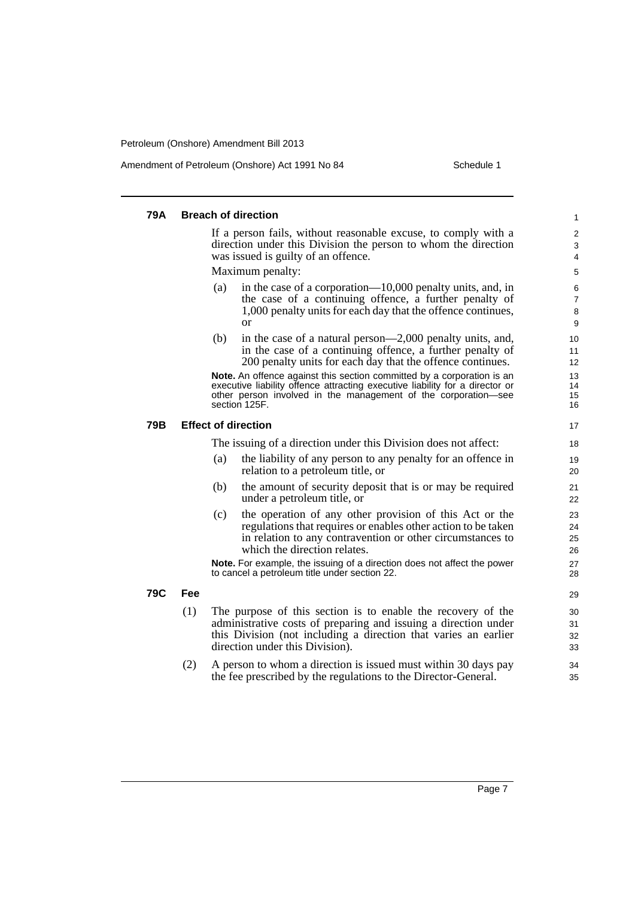### 79A Breach of direction

If a person fails, without reasonable excuse, to comply with a direction under this Division the person to whom the direction was issued is guilty of an offence.

Maximum penalty:

(a) in the case of a corporation—10,000 penalty units, and, in the case of a continuing offence, a further penalty of 1,000 penalty units for each day that the offence continues, or

(b) in the case of a natural person—2,000 penalty units, and, in the case of a continuing offence, a further penalty of 200 penalty units for each day that the offence continues.

**Note.** An offence against this section committed by a corporation is an executive liability offence attracting executive liability for a director or other person involved in the management of the corporation—see section 125F.

### 79B Effect of direction

The issuing of a direction under this Division does not affect:

(a) the liability of any person to any penalty for an offence in relation to a petroleum title, or

(b) the amount of security deposit that is or may be required under a petroleum title, or

(c) the operation of any other provision of this Act or the regulations that requires or enables other action to be taken in relation to any contravention or other circumstances to which the direction relates.

**Note.** For example, the issuing of a direction does not affect the power to cancel a petroleum title under section 22.

### 79C Fee

(1) The purpose of this section is to enable the recovery of the administrative costs of preparing and issuing a direction under this Division (not including a direction that varies an earlier direction under this Division).

(2) A person to whom a direction is issued must within 30 days pay the fee prescribed by the regulations to the Director-General.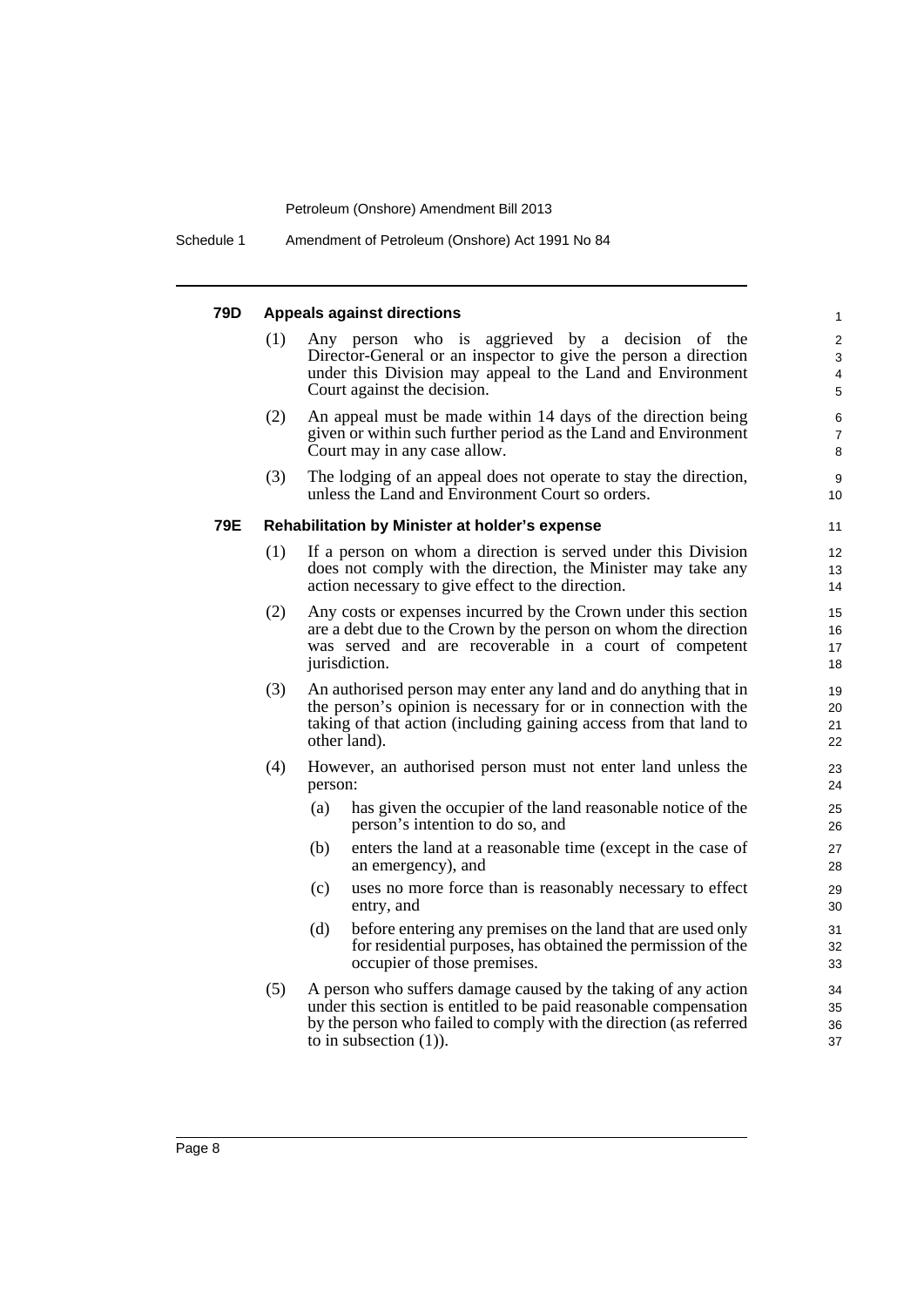#### 79D Appeals against directions

(1) Any person who is aggrieved by a decision of the Director-General or an inspector to give the person a direction under this Division may appeal to the Land and Environment Court against the decision.

(2) An appeal must be made within 14 days of the direction being given or within such further period as the Land and Environment Court may in any case allow.

(3) The lodging of an appeal does not operate to stay the direction, unless the Land and Environment Court so orders.

#### 79E Rehabilitation by Minister at holder's expense

(1) If a person on whom a direction is served under this Division does not comply with the direction, the Minister may take any action necessary to give effect to the direction.

(2) Any costs or expenses incurred by the Crown under this section are a debt due to the Crown by the person on whom the direction was served and are recoverable in a court of competent jurisdiction.

(3) An authorised person may enter any land and do anything that in the person's opinion is necessary for or in connection with the taking of that action (including gaining access from that land to other land).

(4) However, an authorised person must not enter land unless the person:

(a) has given the occupier of the land reasonable notice of the person's intention to do so, and

(b) enters the land at a reasonable time (except in the case of an emergency), and

(c) uses no more force than is reasonably necessary to effect entry, and

(d) before entering any premises on the land that are used only for residential purposes, has obtained the permission of the occupier of those premises.

(5) A person who suffers damage caused by the taking of any action under this section is entitled to be paid reasonable compensation by the person who failed to comply with the direction (as referred to in subsection (1)).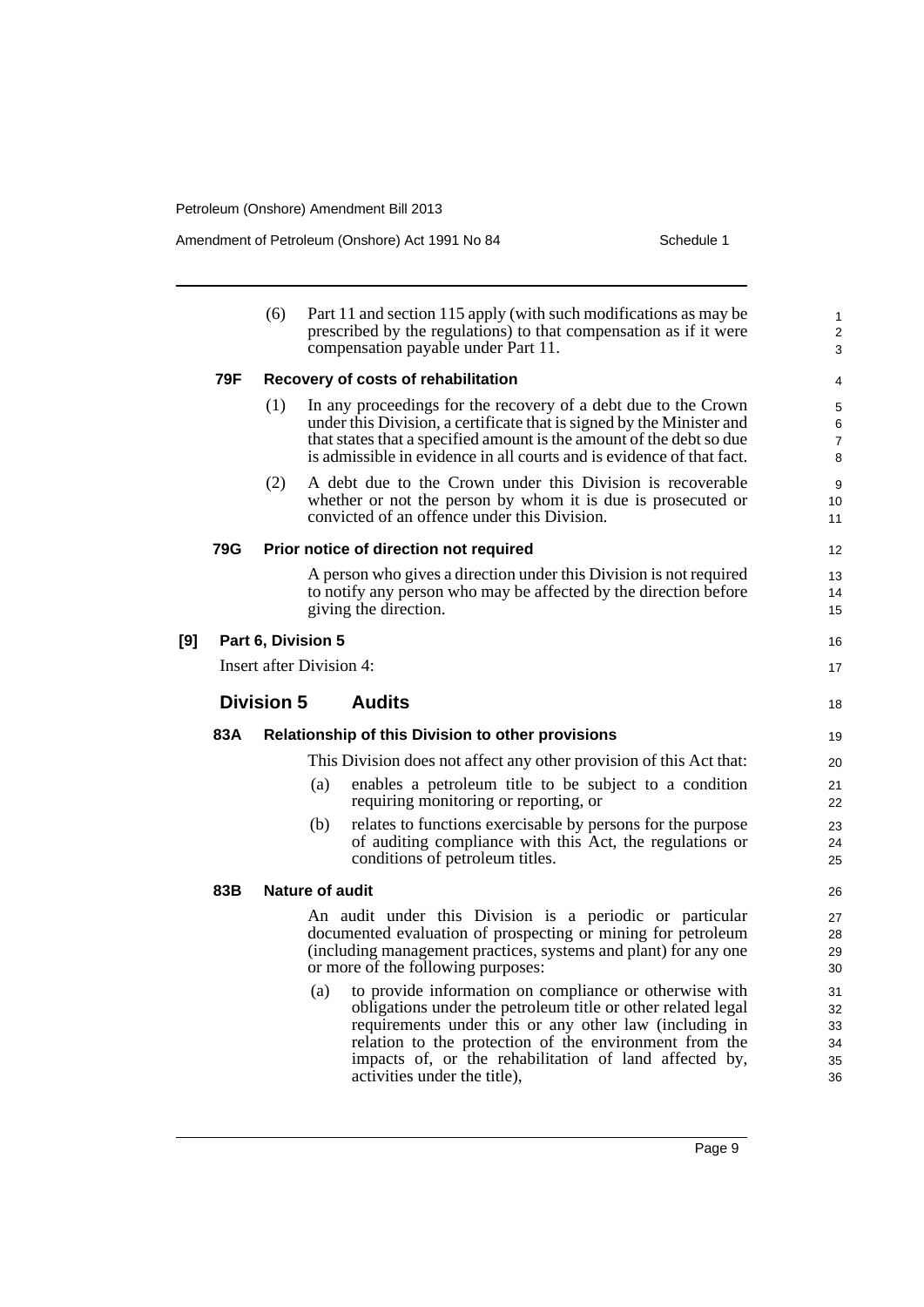(6) Part 11 and section 115 apply (with such modifications as may be prescribed by the regulations) to that compensation as if it were compensation payable under Part 11.

**79F Recovery of costs of rehabilitation**

(1) In any proceedings for the recovery of a debt due to the Crown under this Division, a certificate that is signed by the Minister and that states that a specified amount is the amount of the debt so due is admissible in evidence in all courts and is evidence of that fact.

(2) A debt due to the Crown under this Division is recoverable whether or not the person by whom it is due is prosecuted or convicted of an offence under this Division.

**79G Prior notice of direction not required**

A person who gives a direction under this Division is not required to notify any person who may be affected by the direction before giving the direction.

**[9] Part 6, Division 5**

Insert after Division 4:

## Division 5 Audits

**83A Relationship of this Division to other provisions**

This Division does not affect any other provision of this Act that:

(a) enables a petroleum title to be subject to a condition requiring monitoring or reporting, or

(b) relates to functions exercisable by persons for the purpose of auditing compliance with this Act, the regulations or conditions of petroleum titles.

**83B Nature of audit**

An audit under this Division is a periodic or particular documented evaluation of prospecting or mining for petroleum (including management practices, systems and plant) for any one or more of the following purposes:

(a) to provide information on compliance or otherwise with obligations under the petroleum title or other related legal requirements under this or any other law (including in relation to the protection of the environment from the impacts of, or the rehabilitation of land affected by, activities under the title),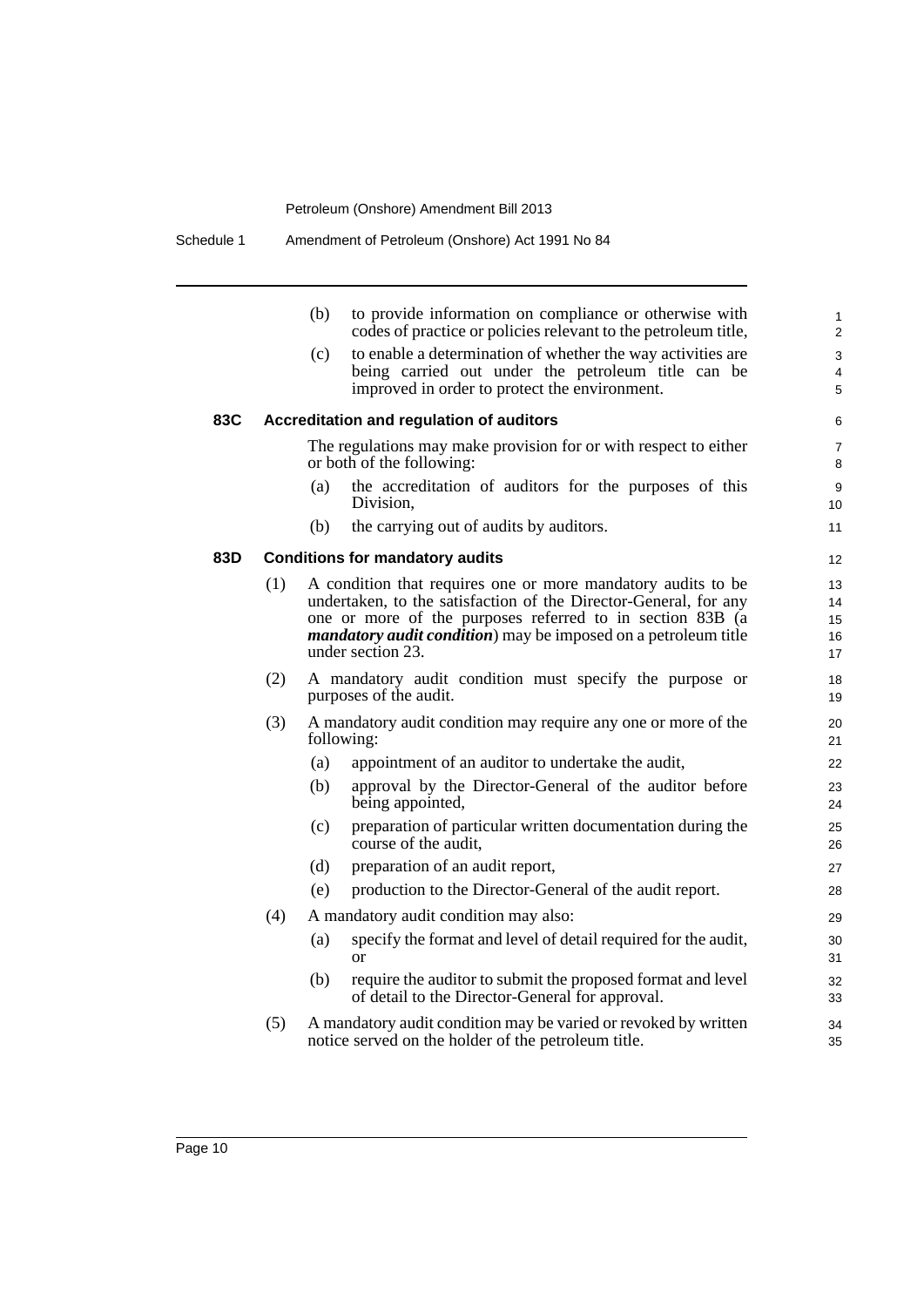(b) to provide information on compliance or otherwise with codes of practice or policies relevant to the petroleum title,

(c) to enable a determination of whether the way activities are being carried out under the petroleum title can be improved in order to protect the environment.

**83C Accreditation and regulation of auditors**

The regulations may make provision for or with respect to either or both of the following:

(a) the accreditation of auditors for the purposes of this Division,

(b) the carrying out of audits by auditors.

**83D Conditions for mandatory audits**

(1) A condition that requires one or more mandatory audits to be undertaken, to the satisfaction of the Director-General, for any one or more of the purposes referred to in section 83B (a ***mandatory audit condition***) may be imposed on a petroleum title under section 23.

(2) A mandatory audit condition must specify the purpose or purposes of the audit.

(3) A mandatory audit condition may require any one or more of the following:

(a) appointment of an auditor to undertake the audit,

(b) approval by the Director-General of the auditor before being appointed,

(c) preparation of particular written documentation during the course of the audit,

(d) preparation of an audit report,

(e) production to the Director-General of the audit report.

(4) A mandatory audit condition may also:

(a) specify the format and level of detail required for the audit, or

(b) require the auditor to submit the proposed format and level of detail to the Director-General for approval.

(5) A mandatory audit condition may be varied or revoked by written notice served on the holder of the petroleum title.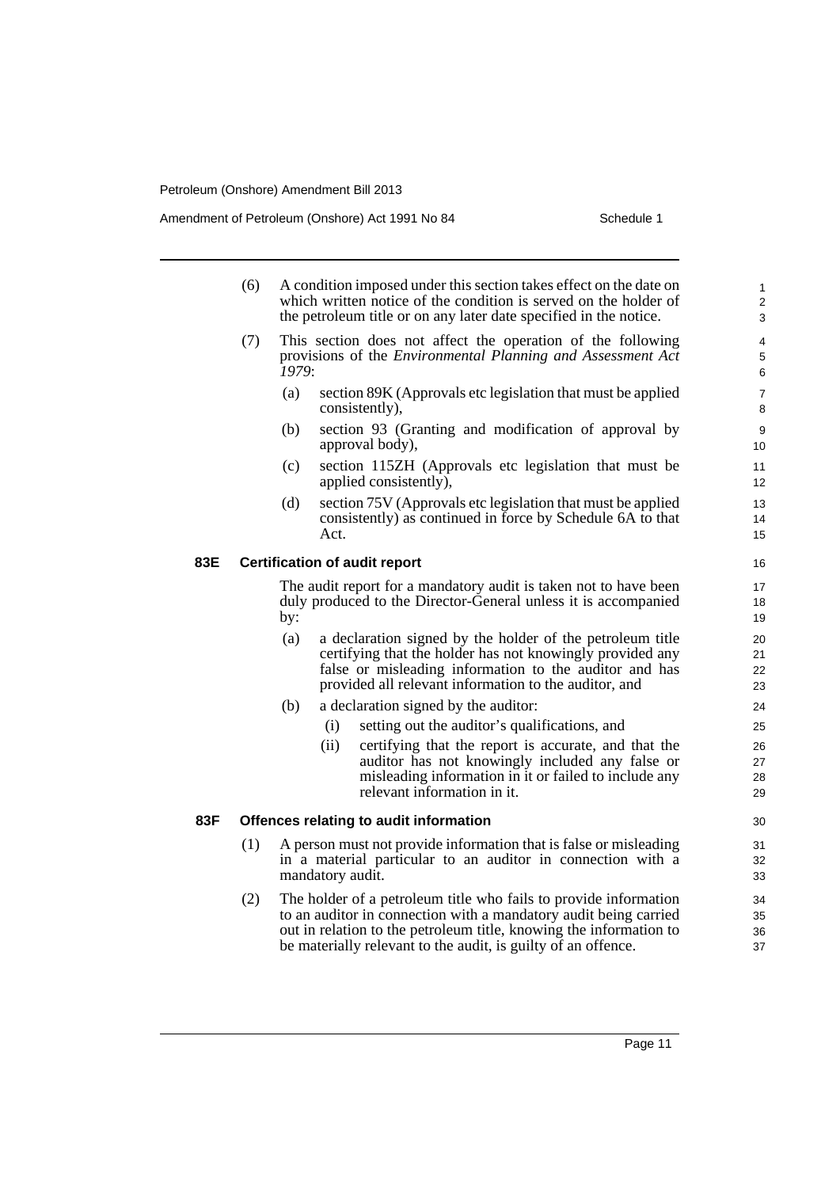(6) A condition imposed under this section takes effect on the date on which written notice of the condition is served on the holder of the petroleum title or on any later date specified in the notice.

(7) This section does not affect the operation of the following provisions of the *Environmental Planning and Assessment Act 1979*:

- (a) section 89K (Approvals etc legislation that must be applied consistently),
- (b) section 93 (Granting and modification of approval by approval body),
- (c) section 115ZH (Approvals etc legislation that must be applied consistently),
- (d) section 75V (Approvals etc legislation that must be applied consistently) as continued in force by Schedule 6A to that Act.

### 83E Certification of audit report

The audit report for a mandatory audit is taken not to have been duly produced to the Director-General unless it is accompanied by:

- (a) a declaration signed by the holder of the petroleum title certifying that the holder has not knowingly provided any false or misleading information to the auditor and has provided all relevant information to the auditor, and
- (b) a declaration signed by the auditor:
  - (i) setting out the auditor's qualifications, and
  - (ii) certifying that the report is accurate, and that the auditor has not knowingly included any false or misleading information in it or failed to include any relevant information in it.

### 83F Offences relating to audit information

(1) A person must not provide information that is false or misleading in a material particular to an auditor in connection with a mandatory audit.

(2) The holder of a petroleum title who fails to provide information to an auditor in connection with a mandatory audit being carried out in relation to the petroleum title, knowing the information to be materially relevant to the audit, is guilty of an offence.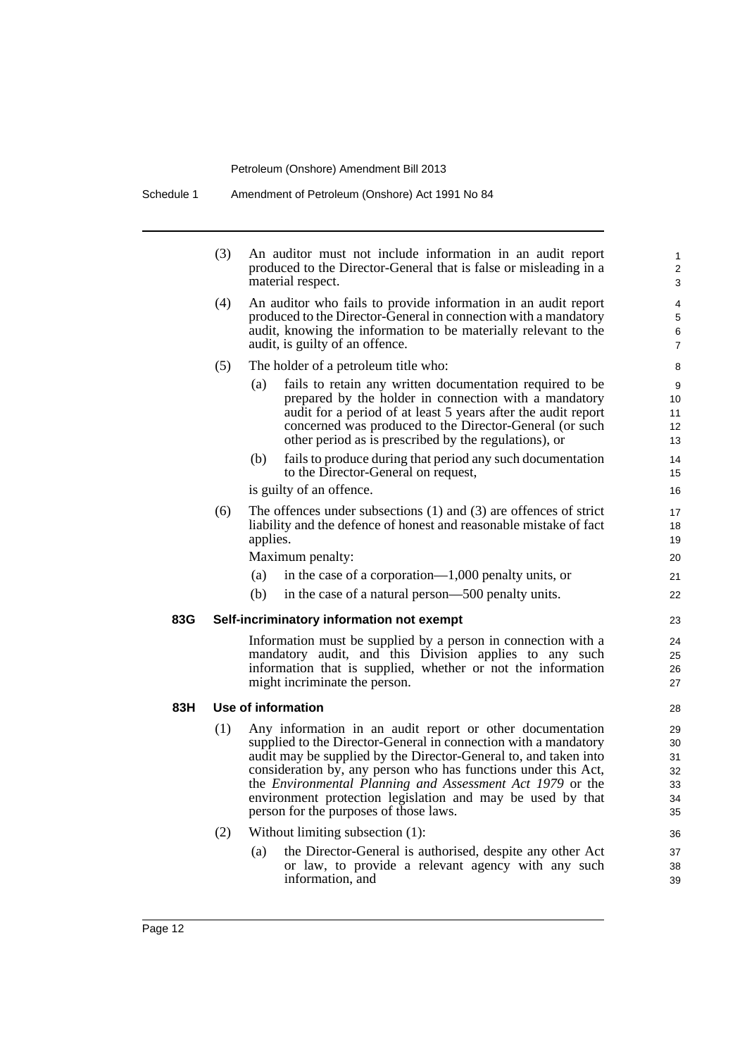(3) An auditor must not include information in an audit report produced to the Director-General that is false or misleading in a material respect.

(4) An auditor who fails to provide information in an audit report produced to the Director-General in connection with a mandatory audit, knowing the information to be materially relevant to the audit, is guilty of an offence.

(5) The holder of a petroleum title who:

(a) fails to retain any written documentation required to be prepared by the holder in connection with a mandatory audit for a period of at least 5 years after the audit report concerned was produced to the Director-General (or such other period as is prescribed by the regulations), or

(b) fails to produce during that period any such documentation to the Director-General on request,

is guilty of an offence.

(6) The offences under subsections (1) and (3) are offences of strict liability and the defence of honest and reasonable mistake of fact applies.

Maximum penalty:

(a) in the case of a corporation—1,000 penalty units, or

(b) in the case of a natural person—500 penalty units.

**83G Self-incriminatory information not exempt**

Information must be supplied by a person in connection with a mandatory audit, and this Division applies to any such information that is supplied, whether or not the information might incriminate the person.

**83H Use of information**

(1) Any information in an audit report or other documentation supplied to the Director-General in connection with a mandatory audit may be supplied by the Director-General to, and taken into consideration by, any person who has functions under this Act, the *Environmental Planning and Assessment Act 1979* or the environment protection legislation and may be used by that person for the purposes of those laws.

(2) Without limiting subsection (1):

(a) the Director-General is authorised, despite any other Act or law, to provide a relevant agency with any such information, and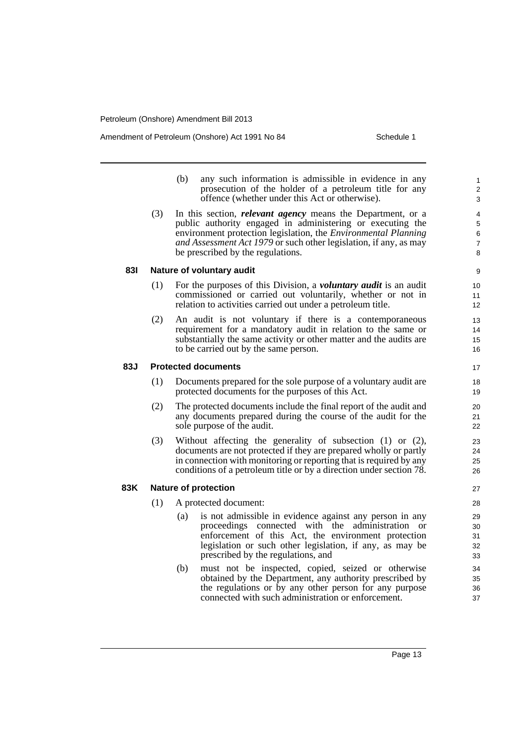(b) any such information is admissible in evidence in any prosecution of the holder of a petroleum title for any offence (whether under this Act or otherwise).

(3) In this section, ***relevant agency*** means the Department, or a public authority engaged in administering or executing the environment protection legislation, the *Environmental Planning and Assessment Act 1979* or such other legislation, if any, as may be prescribed by the regulations.

### 83I Nature of voluntary audit

(1) For the purposes of this Division, a ***voluntary audit*** is an audit commissioned or carried out voluntarily, whether or not in relation to activities carried out under a petroleum title.

(2) An audit is not voluntary if there is a contemporaneous requirement for a mandatory audit in relation to the same or substantially the same activity or other matter and the audits are to be carried out by the same person.

### 83J Protected documents

(1) Documents prepared for the sole purpose of a voluntary audit are protected documents for the purposes of this Act.

(2) The protected documents include the final report of the audit and any documents prepared during the course of the audit for the sole purpose of the audit.

(3) Without affecting the generality of subsection (1) or (2), documents are not protected if they are prepared wholly or partly in connection with monitoring or reporting that is required by any conditions of a petroleum title or by a direction under section 78.

### 83K Nature of protection

(1) A protected document:

(a) is not admissible in evidence against any person in any proceedings connected with the administration or enforcement of this Act, the environment protection legislation or such other legislation, if any, as may be prescribed by the regulations, and

(b) must not be inspected, copied, seized or otherwise obtained by the Department, any authority prescribed by the regulations or by any other person for any purpose connected with such administration or enforcement.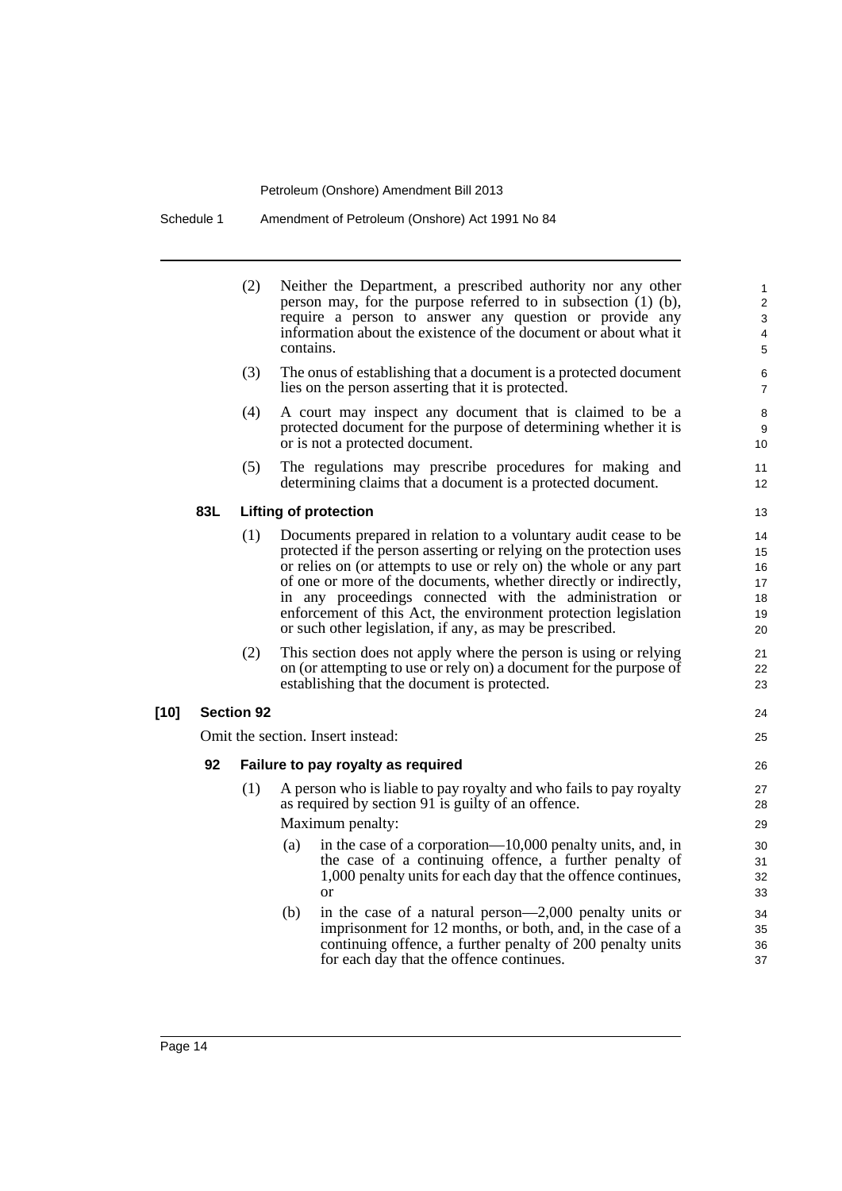(2) Neither the Department, a prescribed authority nor any other person may, for the purpose referred to in subsection (1) (b), require a person to answer any question or provide any information about the existence of the document or about what it contains.

(3) The onus of establishing that a document is a protected document lies on the person asserting that it is protected.

(4) A court may inspect any document that is claimed to be a protected document for the purpose of determining whether it is or is not a protected document.

(5) The regulations may prescribe procedures for making and determining claims that a document is a protected document.

**83L Lifting of protection**

(1) Documents prepared in relation to a voluntary audit cease to be protected if the person asserting or relying on the protection uses or relies on (or attempts to use or rely on) the whole or any part of one or more of the documents, whether directly or indirectly, in any proceedings connected with the administration or enforcement of this Act, the environment protection legislation or such other legislation, if any, as may be prescribed.

(2) This section does not apply where the person is using or relying on (or attempting to use or rely on) a document for the purpose of establishing that the document is protected.

**[10] Section 92**

Omit the section. Insert instead:

**92 Failure to pay royalty as required**

(1) A person who is liable to pay royalty and who fails to pay royalty as required by section 91 is guilty of an offence.

Maximum penalty:

(a) in the case of a corporation—10,000 penalty units, and, in the case of a continuing offence, a further penalty of 1,000 penalty units for each day that the offence continues, or

(b) in the case of a natural person—2,000 penalty units or imprisonment for 12 months, or both, and, in the case of a continuing offence, a further penalty of 200 penalty units for each day that the offence continues.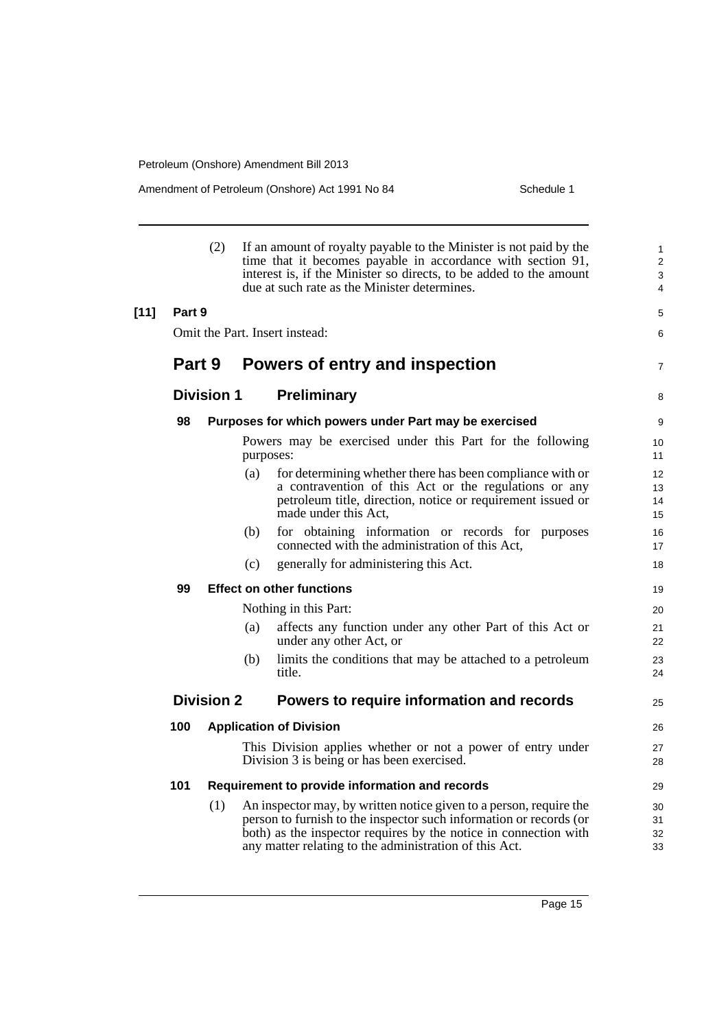(2) If an amount of royalty payable to the Minister is not paid by the time that it becomes payable in accordance with section 91, interest is, if the Minister so directs, to be added to the amount due at such rate as the Minister determines.

**[11] Part 9**

Omit the Part. Insert instead:

# Part 9 Powers of entry and inspection

## Division 1 Preliminary

### 98 Purposes for which powers under Part may be exercised

Powers may be exercised under this Part for the following purposes:

(a) for determining whether there has been compliance with or a contravention of this Act or the regulations or any petroleum title, direction, notice or requirement issued or made under this Act,

(b) for obtaining information or records for purposes connected with the administration of this Act,

(c) generally for administering this Act.

### 99 Effect on other functions

Nothing in this Part:

(a) affects any function under any other Part of this Act or under any other Act, or

(b) limits the conditions that may be attached to a petroleum title.

## Division 2 Powers to require information and records

### 100 Application of Division

This Division applies whether or not a power of entry under Division 3 is being or has been exercised.

### 101 Requirement to provide information and records

(1) An inspector may, by written notice given to a person, require the person to furnish to the inspector such information or records (or both) as the inspector requires by the notice in connection with any matter relating to the administration of this Act.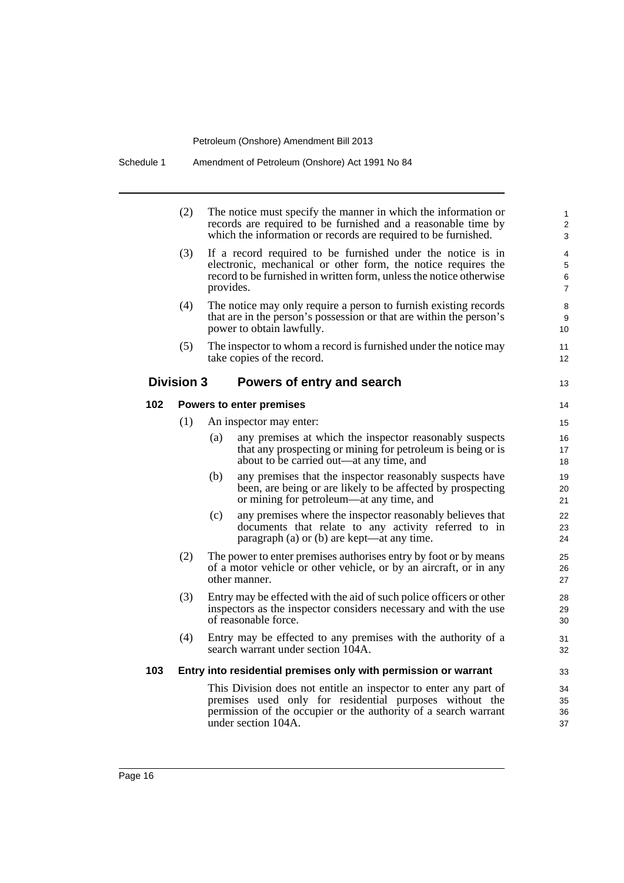(2) The notice must specify the manner in which the information or records are required to be furnished and a reasonable time by which the information or records are required to be furnished.

(3) If a record required to be furnished under the notice is in electronic, mechanical or other form, the notice requires the record to be furnished in written form, unless the notice otherwise provides.

(4) The notice may only require a person to furnish existing records that are in the person's possession or that are within the person's power to obtain lawfully.

(5) The inspector to whom a record is furnished under the notice may take copies of the record.

## Division 3 Powers of entry and search

### 102 Powers to enter premises

(1) An inspector may enter:

(a) any premises at which the inspector reasonably suspects that any prospecting or mining for petroleum is being or is about to be carried out—at any time, and

(b) any premises that the inspector reasonably suspects have been, are being or are likely to be affected by prospecting or mining for petroleum—at any time, and

(c) any premises where the inspector reasonably believes that documents that relate to any activity referred to in paragraph (a) or (b) are kept—at any time.

(2) The power to enter premises authorises entry by foot or by means of a motor vehicle or other vehicle, or by an aircraft, or in any other manner.

(3) Entry may be effected with the aid of such police officers or other inspectors as the inspector considers necessary and with the use of reasonable force.

(4) Entry may be effected to any premises with the authority of a search warrant under section 104A.

### 103 Entry into residential premises only with permission or warrant

This Division does not entitle an inspector to enter any part of premises used only for residential purposes without the permission of the occupier or the authority of a search warrant under section 104A.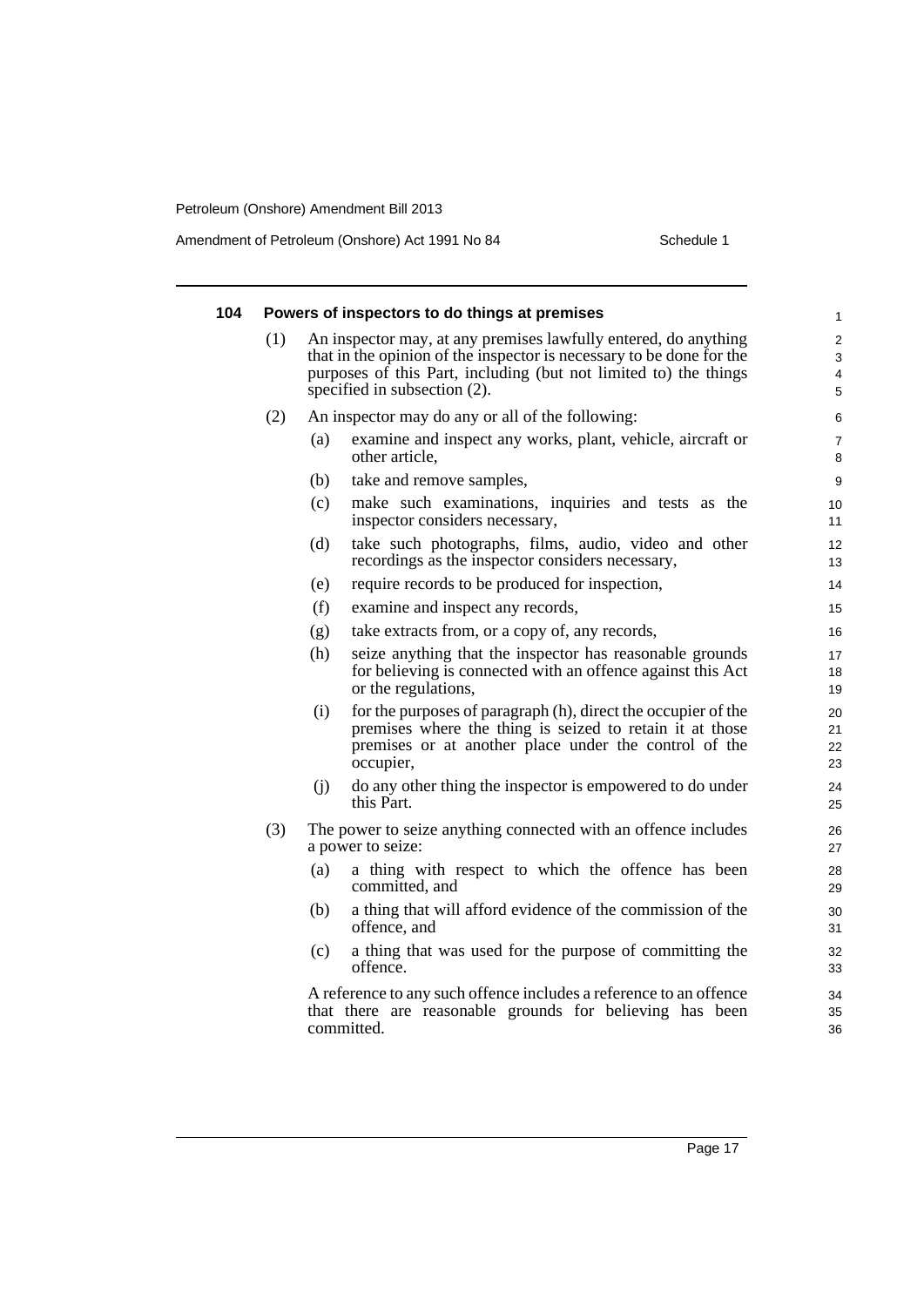### 104 Powers of inspectors to do things at premises

(1) An inspector may, at any premises lawfully entered, do anything that in the opinion of the inspector is necessary to be done for the purposes of this Part, including (but not limited to) the things specified in subsection (2).

(2) An inspector may do any or all of the following:

(a) examine and inspect any works, plant, vehicle, aircraft or other article,

(b) take and remove samples,

(c) make such examinations, inquiries and tests as the inspector considers necessary,

(d) take such photographs, films, audio, video and other recordings as the inspector considers necessary,

(e) require records to be produced for inspection,

(f) examine and inspect any records,

(g) take extracts from, or a copy of, any records,

(h) seize anything that the inspector has reasonable grounds for believing is connected with an offence against this Act or the regulations,

(i) for the purposes of paragraph (h), direct the occupier of the premises where the thing is seized to retain it at those premises or at another place under the control of the occupier,

(j) do any other thing the inspector is empowered to do under this Part.

(3) The power to seize anything connected with an offence includes a power to seize:

(a) a thing with respect to which the offence has been committed, and

(b) a thing that will afford evidence of the commission of the offence, and

(c) a thing that was used for the purpose of committing the offence.

A reference to any such offence includes a reference to an offence that there are reasonable grounds for believing has been committed.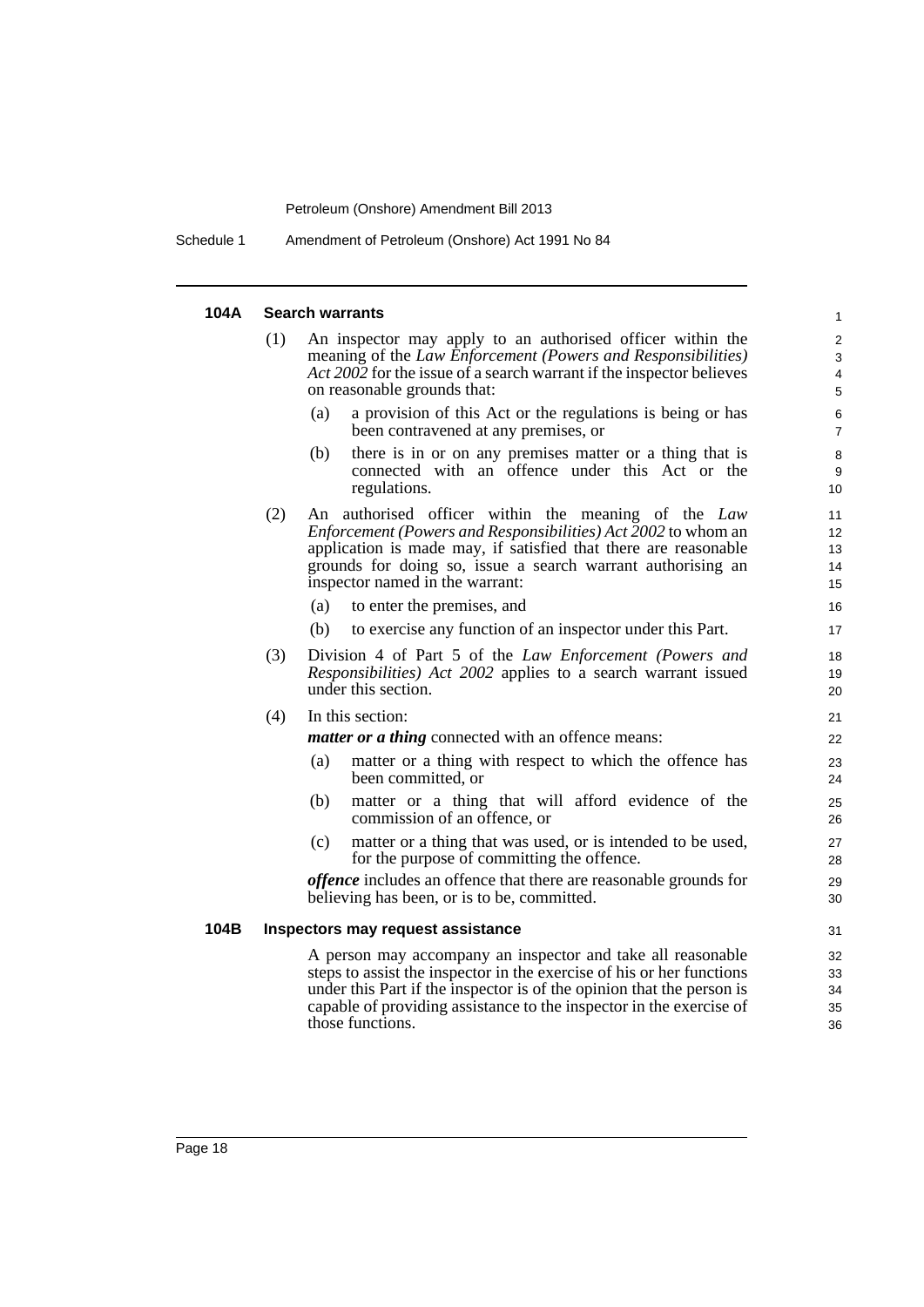#### 104A Search warrants

(1) An inspector may apply to an authorised officer within the meaning of the *Law Enforcement (Powers and Responsibilities) Act 2002* for the issue of a search warrant if the inspector believes on reasonable grounds that:

- (a) a provision of this Act or the regulations is being or has been contravened at any premises, or
- (b) there is in or on any premises matter or a thing that is connected with an offence under this Act or the regulations.

(2) An authorised officer within the meaning of the *Law Enforcement (Powers and Responsibilities) Act 2002* to whom an application is made may, if satisfied that there are reasonable grounds for doing so, issue a search warrant authorising an inspector named in the warrant:

- (a) to enter the premises, and
- (b) to exercise any function of an inspector under this Part.

(3) Division 4 of Part 5 of the *Law Enforcement (Powers and Responsibilities) Act 2002* applies to a search warrant issued under this section.

(4) In this section:

***matter or a thing*** connected with an offence means:

- (a) matter or a thing with respect to which the offence has been committed, or
- (b) matter or a thing that will afford evidence of the commission of an offence, or
- (c) matter or a thing that was used, or is intended to be used, for the purpose of committing the offence.

***offence*** includes an offence that there are reasonable grounds for believing has been, or is to be, committed.

#### 104B Inspectors may request assistance

A person may accompany an inspector and take all reasonable steps to assist the inspector in the exercise of his or her functions under this Part if the inspector is of the opinion that the person is capable of providing assistance to the inspector in the exercise of those functions.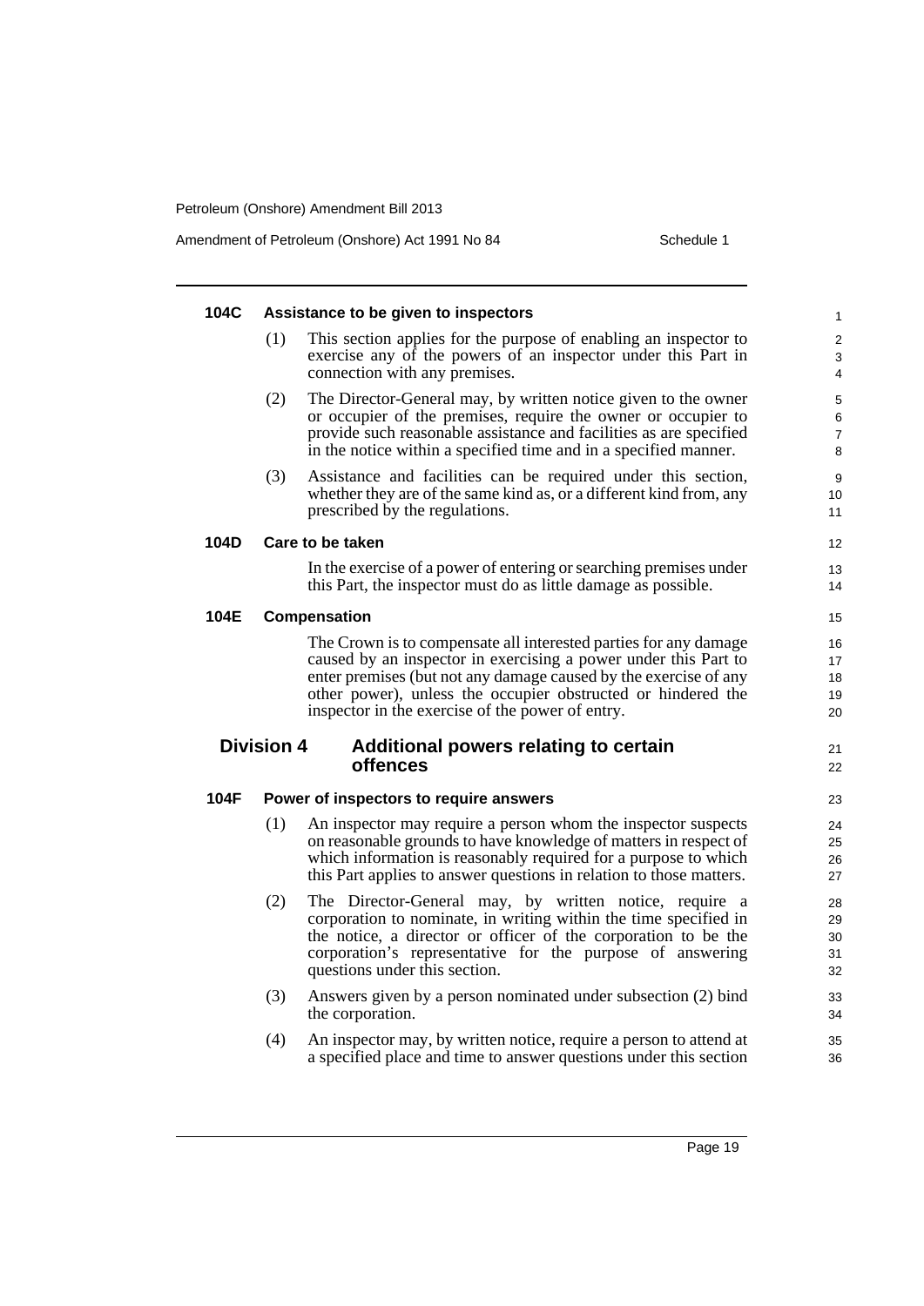### 104C Assistance to be given to inspectors

(1) This section applies for the purpose of enabling an inspector to exercise any of the powers of an inspector under this Part in connection with any premises.

(2) The Director-General may, by written notice given to the owner or occupier of the premises, require the owner or occupier to provide such reasonable assistance and facilities as are specified in the notice within a specified time and in a specified manner.

(3) Assistance and facilities can be required under this section, whether they are of the same kind as, or a different kind from, any prescribed by the regulations.

### 104D Care to be taken

In the exercise of a power of entering or searching premises under this Part, the inspector must do as little damage as possible.

### 104E Compensation

The Crown is to compensate all interested parties for any damage caused by an inspector in exercising a power under this Part to enter premises (but not any damage caused by the exercise of any other power), unless the occupier obstructed or hindered the inspector in the exercise of the power of entry.

## Division 4 Additional powers relating to certain offences

### 104F Power of inspectors to require answers

(1) An inspector may require a person whom the inspector suspects on reasonable grounds to have knowledge of matters in respect of which information is reasonably required for a purpose to which this Part applies to answer questions in relation to those matters.

(2) The Director-General may, by written notice, require a corporation to nominate, in writing within the time specified in the notice, a director or officer of the corporation to be the corporation's representative for the purpose of answering questions under this section.

(3) Answers given by a person nominated under subsection (2) bind the corporation.

(4) An inspector may, by written notice, require a person to attend at a specified place and time to answer questions under this section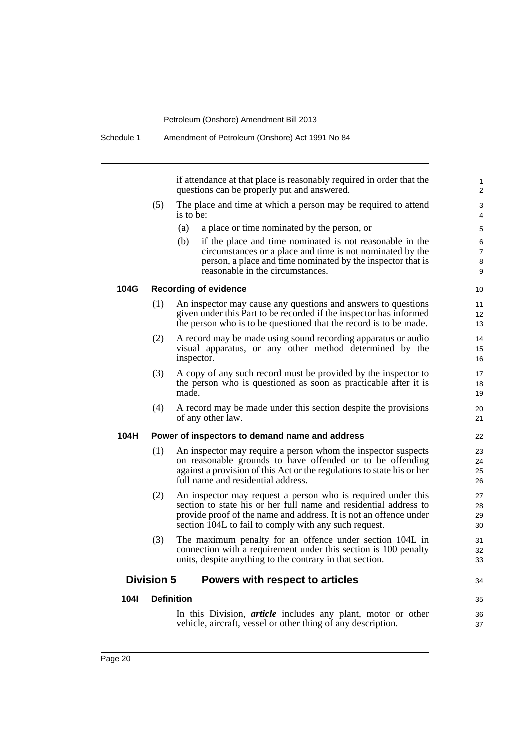if attendance at that place is reasonably required in order that the questions can be properly put and answered.

(5) The place and time at which a person may be required to attend is to be:

(a) a place or time nominated by the person, or

(b) if the place and time nominated is not reasonable in the circumstances or a place and time is not nominated by the person, a place and time nominated by the inspector that is reasonable in the circumstances.

### 104G Recording of evidence

(1) An inspector may cause any questions and answers to questions given under this Part to be recorded if the inspector has informed the person who is to be questioned that the record is to be made.

(2) A record may be made using sound recording apparatus or audio visual apparatus, or any other method determined by the inspector.

(3) A copy of any such record must be provided by the inspector to the person who is questioned as soon as practicable after it is made.

(4) A record may be made under this section despite the provisions of any other law.

### 104H Power of inspectors to demand name and address

(1) An inspector may require a person whom the inspector suspects on reasonable grounds to have offended or to be offending against a provision of this Act or the regulations to state his or her full name and residential address.

(2) An inspector may request a person who is required under this section to state his or her full name and residential address to provide proof of the name and address. It is not an offence under section 104L to fail to comply with any such request.

(3) The maximum penalty for an offence under section 104L in connection with a requirement under this section is 100 penalty units, despite anything to the contrary in that section.

## Division 5 Powers with respect to articles

### 104I Definition

In this Division, ***article*** includes any plant, motor or other vehicle, aircraft, vessel or other thing of any description.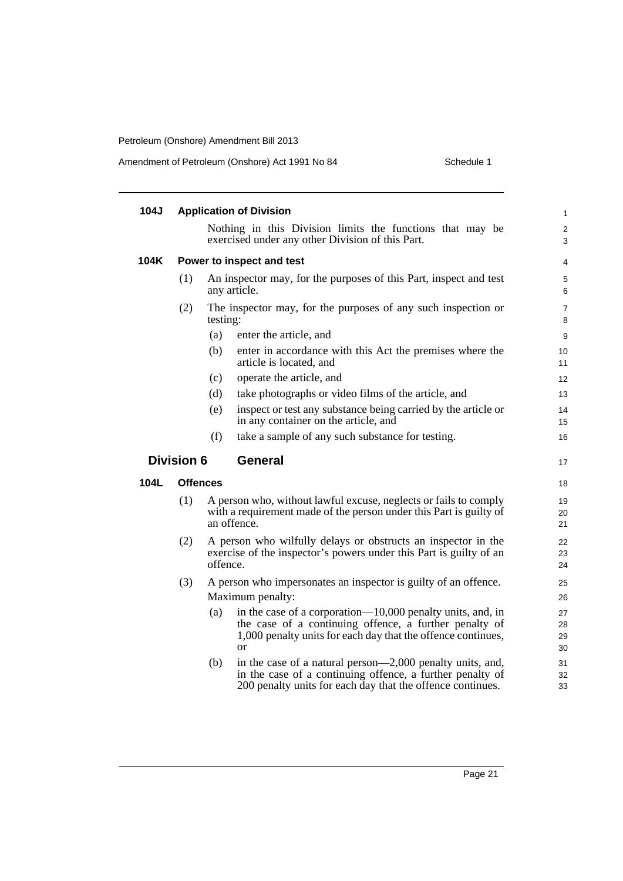#### 104J Application of Division

Nothing in this Division limits the functions that may be exercised under any other Division of this Part.

#### 104K Power to inspect and test

(1) An inspector may, for the purposes of this Part, inspect and test any article.

(2) The inspector may, for the purposes of any such inspection or testing:

- (a) enter the article, and
- (b) enter in accordance with this Act the premises where the article is located, and
- (c) operate the article, and
- (d) take photographs or video films of the article, and
- (e) inspect or test any substance being carried by the article or in any container on the article, and
- (f) take a sample of any such substance for testing.

### Division 6 General

#### 104L Offences

(1) A person who, without lawful excuse, neglects or fails to comply with a requirement made of the person under this Part is guilty of an offence.

(2) A person who wilfully delays or obstructs an inspector in the exercise of the inspector's powers under this Part is guilty of an offence.

(3) A person who impersonates an inspector is guilty of an offence.

Maximum penalty:

- (a) in the case of a corporation—10,000 penalty units, and, in the case of a continuing offence, a further penalty of 1,000 penalty units for each day that the offence continues, or
- (b) in the case of a natural person—2,000 penalty units, and, in the case of a continuing offence, a further penalty of 200 penalty units for each day that the offence continues.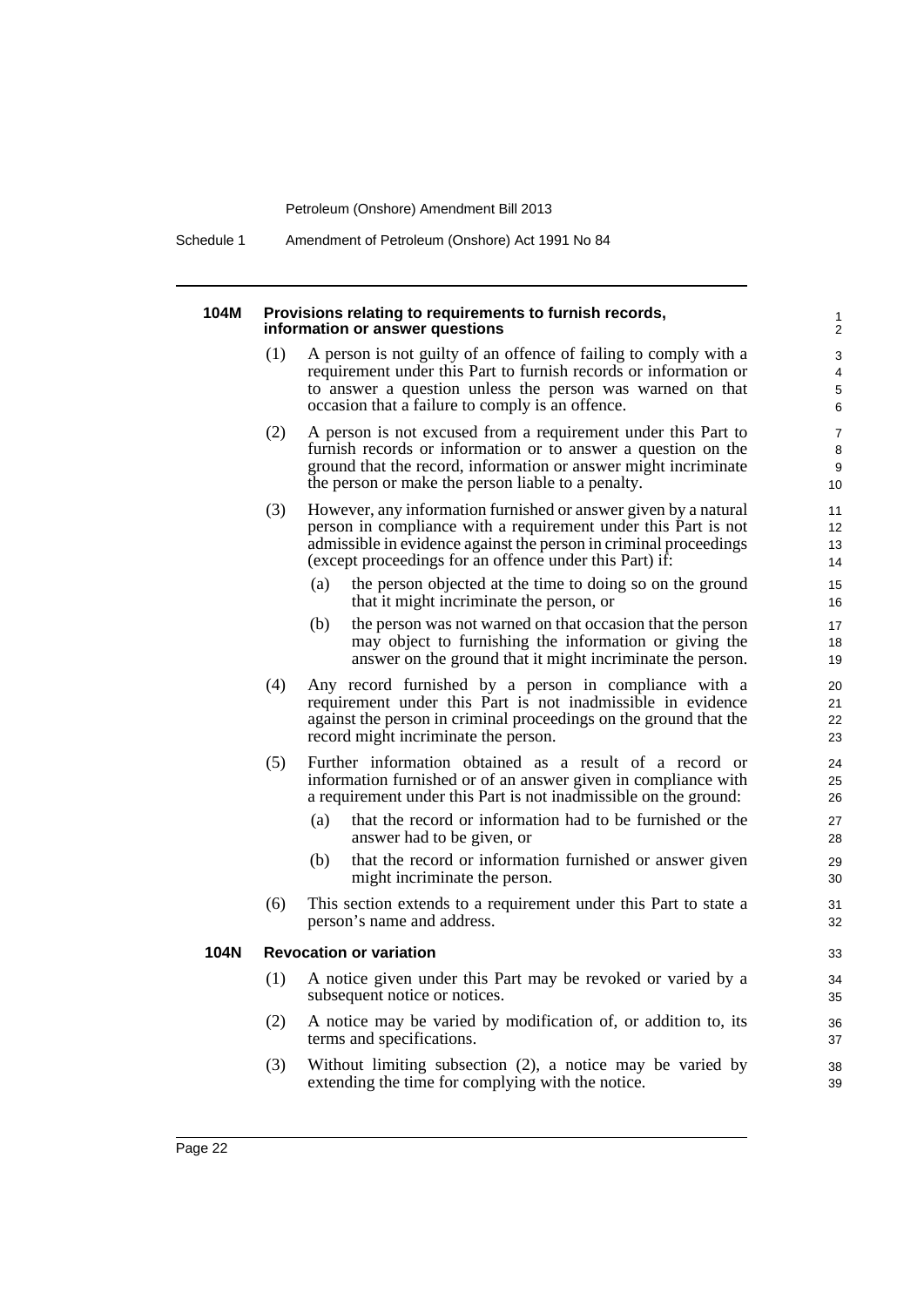#### 104M Provisions relating to requirements to furnish records, information or answer questions

(1) A person is not guilty of an offence of failing to comply with a requirement under this Part to furnish records or information or to answer a question unless the person was warned on that occasion that a failure to comply is an offence.

(2) A person is not excused from a requirement under this Part to furnish records or information or to answer a question on the ground that the record, information or answer might incriminate the person or make the person liable to a penalty.

(3) However, any information furnished or answer given by a natural person in compliance with a requirement under this Part is not admissible in evidence against the person in criminal proceedings (except proceedings for an offence under this Part) if:

- (a) the person objected at the time to doing so on the ground that it might incriminate the person, or
- (b) the person was not warned on that occasion that the person may object to furnishing the information or giving the answer on the ground that it might incriminate the person.

(4) Any record furnished by a person in compliance with a requirement under this Part is not inadmissible in evidence against the person in criminal proceedings on the ground that the record might incriminate the person.

(5) Further information obtained as a result of a record or information furnished or of an answer given in compliance with a requirement under this Part is not inadmissible on the ground:

- (a) that the record or information had to be furnished or the answer had to be given, or
- (b) that the record or information furnished or answer given might incriminate the person.

(6) This section extends to a requirement under this Part to state a person's name and address.

#### 104N Revocation or variation

(1) A notice given under this Part may be revoked or varied by a subsequent notice or notices.

(2) A notice may be varied by modification of, or addition to, its terms and specifications.

(3) Without limiting subsection (2), a notice may be varied by extending the time for complying with the notice.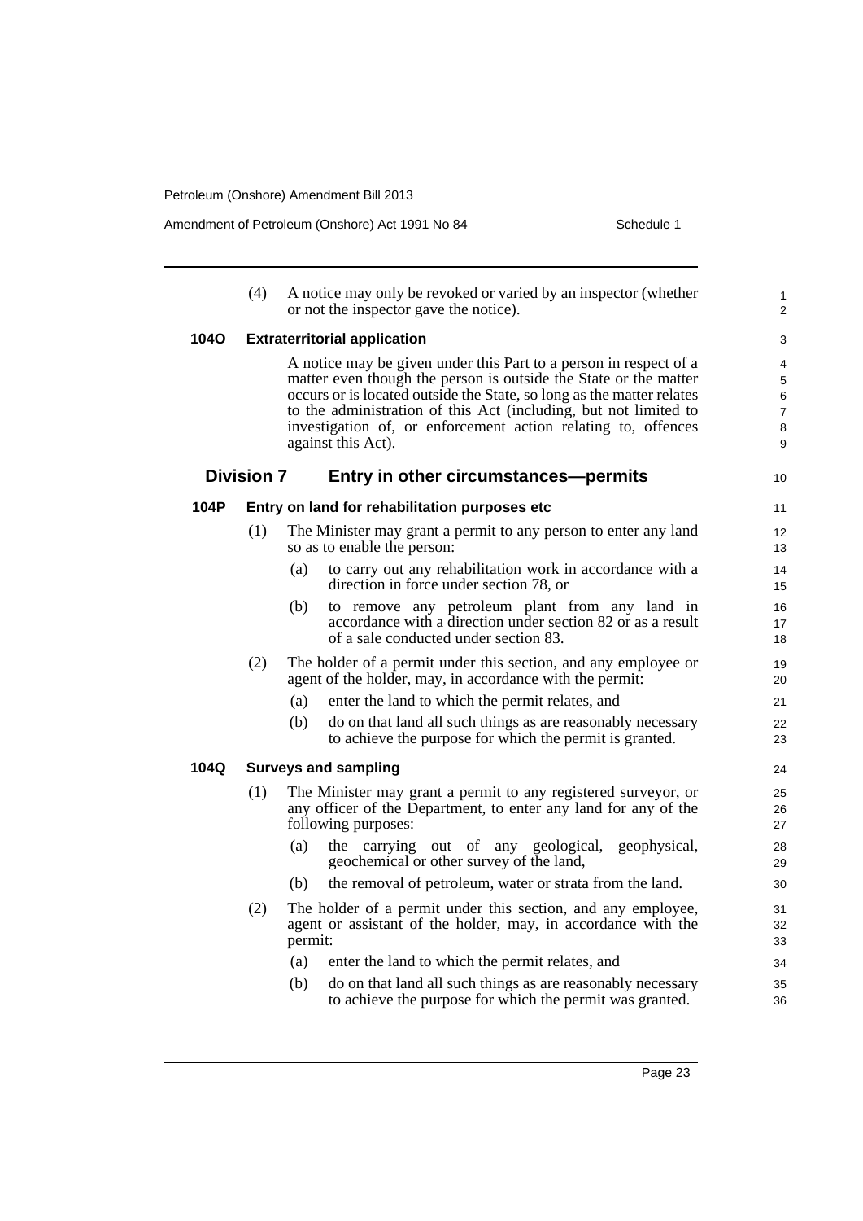(4) A notice may only be revoked or varied by an inspector (whether or not the inspector gave the notice).

### 104O Extraterritorial application

A notice may be given under this Part to a person in respect of a matter even though the person is outside the State or the matter occurs or is located outside the State, so long as the matter relates to the administration of this Act (including, but not limited to investigation of, or enforcement action relating to, offences against this Act).

## Division 7 Entry in other circumstances—permits

### 104P Entry on land for rehabilitation purposes etc

(1) The Minister may grant a permit to any person to enter any land so as to enable the person:

- (a) to carry out any rehabilitation work in accordance with a direction in force under section 78, or
- (b) to remove any petroleum plant from any land in accordance with a direction under section 82 or as a result of a sale conducted under section 83.

(2) The holder of a permit under this section, and any employee or agent of the holder, may, in accordance with the permit:

- (a) enter the land to which the permit relates, and
- (b) do on that land all such things as are reasonably necessary to achieve the purpose for which the permit is granted.

### 104Q Surveys and sampling

(1) The Minister may grant a permit to any registered surveyor, or any officer of the Department, to enter any land for any of the following purposes:

- (a) the carrying out of any geological, geophysical, geochemical or other survey of the land,
- (b) the removal of petroleum, water or strata from the land.

(2) The holder of a permit under this section, and any employee, agent or assistant of the holder, may, in accordance with the permit:

- (a) enter the land to which the permit relates, and
- (b) do on that land all such things as are reasonably necessary to achieve the purpose for which the permit was granted.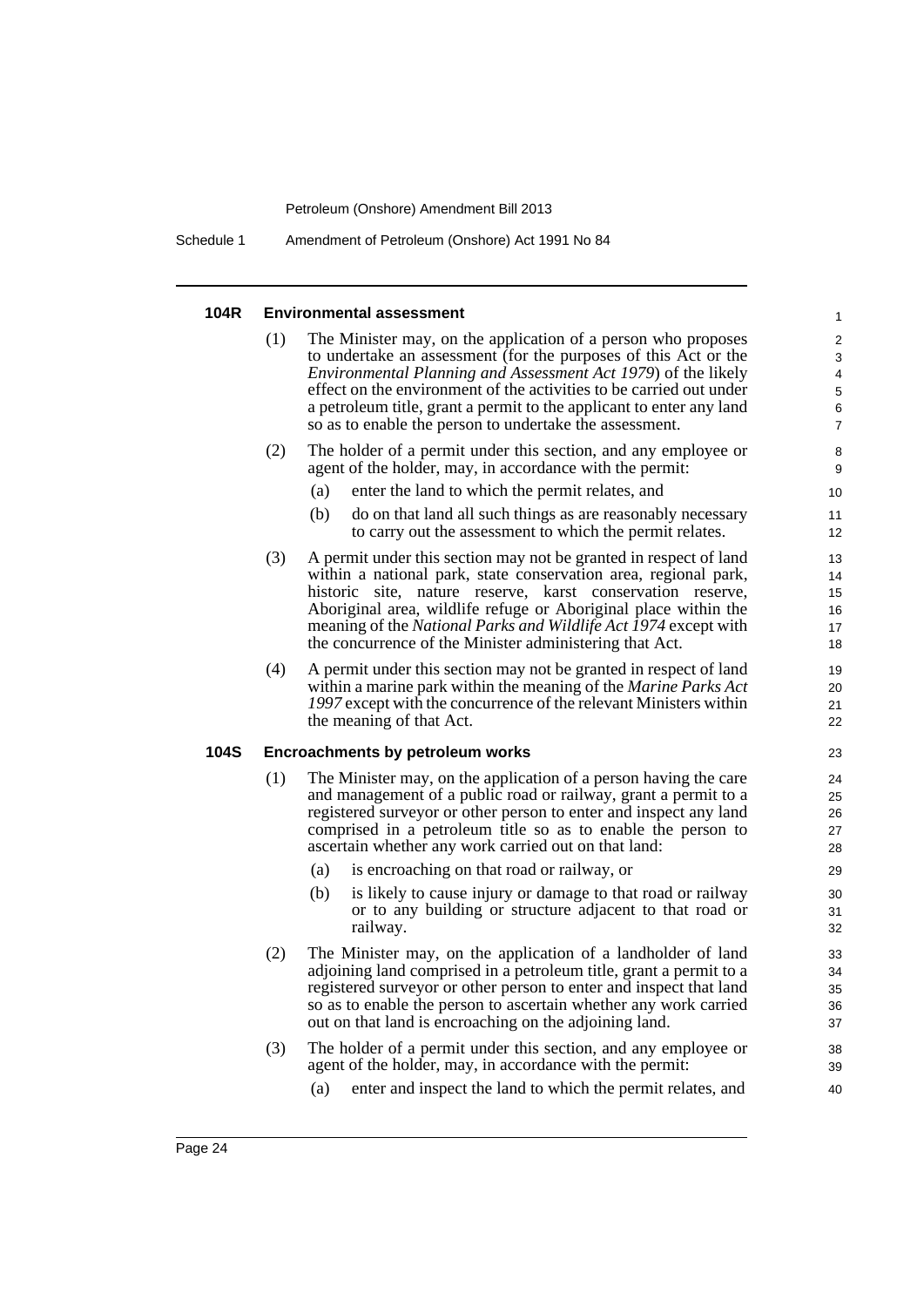#### 104R Environmental assessment

(1) The Minister may, on the application of a person who proposes to undertake an assessment (for the purposes of this Act or the *Environmental Planning and Assessment Act 1979*) of the likely effect on the environment of the activities to be carried out under a petroleum title, grant a permit to the applicant to enter any land so as to enable the person to undertake the assessment.

(2) The holder of a permit under this section, and any employee or agent of the holder, may, in accordance with the permit:

(a) enter the land to which the permit relates, and

(b) do on that land all such things as are reasonably necessary to carry out the assessment to which the permit relates.

(3) A permit under this section may not be granted in respect of land within a national park, state conservation area, regional park, historic site, nature reserve, karst conservation reserve, Aboriginal area, wildlife refuge or Aboriginal place within the meaning of the *National Parks and Wildlife Act 1974* except with the concurrence of the Minister administering that Act.

(4) A permit under this section may not be granted in respect of land within a marine park within the meaning of the *Marine Parks Act 1997* except with the concurrence of the relevant Ministers within the meaning of that Act.

#### 104S Encroachments by petroleum works

(1) The Minister may, on the application of a person having the care and management of a public road or railway, grant a permit to a registered surveyor or other person to enter and inspect any land comprised in a petroleum title so as to enable the person to ascertain whether any work carried out on that land:

(a) is encroaching on that road or railway, or

(b) is likely to cause injury or damage to that road or railway or to any building or structure adjacent to that road or railway.

(2) The Minister may, on the application of a landholder of land adjoining land comprised in a petroleum title, grant a permit to a registered surveyor or other person to enter and inspect that land so as to enable the person to ascertain whether any work carried out on that land is encroaching on the adjoining land.

(3) The holder of a permit under this section, and any employee or agent of the holder, may, in accordance with the permit:

(a) enter and inspect the land to which the permit relates, and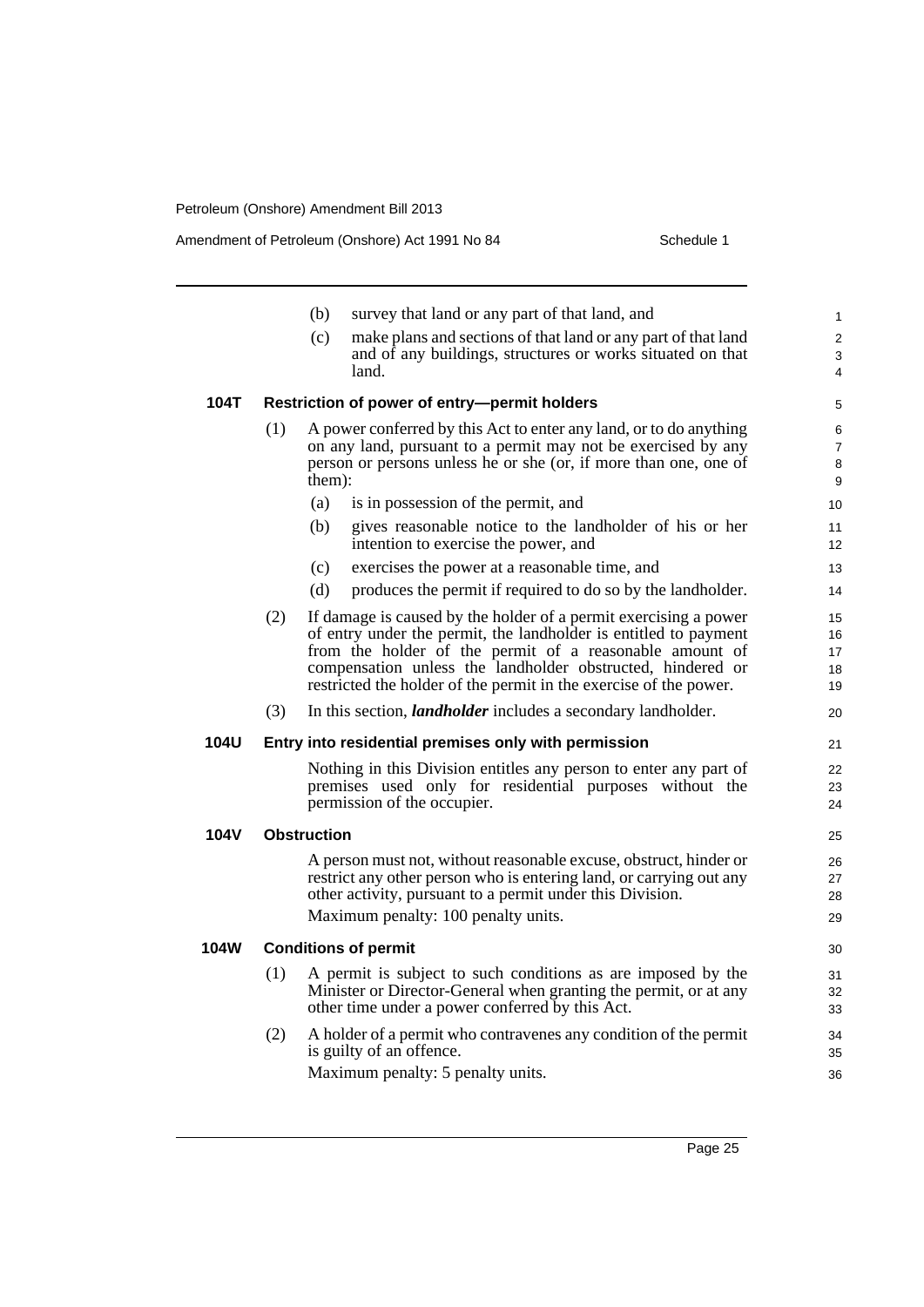(b) survey that land or any part of that land, and

(c) make plans and sections of that land or any part of that land and of any buildings, structures or works situated on that land.

**104T Restriction of power of entry—permit holders**

(1) A power conferred by this Act to enter any land, or to do anything on any land, pursuant to a permit may not be exercised by any person or persons unless he or she (or, if more than one, one of them):

(a) is in possession of the permit, and

(b) gives reasonable notice to the landholder of his or her intention to exercise the power, and

(c) exercises the power at a reasonable time, and

(d) produces the permit if required to do so by the landholder.

(2) If damage is caused by the holder of a permit exercising a power of entry under the permit, the landholder is entitled to payment from the holder of the permit of a reasonable amount of compensation unless the landholder obstructed, hindered or restricted the holder of the permit in the exercise of the power.

(3) In this section, ***landholder*** includes a secondary landholder.

**104U Entry into residential premises only with permission**

Nothing in this Division entitles any person to enter any part of premises used only for residential purposes without the permission of the occupier.

**104V Obstruction**

A person must not, without reasonable excuse, obstruct, hinder or restrict any other person who is entering land, or carrying out any other activity, pursuant to a permit under this Division.

Maximum penalty: 100 penalty units.

**104W Conditions of permit**

(1) A permit is subject to such conditions as are imposed by the Minister or Director-General when granting the permit, or at any other time under a power conferred by this Act.

(2) A holder of a permit who contravenes any condition of the permit is guilty of an offence.

Maximum penalty: 5 penalty units.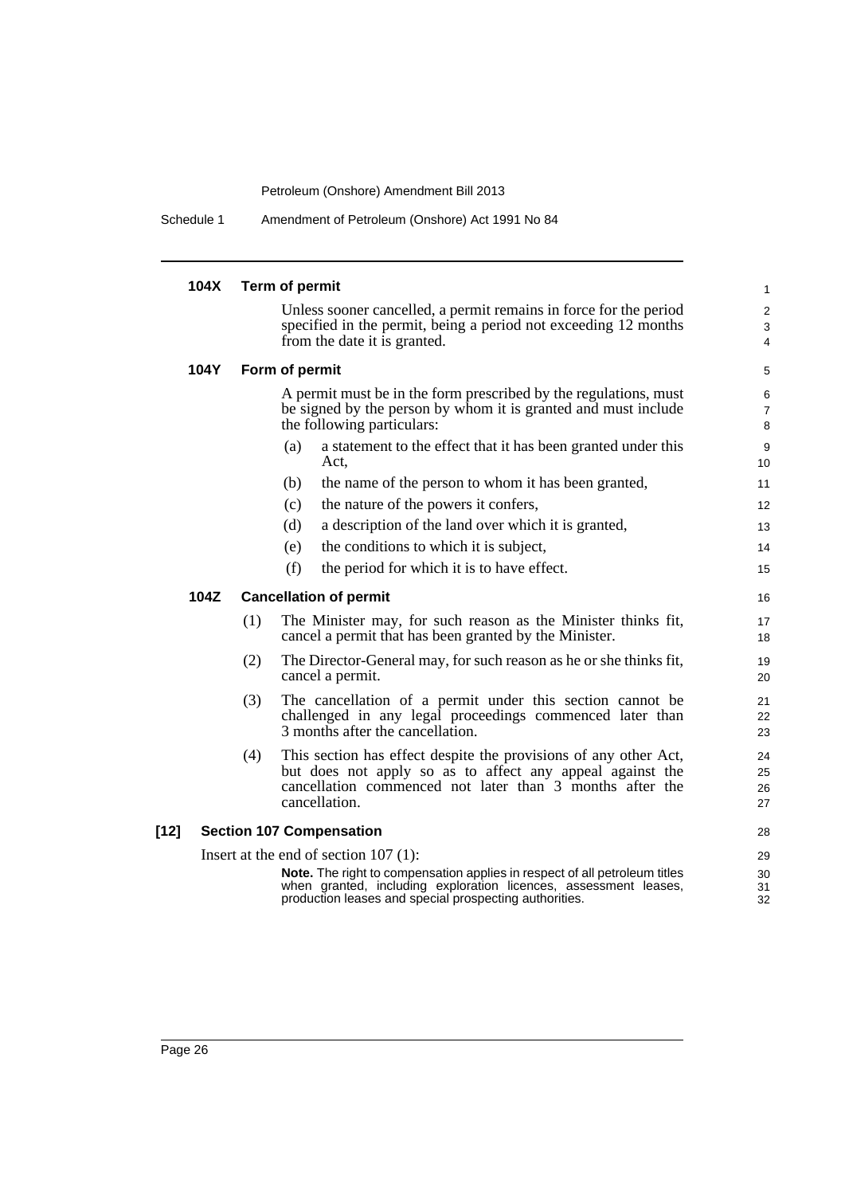**104X Term of permit**

Unless sooner cancelled, a permit remains in force for the period specified in the permit, being a period not exceeding 12 months from the date it is granted.

**104Y Form of permit**

A permit must be in the form prescribed by the regulations, must be signed by the person by whom it is granted and must include the following particulars:

(a) a statement to the effect that it has been granted under this Act,

(b) the name of the person to whom it has been granted,

(c) the nature of the powers it confers,

(d) a description of the land over which it is granted,

(e) the conditions to which it is subject,

(f) the period for which it is to have effect.

**104Z Cancellation of permit**

(1) The Minister may, for such reason as the Minister thinks fit, cancel a permit that has been granted by the Minister.

(2) The Director-General may, for such reason as he or she thinks fit, cancel a permit.

(3) The cancellation of a permit under this section cannot be challenged in any legal proceedings commenced later than 3 months after the cancellation.

(4) This section has effect despite the provisions of any other Act, but does not apply so as to affect any appeal against the cancellation commenced not later than 3 months after the cancellation.

**[12] Section 107 Compensation**

Insert at the end of section 107 (1):

**Note.** The right to compensation applies in respect of all petroleum titles when granted, including exploration licences, assessment leases, production leases and special prospecting authorities.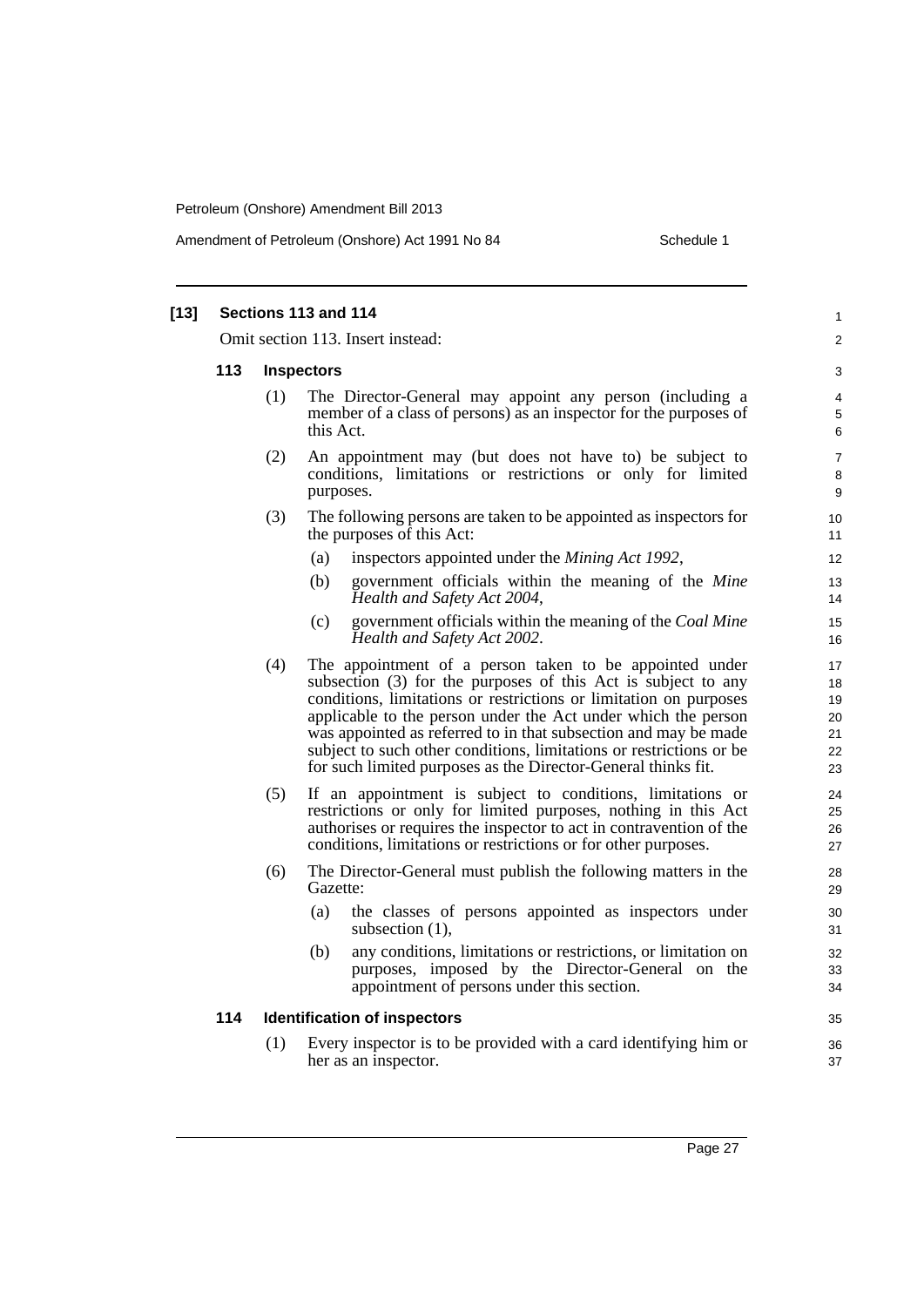**[13] Sections 113 and 114**

Omit section 113. Insert instead:

**113 Inspectors**

(1) The Director-General may appoint any person (including a member of a class of persons) as an inspector for the purposes of this Act.

(2) An appointment may (but does not have to) be subject to conditions, limitations or restrictions or only for limited purposes.

(3) The following persons are taken to be appointed as inspectors for the purposes of this Act:

- (a) inspectors appointed under the *Mining Act 1992*,
- (b) government officials within the meaning of the *Mine Health and Safety Act 2004*,
- (c) government officials within the meaning of the *Coal Mine Health and Safety Act 2002*.

(4) The appointment of a person taken to be appointed under subsection (3) for the purposes of this Act is subject to any conditions, limitations or restrictions or limitation on purposes applicable to the person under the Act under which the person was appointed as referred to in that subsection and may be made subject to such other conditions, limitations or restrictions or be for such limited purposes as the Director-General thinks fit.

(5) If an appointment is subject to conditions, limitations or restrictions or only for limited purposes, nothing in this Act authorises or requires the inspector to act in contravention of the conditions, limitations or restrictions or for other purposes.

(6) The Director-General must publish the following matters in the Gazette:

- (a) the classes of persons appointed as inspectors under subsection (1),
- (b) any conditions, limitations or restrictions, or limitation on purposes, imposed by the Director-General on the appointment of persons under this section.

**114 Identification of inspectors**

(1) Every inspector is to be provided with a card identifying him or her as an inspector.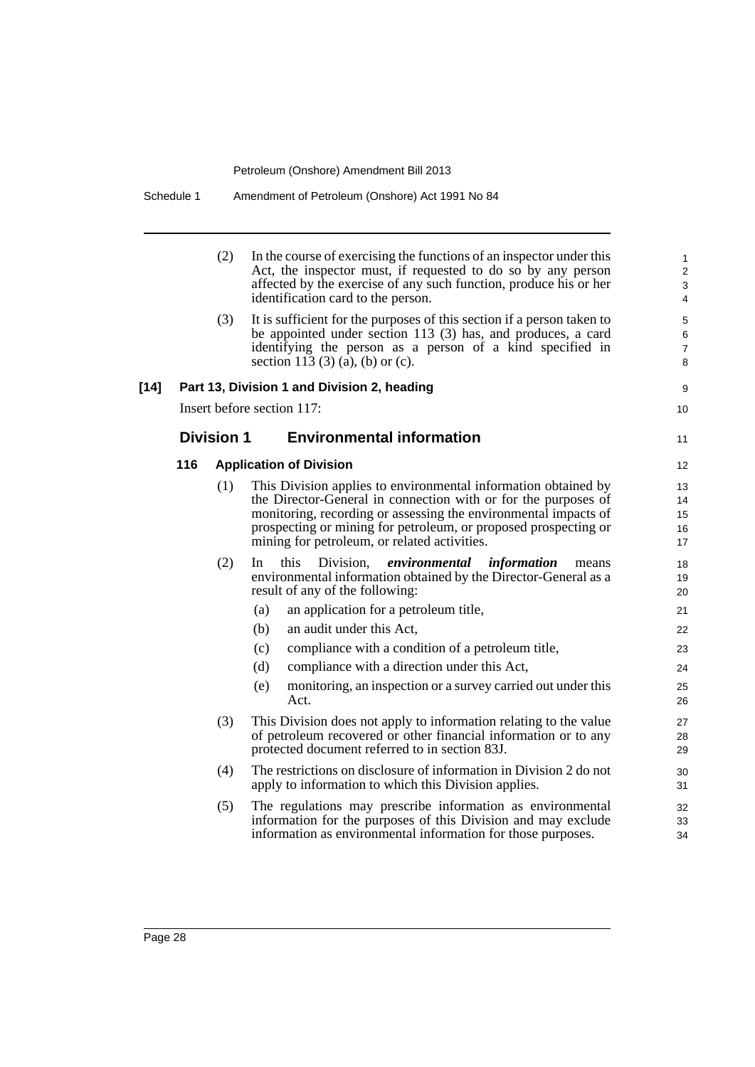(2) In the course of exercising the functions of an inspector under this Act, the inspector must, if requested to do so by any person affected by the exercise of any such function, produce his or her identification card to the person.

(3) It is sufficient for the purposes of this section if a person taken to be appointed under section 113 (3) has, and produces, a card identifying the person as a person of a kind specified in section 113 (3) (a), (b) or (c).

**[14] Part 13, Division 1 and Division 2, heading**

Insert before section 117:

## Division 1 Environmental information

### 116 Application of Division

(1) This Division applies to environmental information obtained by the Director-General in connection with or for the purposes of monitoring, recording or assessing the environmental impacts of prospecting or mining for petroleum, or proposed prospecting or mining for petroleum, or related activities.

(2) In this Division, ***environmental information*** means environmental information obtained by the Director-General as a result of any of the following:

- (a) an application for a petroleum title,
- (b) an audit under this Act,
- (c) compliance with a condition of a petroleum title,
- (d) compliance with a direction under this Act,
- (e) monitoring, an inspection or a survey carried out under this Act.

(3) This Division does not apply to information relating to the value of petroleum recovered or other financial information or to any protected document referred to in section 83J.

(4) The restrictions on disclosure of information in Division 2 do not apply to information to which this Division applies.

(5) The regulations may prescribe information as environmental information for the purposes of this Division and may exclude information as environmental information for those purposes.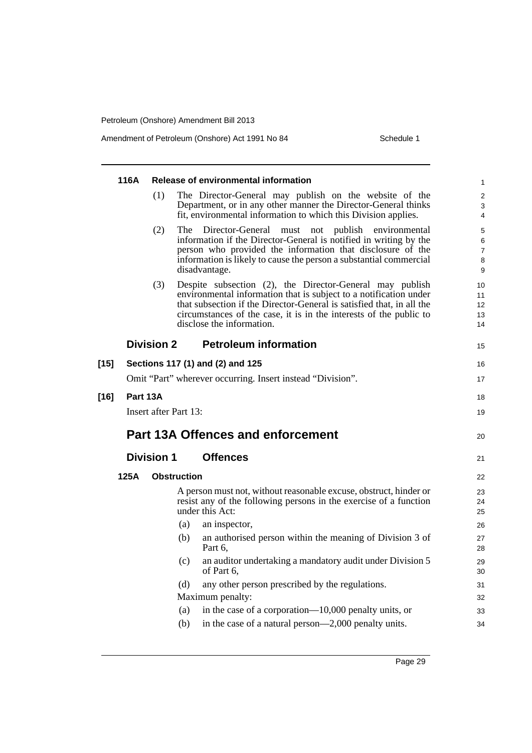**116A Release of environmental information**

(1) The Director-General may publish on the website of the Department, or in any other manner the Director-General thinks fit, environmental information to which this Division applies.

(2) The Director-General must not publish environmental information if the Director-General is notified in writing by the person who provided the information that disclosure of the information is likely to cause the person a substantial commercial disadvantage.

(3) Despite subsection (2), the Director-General may publish environmental information that is subject to a notification under that subsection if the Director-General is satisfied that, in all the circumstances of the case, it is in the interests of the public to disclose the information.

## Division 2 Petroleum information

**[15] Sections 117 (1) and (2) and 125**

Omit "Part" wherever occurring. Insert instead "Division".

**[16] Part 13A**

Insert after Part 13:

# Part 13A Offences and enforcement

## Division 1 Offences

**125A Obstruction**

A person must not, without reasonable excuse, obstruct, hinder or resist any of the following persons in the exercise of a function under this Act:

(a) an inspector,

(b) an authorised person within the meaning of Division 3 of Part 6,

(c) an auditor undertaking a mandatory audit under Division 5 of Part 6,

(d) any other person prescribed by the regulations.

Maximum penalty:

(a) in the case of a corporation—10,000 penalty units, or

(b) in the case of a natural person—2,000 penalty units.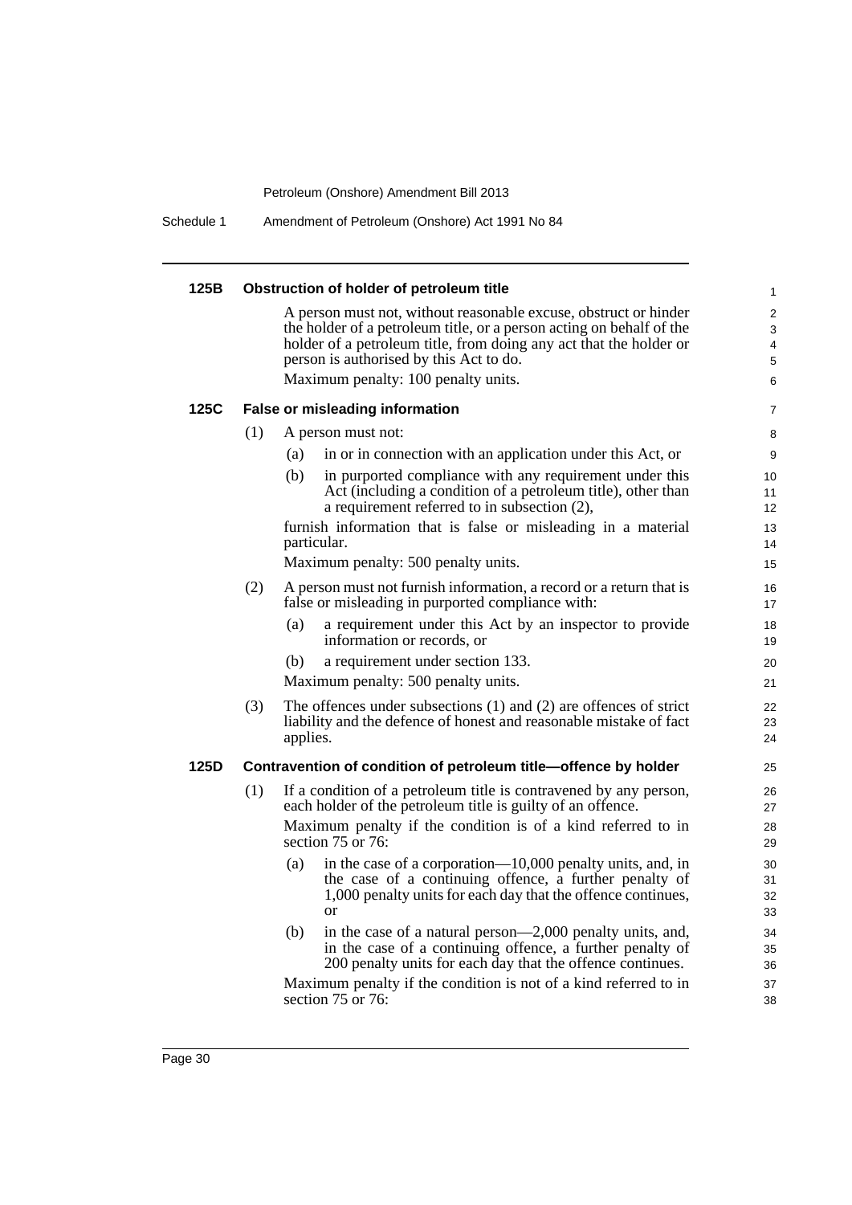### 125B Obstruction of holder of petroleum title

A person must not, without reasonable excuse, obstruct or hinder the holder of a petroleum title, or a person acting on behalf of the holder of a petroleum title, from doing any act that the holder or person is authorised by this Act to do.

Maximum penalty: 100 penalty units.

### 125C False or misleading information

(1) A person must not:

(a) in or in connection with an application under this Act, or

(b) in purported compliance with any requirement under this Act (including a condition of a petroleum title), other than a requirement referred to in subsection (2),

furnish information that is false or misleading in a material particular.

Maximum penalty: 500 penalty units.

(2) A person must not furnish information, a record or a return that is false or misleading in purported compliance with:

(a) a requirement under this Act by an inspector to provide information or records, or

(b) a requirement under section 133.

Maximum penalty: 500 penalty units.

(3) The offences under subsections (1) and (2) are offences of strict liability and the defence of honest and reasonable mistake of fact applies.

### 125D Contravention of condition of petroleum title—offence by holder

(1) If a condition of a petroleum title is contravened by any person, each holder of the petroleum title is guilty of an offence.

Maximum penalty if the condition is of a kind referred to in section 75 or 76:

(a) in the case of a corporation—10,000 penalty units, and, in the case of a continuing offence, a further penalty of 1,000 penalty units for each day that the offence continues, or

(b) in the case of a natural person—2,000 penalty units, and, in the case of a continuing offence, a further penalty of 200 penalty units for each day that the offence continues.

Maximum penalty if the condition is not of a kind referred to in section 75 or 76: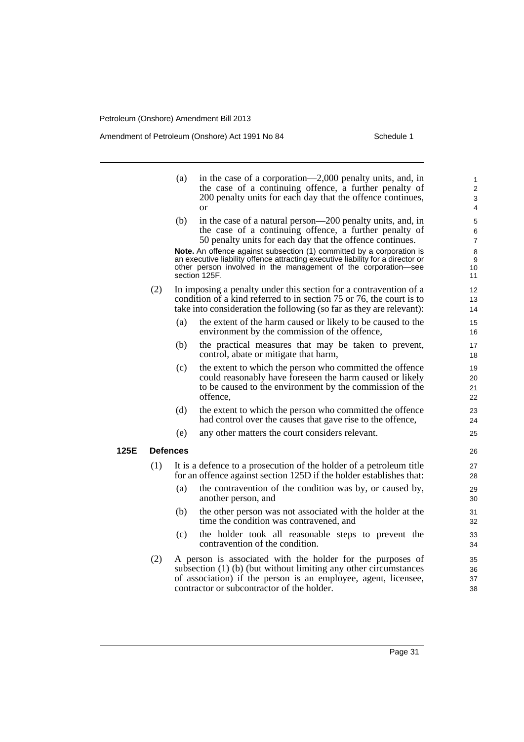(a) in the case of a corporation—2,000 penalty units, and, in the case of a continuing offence, a further penalty of 200 penalty units for each day that the offence continues, or

(b) in the case of a natural person—200 penalty units, and, in the case of a continuing offence, a further penalty of 50 penalty units for each day that the offence continues.

**Note.** An offence against subsection (1) committed by a corporation is an executive liability offence attracting executive liability for a director or other person involved in the management of the corporation—see section 125F.

(2) In imposing a penalty under this section for a contravention of a condition of a kind referred to in section 75 or 76, the court is to take into consideration the following (so far as they are relevant):

(a) the extent of the harm caused or likely to be caused to the environment by the commission of the offence,

(b) the practical measures that may be taken to prevent, control, abate or mitigate that harm,

(c) the extent to which the person who committed the offence could reasonably have foreseen the harm caused or likely to be caused to the environment by the commission of the offence,

(d) the extent to which the person who committed the offence had control over the causes that gave rise to the offence,

(e) any other matters the court considers relevant.

**125E Defences**

(1) It is a defence to a prosecution of the holder of a petroleum title for an offence against section 125D if the holder establishes that:

(a) the contravention of the condition was by, or caused by, another person, and

(b) the other person was not associated with the holder at the time the condition was contravened, and

(c) the holder took all reasonable steps to prevent the contravention of the condition.

(2) A person is associated with the holder for the purposes of subsection (1) (b) (but without limiting any other circumstances of association) if the person is an employee, agent, licensee, contractor or subcontractor of the holder.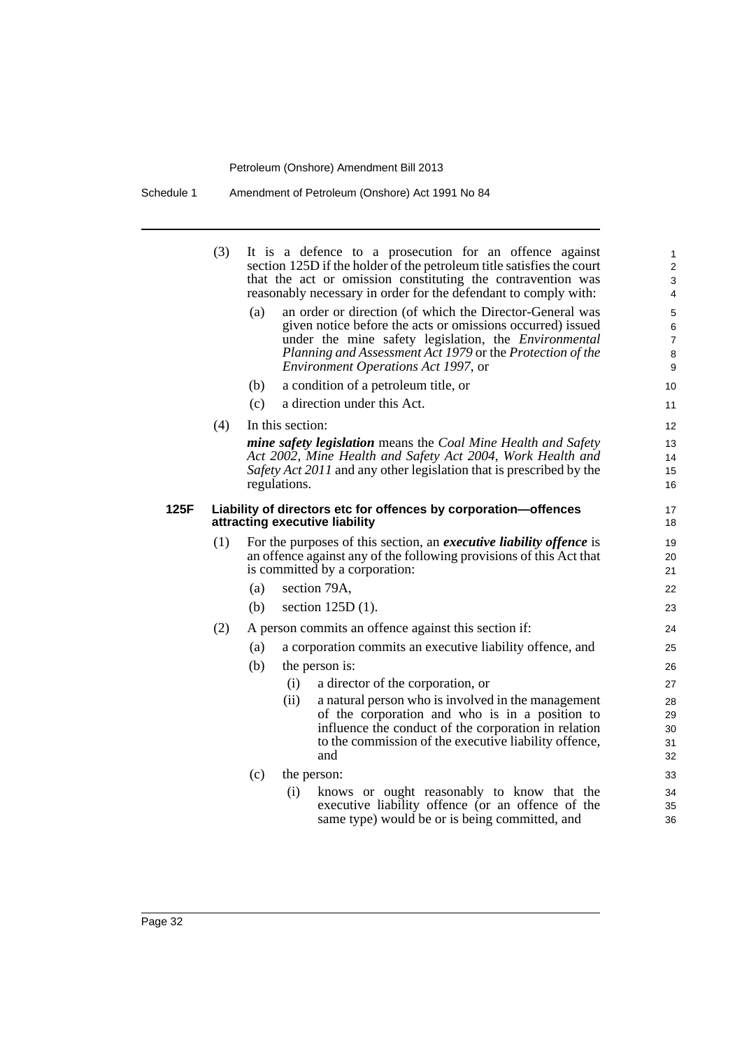(3) It is a defence to a prosecution for an offence against section 125D if the holder of the petroleum title satisfies the court that the act or omission constituting the contravention was reasonably necessary in order for the defendant to comply with:

(a) an order or direction (of which the Director-General was given notice before the acts or omissions occurred) issued under the mine safety legislation, the *Environmental Planning and Assessment Act 1979* or the *Protection of the Environment Operations Act 1997*, or

(b) a condition of a petroleum title, or

(c) a direction under this Act.

(4) In this section:

***mine safety legislation*** means the *Coal Mine Health and Safety Act 2002*, *Mine Health and Safety Act 2004*, *Work Health and Safety Act 2011* and any other legislation that is prescribed by the regulations.

**125F Liability of directors etc for offences by corporation—offences attracting executive liability**

(1) For the purposes of this section, an ***executive liability offence*** is an offence against any of the following provisions of this Act that is committed by a corporation:

(a) section 79A,

(b) section 125D (1).

(2) A person commits an offence against this section if:

(a) a corporation commits an executive liability offence, and

(b) the person is:

(i) a director of the corporation, or

(ii) a natural person who is involved in the management of the corporation and who is in a position to influence the conduct of the corporation in relation to the commission of the executive liability offence, and

(c) the person:

(i) knows or ought reasonably to know that the executive liability offence (or an offence of the same type) would be or is being committed, and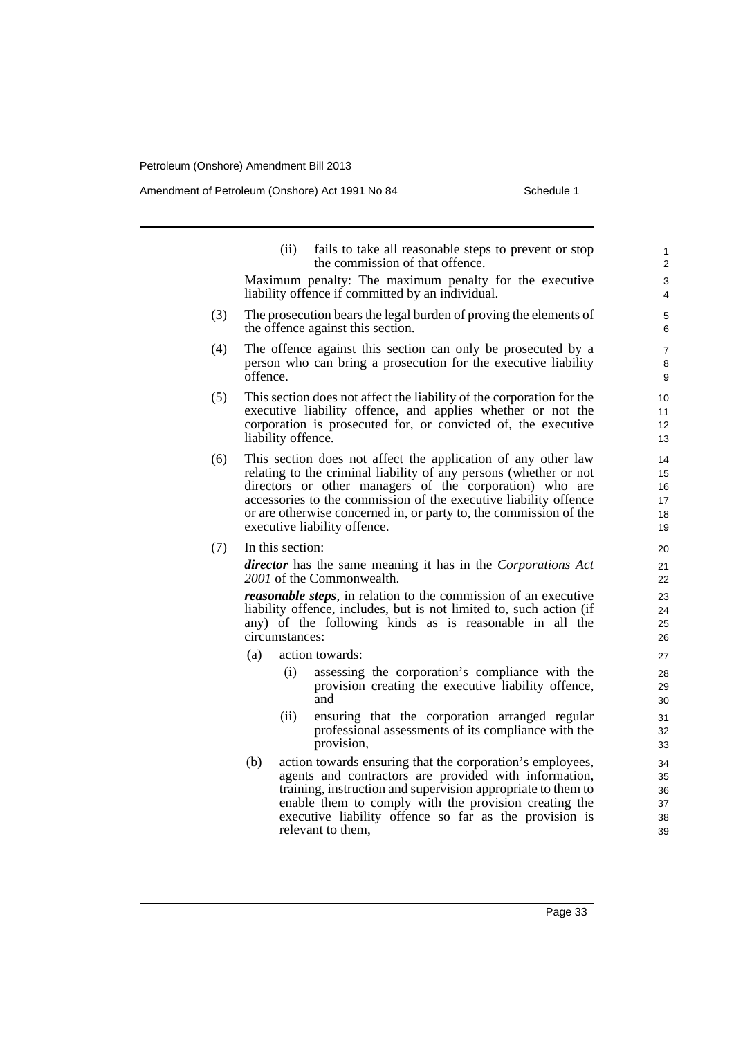(ii) fails to take all reasonable steps to prevent or stop the commission of that offence.

Maximum penalty: The maximum penalty for the executive liability offence if committed by an individual.

(3) The prosecution bears the legal burden of proving the elements of the offence against this section.

(4) The offence against this section can only be prosecuted by a person who can bring a prosecution for the executive liability offence.

(5) This section does not affect the liability of the corporation for the executive liability offence, and applies whether or not the corporation is prosecuted for, or convicted of, the executive liability offence.

(6) This section does not affect the application of any other law relating to the criminal liability of any persons (whether or not directors or other managers of the corporation) who are accessories to the commission of the executive liability offence or are otherwise concerned in, or party to, the commission of the executive liability offence.

(7) In this section:

***director*** has the same meaning it has in the *Corporations Act 2001* of the Commonwealth.

***reasonable steps***, in relation to the commission of an executive liability offence, includes, but is not limited to, such action (if any) of the following kinds as is reasonable in all the circumstances:

(a) action towards:

(i) assessing the corporation's compliance with the provision creating the executive liability offence, and

(ii) ensuring that the corporation arranged regular professional assessments of its compliance with the provision,

(b) action towards ensuring that the corporation's employees, agents and contractors are provided with information, training, instruction and supervision appropriate to them to enable them to comply with the provision creating the executive liability offence so far as the provision is relevant to them,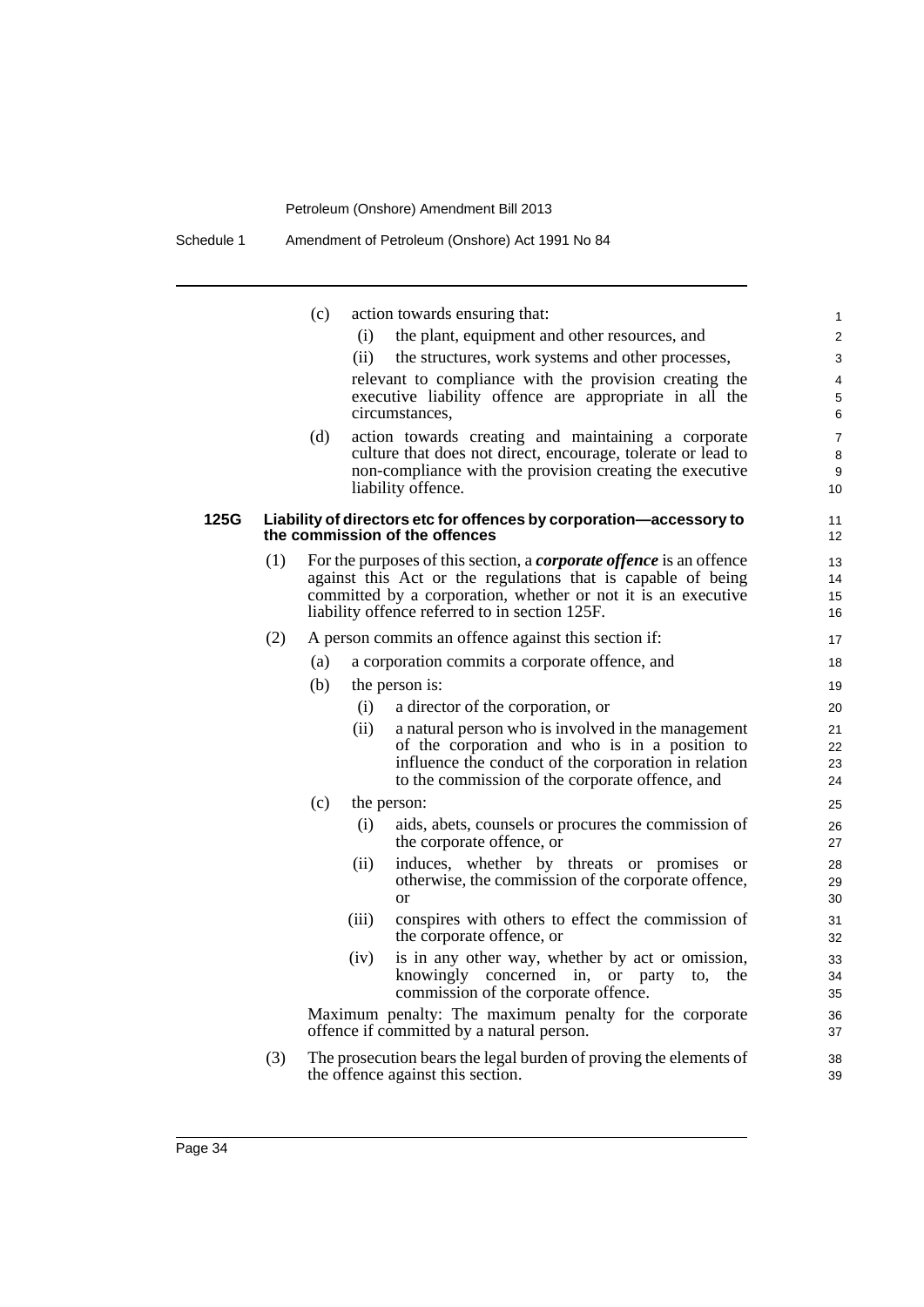(c) action towards ensuring that:

(i) the plant, equipment and other resources, and

(ii) the structures, work systems and other processes,

relevant to compliance with the provision creating the executive liability offence are appropriate in all the circumstances,

(d) action towards creating and maintaining a corporate culture that does not direct, encourage, tolerate or lead to non-compliance with the provision creating the executive liability offence.

### 125G Liability of directors etc for offences by corporation—accessory to the commission of the offences

(1) For the purposes of this section, a ***corporate offence*** is an offence against this Act or the regulations that is capable of being committed by a corporation, whether or not it is an executive liability offence referred to in section 125F.

(2) A person commits an offence against this section if:

(a) a corporation commits a corporate offence, and

(b) the person is:

(i) a director of the corporation, or

(ii) a natural person who is involved in the management of the corporation and who is in a position to influence the conduct of the corporation in relation to the commission of the corporate offence, and

(c) the person:

(i) aids, abets, counsels or procures the commission of the corporate offence, or

(ii) induces, whether by threats or promises or otherwise, the commission of the corporate offence, or

(iii) conspires with others to effect the commission of the corporate offence, or

(iv) is in any other way, whether by act or omission, knowingly concerned in, or party to, the commission of the corporate offence.

Maximum penalty: The maximum penalty for the corporate offence if committed by a natural person.

(3) The prosecution bears the legal burden of proving the elements of the offence against this section.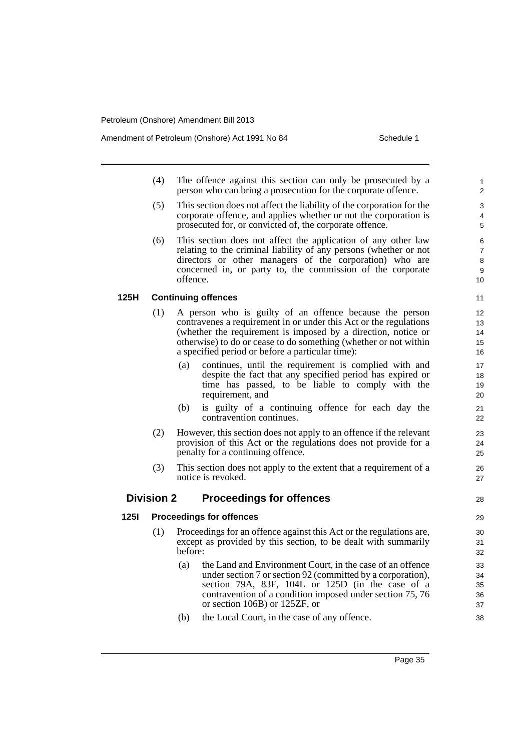(4) The offence against this section can only be prosecuted by a person who can bring a prosecution for the corporate offence.

(5) This section does not affect the liability of the corporation for the corporate offence, and applies whether or not the corporation is prosecuted for, or convicted of, the corporate offence.

(6) This section does not affect the application of any other law relating to the criminal liability of any persons (whether or not directors or other managers of the corporation) who are concerned in, or party to, the commission of the corporate offence.

### 125H Continuing offences

(1) A person who is guilty of an offence because the person contravenes a requirement in or under this Act or the regulations (whether the requirement is imposed by a direction, notice or otherwise) to do or cease to do something (whether or not within a specified period or before a particular time):

- (a) continues, until the requirement is complied with and despite the fact that any specified period has expired or time has passed, to be liable to comply with the requirement, and
- (b) is guilty of a continuing offence for each day the contravention continues.

(2) However, this section does not apply to an offence if the relevant provision of this Act or the regulations does not provide for a penalty for a continuing offence.

(3) This section does not apply to the extent that a requirement of a notice is revoked.

## Division 2 Proceedings for offences

### 125I Proceedings for offences

(1) Proceedings for an offence against this Act or the regulations are, except as provided by this section, to be dealt with summarily before:

- (a) the Land and Environment Court, in the case of an offence under section 7 or section 92 (committed by a corporation), section 79A, 83F, 104L or 125D (in the case of a contravention of a condition imposed under section 75, 76 or section 106B) or 125ZF, or
- (b) the Local Court, in the case of any offence.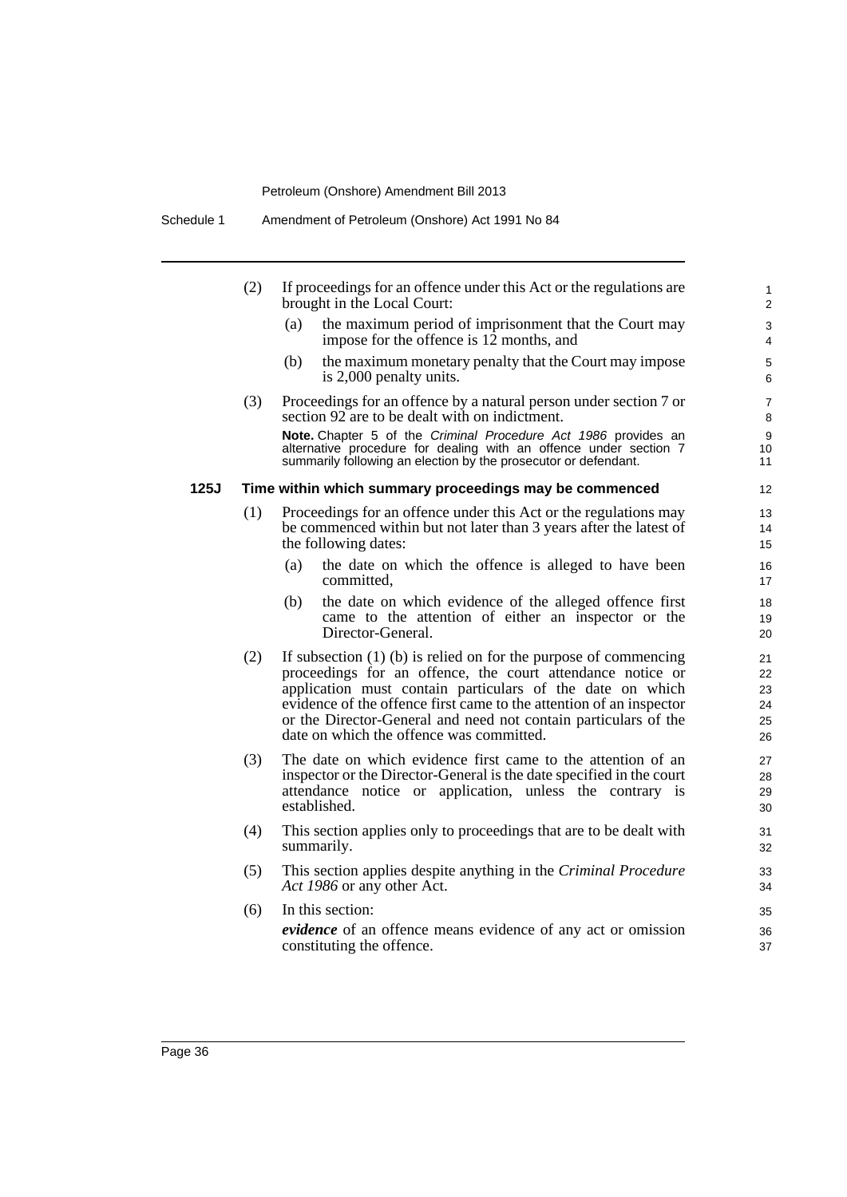(2) If proceedings for an offence under this Act or the regulations are brought in the Local Court:

   (a) the maximum period of imprisonment that the Court may impose for the offence is 12 months, and

   (b) the maximum monetary penalty that the Court may impose is 2,000 penalty units.

(3) Proceedings for an offence by a natural person under section 7 or section 92 are to be dealt with on indictment.

   **Note.** Chapter 5 of the *Criminal Procedure Act 1986* provides an alternative procedure for dealing with an offence under section 7 summarily following an election by the prosecutor or defendant.

### 125J Time within which summary proceedings may be commenced

(1) Proceedings for an offence under this Act or the regulations may be commenced within but not later than 3 years after the latest of the following dates:

   (a) the date on which the offence is alleged to have been committed,

   (b) the date on which evidence of the alleged offence first came to the attention of either an inspector or the Director-General.

(2) If subsection (1) (b) is relied on for the purpose of commencing proceedings for an offence, the court attendance notice or application must contain particulars of the date on which evidence of the offence first came to the attention of an inspector or the Director-General and need not contain particulars of the date on which the offence was committed.

(3) The date on which evidence first came to the attention of an inspector or the Director-General is the date specified in the court attendance notice or application, unless the contrary is established.

(4) This section applies only to proceedings that are to be dealt with summarily.

(5) This section applies despite anything in the *Criminal Procedure Act 1986* or any other Act.

(6) In this section:

   ***evidence*** of an offence means evidence of any act or omission constituting the offence.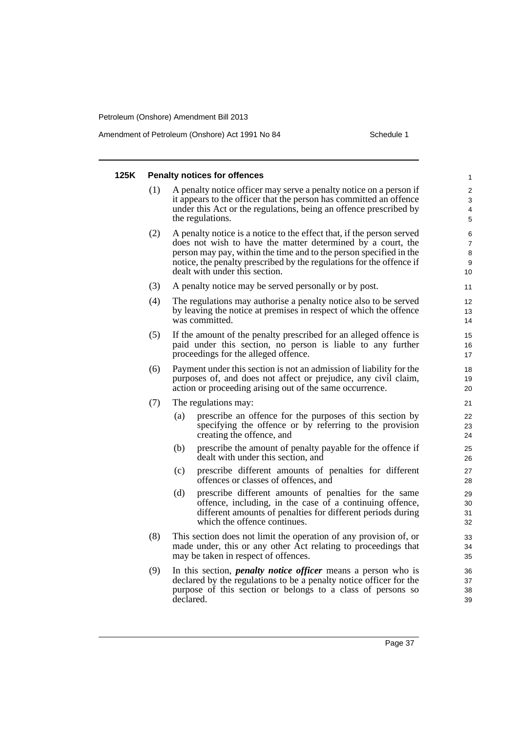#### 125K Penalty notices for offences

(1) A penalty notice officer may serve a penalty notice on a person if it appears to the officer that the person has committed an offence under this Act or the regulations, being an offence prescribed by the regulations.

(2) A penalty notice is a notice to the effect that, if the person served does not wish to have the matter determined by a court, the person may pay, within the time and to the person specified in the notice, the penalty prescribed by the regulations for the offence if dealt with under this section.

(3) A penalty notice may be served personally or by post.

(4) The regulations may authorise a penalty notice also to be served by leaving the notice at premises in respect of which the offence was committed.

(5) If the amount of the penalty prescribed for an alleged offence is paid under this section, no person is liable to any further proceedings for the alleged offence.

(6) Payment under this section is not an admission of liability for the purposes of, and does not affect or prejudice, any civil claim, action or proceeding arising out of the same occurrence.

(7) The regulations may:

- (a) prescribe an offence for the purposes of this section by specifying the offence or by referring to the provision creating the offence, and
- (b) prescribe the amount of penalty payable for the offence if dealt with under this section, and
- (c) prescribe different amounts of penalties for different offences or classes of offences, and
- (d) prescribe different amounts of penalties for the same offence, including, in the case of a continuing offence, different amounts of penalties for different periods during which the offence continues.

(8) This section does not limit the operation of any provision of, or made under, this or any other Act relating to proceedings that may be taken in respect of offences.

(9) In this section, ***penalty notice officer*** means a person who is declared by the regulations to be a penalty notice officer for the purpose of this section or belongs to a class of persons so declared.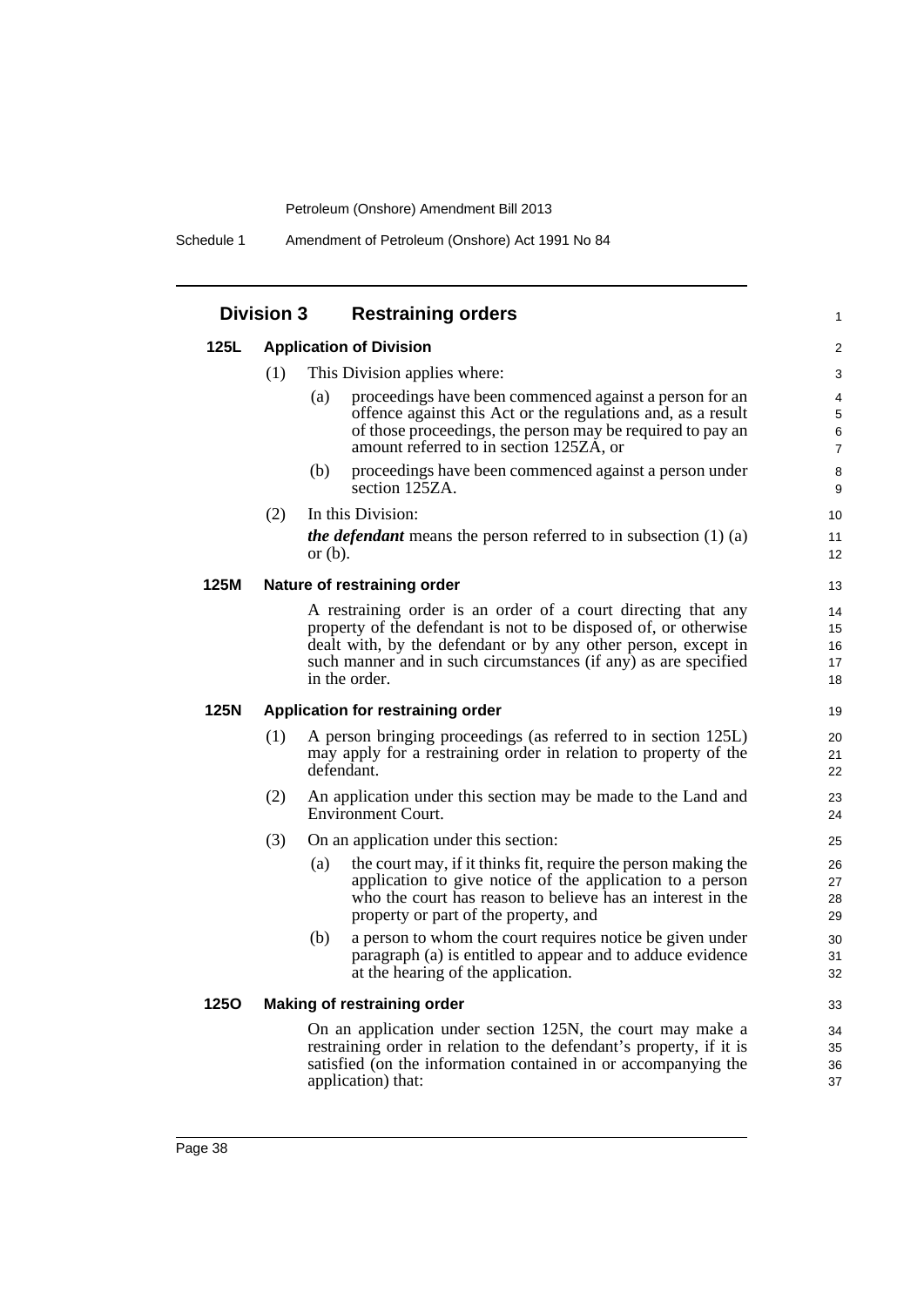## Division 3 Restraining orders

### 125L Application of Division

(1) This Division applies where:

(a) proceedings have been commenced against a person for an offence against this Act or the regulations and, as a result of those proceedings, the person may be required to pay an amount referred to in section 125ZA, or

(b) proceedings have been commenced against a person under section 125ZA.

(2) In this Division:

***the defendant*** means the person referred to in subsection (1) (a) or (b).

### 125M Nature of restraining order

A restraining order is an order of a court directing that any property of the defendant is not to be disposed of, or otherwise dealt with, by the defendant or by any other person, except in such manner and in such circumstances (if any) as are specified in the order.

### 125N Application for restraining order

(1) A person bringing proceedings (as referred to in section 125L) may apply for a restraining order in relation to property of the defendant.

(2) An application under this section may be made to the Land and Environment Court.

(3) On an application under this section:

(a) the court may, if it thinks fit, require the person making the application to give notice of the application to a person who the court has reason to believe has an interest in the property or part of the property, and

(b) a person to whom the court requires notice be given under paragraph (a) is entitled to appear and to adduce evidence at the hearing of the application.

### 125O Making of restraining order

On an application under section 125N, the court may make a restraining order in relation to the defendant's property, if it is satisfied (on the information contained in or accompanying the application) that: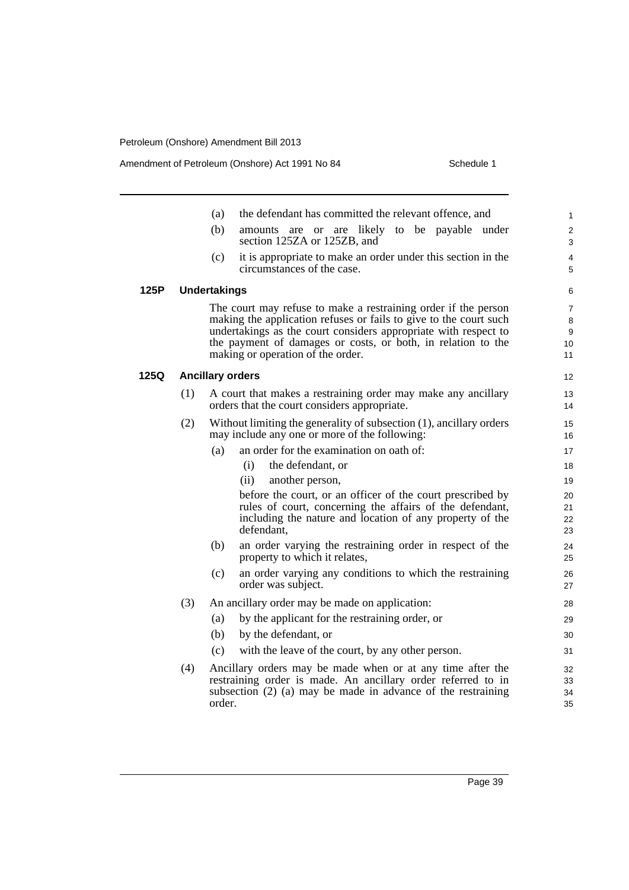(a) the defendant has committed the relevant offence, and

(b) amounts are or are likely to be payable under section 125ZA or 125ZB, and

(c) it is appropriate to make an order under this section in the circumstances of the case.

**125P Undertakings**

The court may refuse to make a restraining order if the person making the application refuses or fails to give to the court such undertakings as the court considers appropriate with respect to the payment of damages or costs, or both, in relation to the making or operation of the order.

**125Q Ancillary orders**

(1) A court that makes a restraining order may make any ancillary orders that the court considers appropriate.

(2) Without limiting the generality of subsection (1), ancillary orders may include any one or more of the following:

(a) an order for the examination on oath of:

(i) the defendant, or

(ii) another person,

before the court, or an officer of the court prescribed by rules of court, concerning the affairs of the defendant, including the nature and location of any property of the defendant,

(b) an order varying the restraining order in respect of the property to which it relates,

(c) an order varying any conditions to which the restraining order was subject.

(3) An ancillary order may be made on application:

(a) by the applicant for the restraining order, or

(b) by the defendant, or

(c) with the leave of the court, by any other person.

(4) Ancillary orders may be made when or at any time after the restraining order is made. An ancillary order referred to in subsection (2) (a) may be made in advance of the restraining order.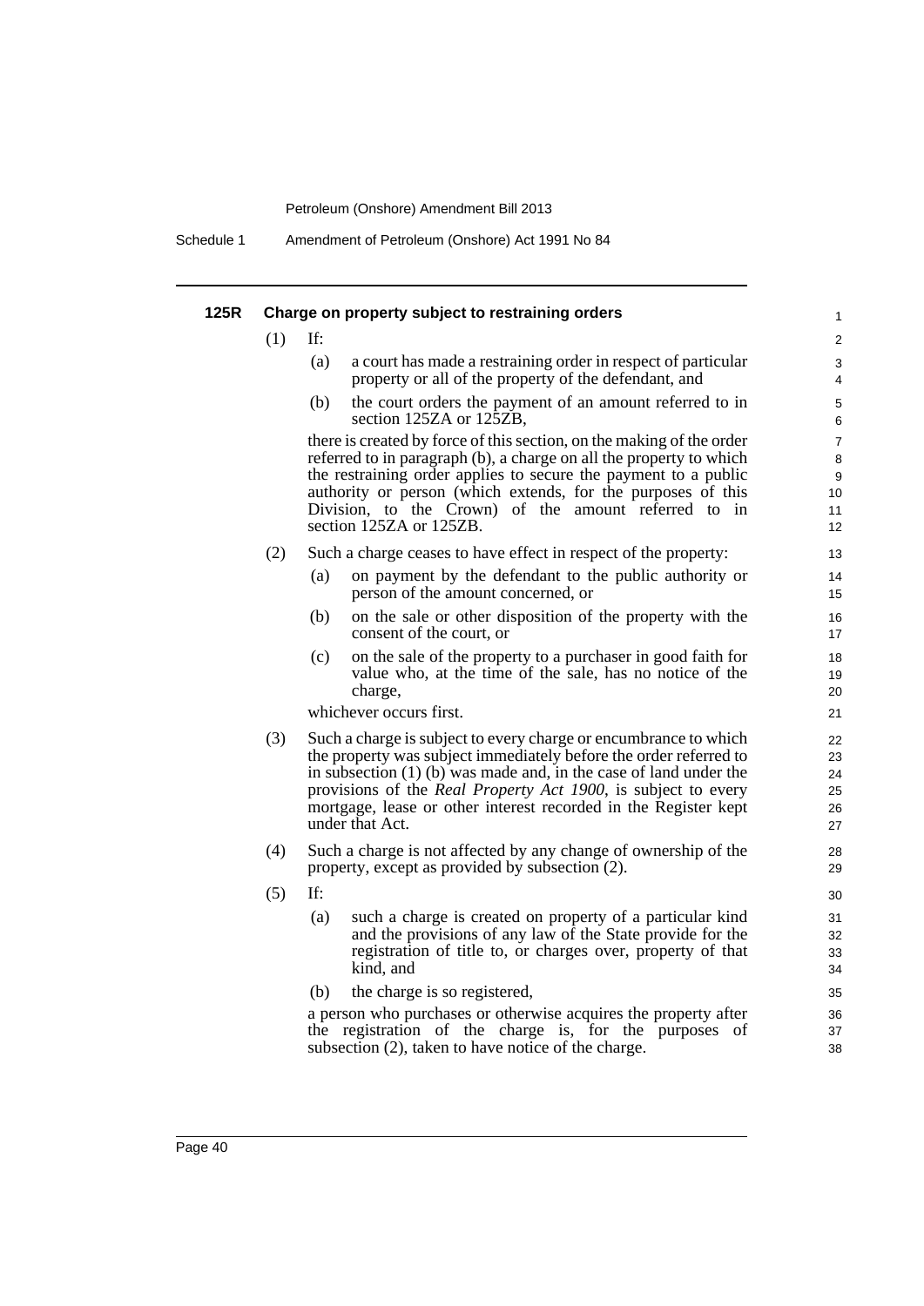#### 125R Charge on property subject to restraining orders

(1) If:

(a) a court has made a restraining order in respect of particular property or all of the property of the defendant, and

(b) the court orders the payment of an amount referred to in section 125ZA or 125ZB,

there is created by force of this section, on the making of the order referred to in paragraph (b), a charge on all the property to which the restraining order applies to secure the payment to a public authority or person (which extends, for the purposes of this Division, to the Crown) of the amount referred to in section 125ZA or 125ZB.

(2) Such a charge ceases to have effect in respect of the property:

(a) on payment by the defendant to the public authority or person of the amount concerned, or

(b) on the sale or other disposition of the property with the consent of the court, or

(c) on the sale of the property to a purchaser in good faith for value who, at the time of the sale, has no notice of the charge,

whichever occurs first.

(3) Such a charge is subject to every charge or encumbrance to which the property was subject immediately before the order referred to in subsection (1) (b) was made and, in the case of land under the provisions of the *Real Property Act 1900*, is subject to every mortgage, lease or other interest recorded in the Register kept under that Act.

(4) Such a charge is not affected by any change of ownership of the property, except as provided by subsection (2).

(5) If:

(a) such a charge is created on property of a particular kind and the provisions of any law of the State provide for the registration of title to, or charges over, property of that kind, and

(b) the charge is so registered,

a person who purchases or otherwise acquires the property after the registration of the charge is, for the purposes of subsection (2), taken to have notice of the charge.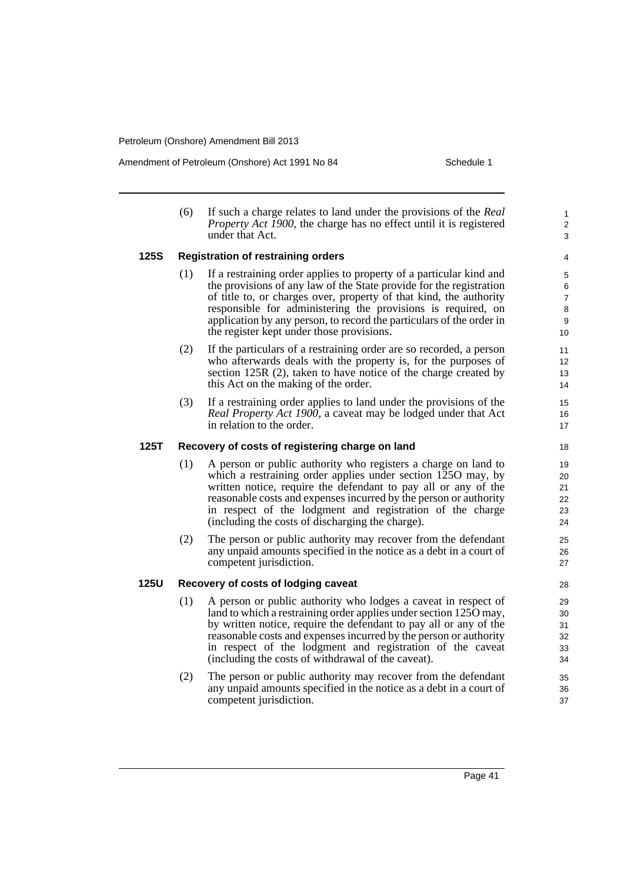(6) If such a charge relates to land under the provisions of the *Real Property Act 1900*, the charge has no effect until it is registered under that Act.

### 125S Registration of restraining orders

(1) If a restraining order applies to property of a particular kind and the provisions of any law of the State provide for the registration of title to, or charges over, property of that kind, the authority responsible for administering the provisions is required, on application by any person, to record the particulars of the order in the register kept under those provisions.

(2) If the particulars of a restraining order are so recorded, a person who afterwards deals with the property is, for the purposes of section 125R (2), taken to have notice of the charge created by this Act on the making of the order.

(3) If a restraining order applies to land under the provisions of the *Real Property Act 1900*, a caveat may be lodged under that Act in relation to the order.

### 125T Recovery of costs of registering charge on land

(1) A person or public authority who registers a charge on land to which a restraining order applies under section 125O may, by written notice, require the defendant to pay all or any of the reasonable costs and expenses incurred by the person or authority in respect of the lodgment and registration of the charge (including the costs of discharging the charge).

(2) The person or public authority may recover from the defendant any unpaid amounts specified in the notice as a debt in a court of competent jurisdiction.

### 125U Recovery of costs of lodging caveat

(1) A person or public authority who lodges a caveat in respect of land to which a restraining order applies under section 125O may, by written notice, require the defendant to pay all or any of the reasonable costs and expenses incurred by the person or authority in respect of the lodgment and registration of the caveat (including the costs of withdrawal of the caveat).

(2) The person or public authority may recover from the defendant any unpaid amounts specified in the notice as a debt in a court of competent jurisdiction.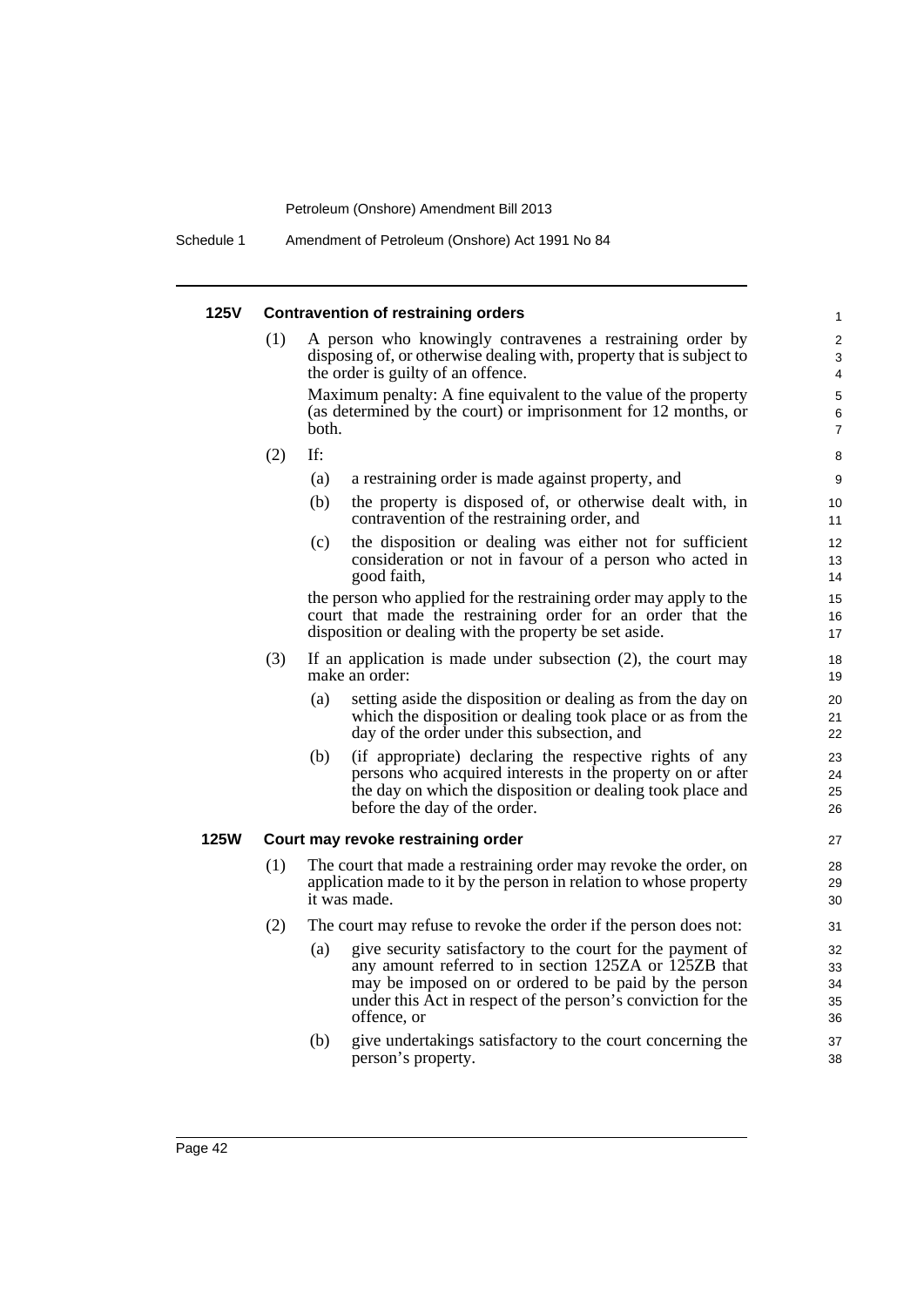#### 125V Contravention of restraining orders

(1) A person who knowingly contravenes a restraining order by disposing of, or otherwise dealing with, property that is subject to the order is guilty of an offence.

Maximum penalty: A fine equivalent to the value of the property (as determined by the court) or imprisonment for 12 months, or both.

(2) If:

- (a) a restraining order is made against property, and
- (b) the property is disposed of, or otherwise dealt with, in contravention of the restraining order, and
- (c) the disposition or dealing was either not for sufficient consideration or not in favour of a person who acted in good faith,

the person who applied for the restraining order may apply to the court that made the restraining order for an order that the disposition or dealing with the property be set aside.

(3) If an application is made under subsection (2), the court may make an order:

- (a) setting aside the disposition or dealing as from the day on which the disposition or dealing took place or as from the day of the order under this subsection, and
- (b) (if appropriate) declaring the respective rights of any persons who acquired interests in the property on or after the day on which the disposition or dealing took place and before the day of the order.

#### 125W Court may revoke restraining order

(1) The court that made a restraining order may revoke the order, on application made to it by the person in relation to whose property it was made.

(2) The court may refuse to revoke the order if the person does not:

- (a) give security satisfactory to the court for the payment of any amount referred to in section 125ZA or 125ZB that may be imposed on or ordered to be paid by the person under this Act in respect of the person's conviction for the offence, or
- (b) give undertakings satisfactory to the court concerning the person's property.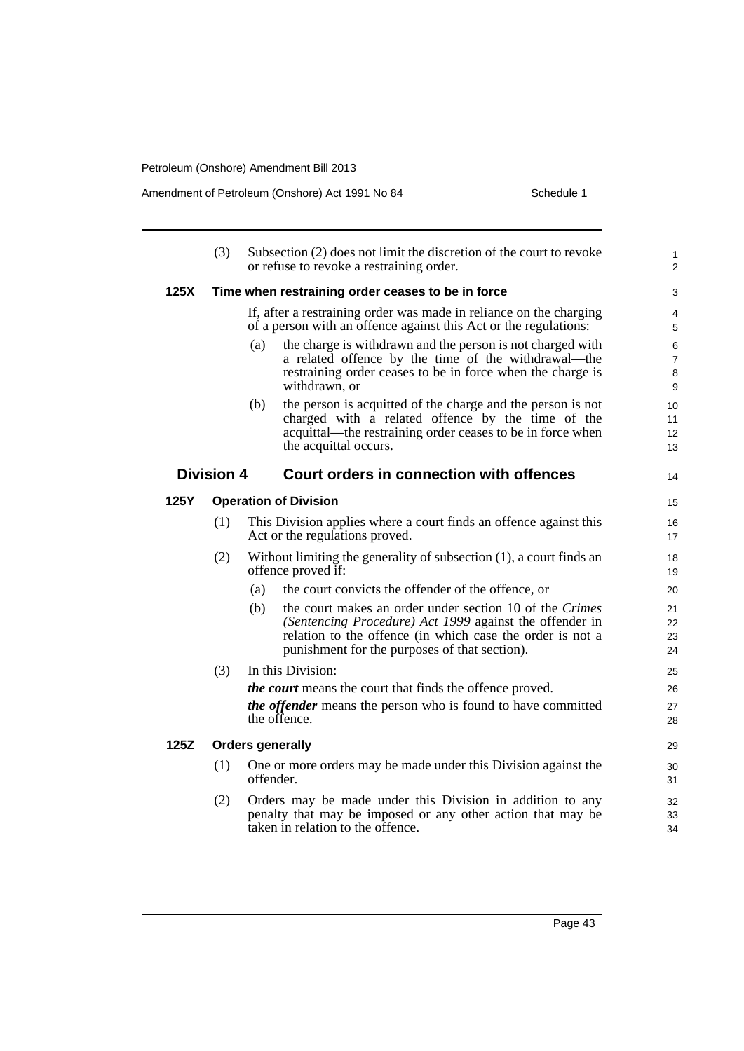(3) Subsection (2) does not limit the discretion of the court to revoke or refuse to revoke a restraining order.

### 125X Time when restraining order ceases to be in force

If, after a restraining order was made in reliance on the charging of a person with an offence against this Act or the regulations:

(a) the charge is withdrawn and the person is not charged with a related offence by the time of the withdrawal—the restraining order ceases to be in force when the charge is withdrawn, or

(b) the person is acquitted of the charge and the person is not charged with a related offence by the time of the acquittal—the restraining order ceases to be in force when the acquittal occurs.

## Division 4 Court orders in connection with offences

### 125Y Operation of Division

(1) This Division applies where a court finds an offence against this Act or the regulations proved.

(2) Without limiting the generality of subsection (1), a court finds an offence proved if:

(a) the court convicts the offender of the offence, or

(b) the court makes an order under section 10 of the *Crimes (Sentencing Procedure) Act 1999* against the offender in relation to the offence (in which case the order is not a punishment for the purposes of that section).

(3) In this Division:

***the court*** means the court that finds the offence proved.

***the offender*** means the person who is found to have committed the offence.

### 125Z Orders generally

(1) One or more orders may be made under this Division against the offender.

(2) Orders may be made under this Division in addition to any penalty that may be imposed or any other action that may be taken in relation to the offence.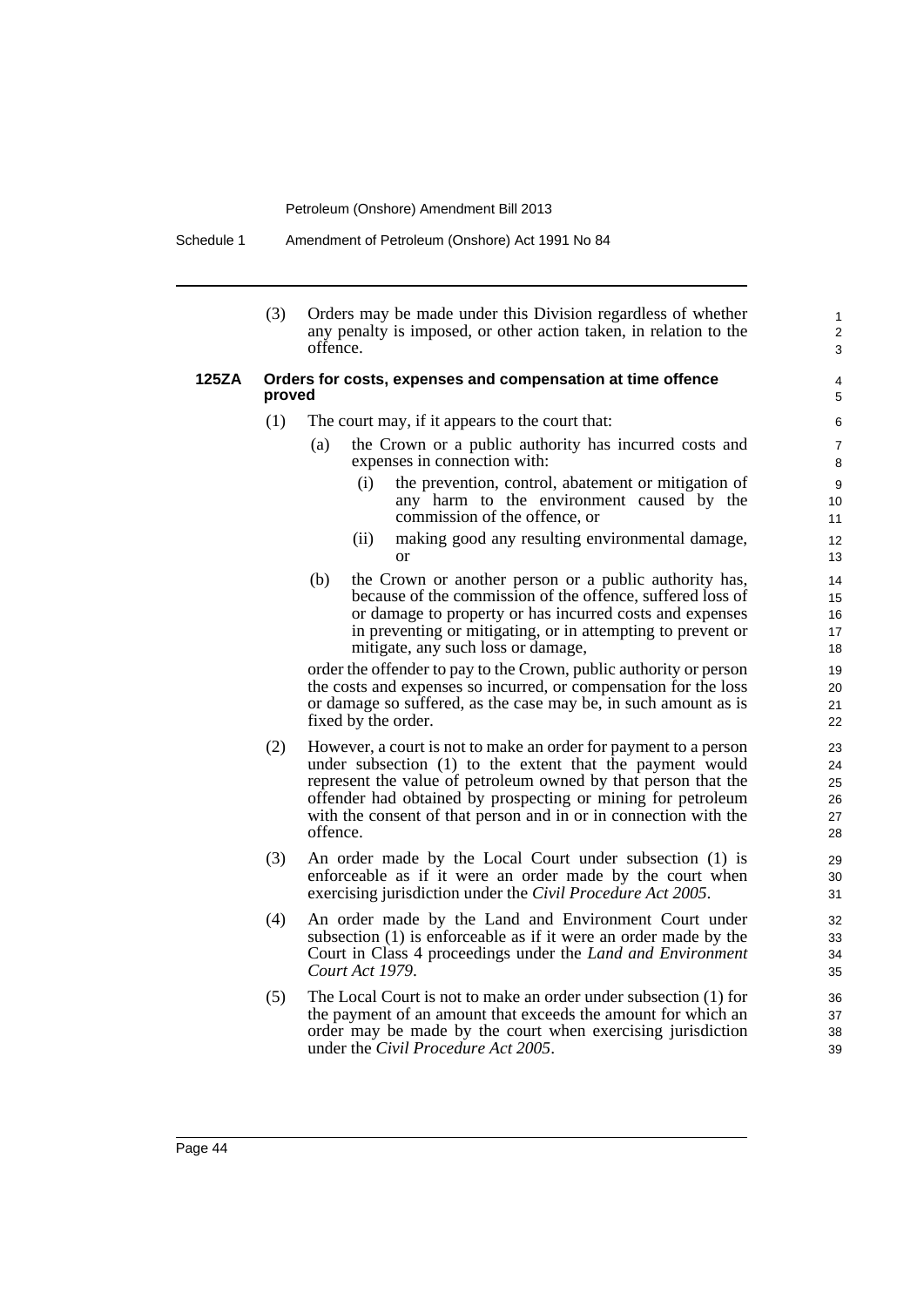(3) Orders may be made under this Division regardless of whether any penalty is imposed, or other action taken, in relation to the offence.

**125ZA Orders for costs, expenses and compensation at time offence proved**

(1) The court may, if it appears to the court that:

(a) the Crown or a public authority has incurred costs and expenses in connection with:

(i) the prevention, control, abatement or mitigation of any harm to the environment caused by the commission of the offence, or

(ii) making good any resulting environmental damage, or

(b) the Crown or another person or a public authority has, because of the commission of the offence, suffered loss of or damage to property or has incurred costs and expenses in preventing or mitigating, or in attempting to prevent or mitigate, any such loss or damage,

order the offender to pay to the Crown, public authority or person the costs and expenses so incurred, or compensation for the loss or damage so suffered, as the case may be, in such amount as is fixed by the order.

(2) However, a court is not to make an order for payment to a person under subsection (1) to the extent that the payment would represent the value of petroleum owned by that person that the offender had obtained by prospecting or mining for petroleum with the consent of that person and in or in connection with the offence.

(3) An order made by the Local Court under subsection (1) is enforceable as if it were an order made by the court when exercising jurisdiction under the *Civil Procedure Act 2005*.

(4) An order made by the Land and Environment Court under subsection (1) is enforceable as if it were an order made by the Court in Class 4 proceedings under the *Land and Environment Court Act 1979*.

(5) The Local Court is not to make an order under subsection (1) for the payment of an amount that exceeds the amount for which an order may be made by the court when exercising jurisdiction under the *Civil Procedure Act 2005*.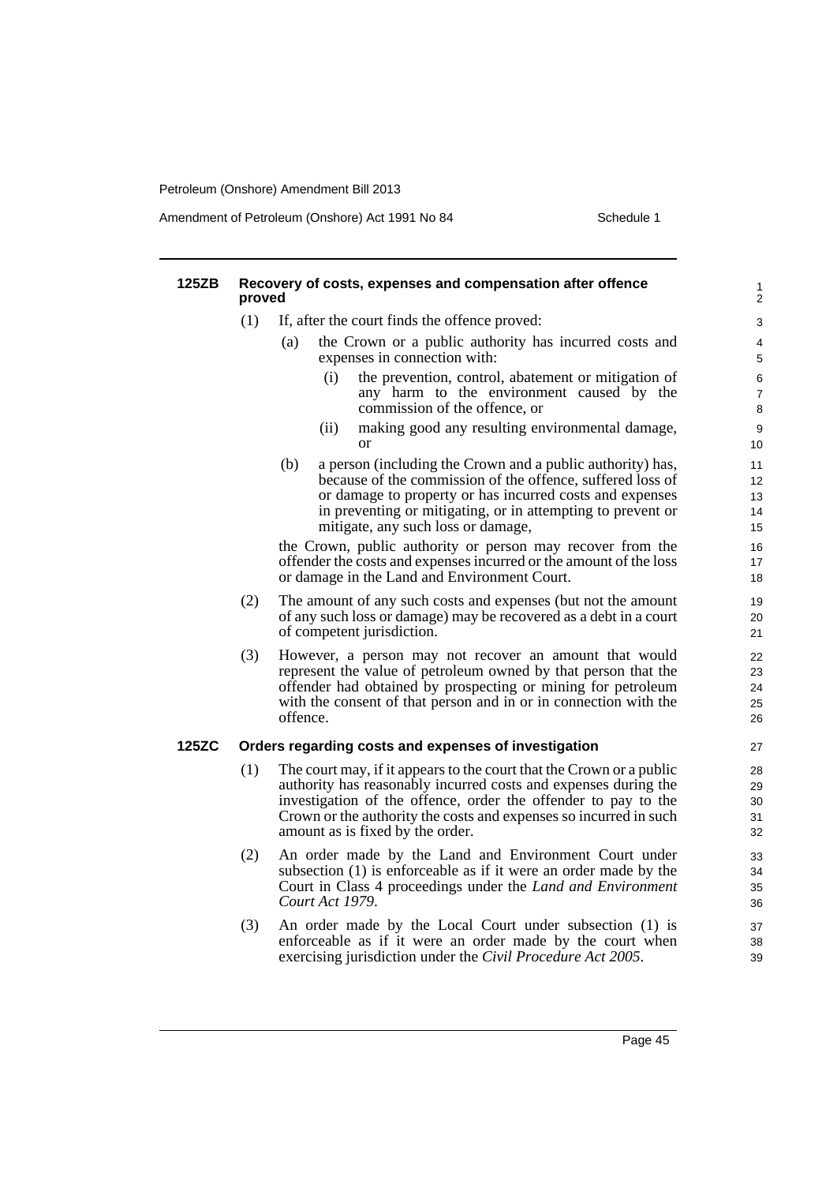#### 125ZB Recovery of costs, expenses and compensation after offence proved

(1) If, after the court finds the offence proved:

- (a) the Crown or a public authority has incurred costs and expenses in connection with:
  - (i) the prevention, control, abatement or mitigation of any harm to the environment caused by the commission of the offence, or
  - (ii) making good any resulting environmental damage, or
- (b) a person (including the Crown and a public authority) has, because of the commission of the offence, suffered loss of or damage to property or has incurred costs and expenses in preventing or mitigating, or in attempting to prevent or mitigate, any such loss or damage,

the Crown, public authority or person may recover from the offender the costs and expenses incurred or the amount of the loss or damage in the Land and Environment Court.

(2) The amount of any such costs and expenses (but not the amount of any such loss or damage) may be recovered as a debt in a court of competent jurisdiction.

(3) However, a person may not recover an amount that would represent the value of petroleum owned by that person that the offender had obtained by prospecting or mining for petroleum with the consent of that person and in or in connection with the offence.

#### 125ZC Orders regarding costs and expenses of investigation

(1) The court may, if it appears to the court that the Crown or a public authority has reasonably incurred costs and expenses during the investigation of the offence, order the offender to pay to the Crown or the authority the costs and expenses so incurred in such amount as is fixed by the order.

(2) An order made by the Land and Environment Court under subsection (1) is enforceable as if it were an order made by the Court in Class 4 proceedings under the *Land and Environment Court Act 1979*.

(3) An order made by the Local Court under subsection (1) is enforceable as if it were an order made by the court when exercising jurisdiction under the *Civil Procedure Act 2005*.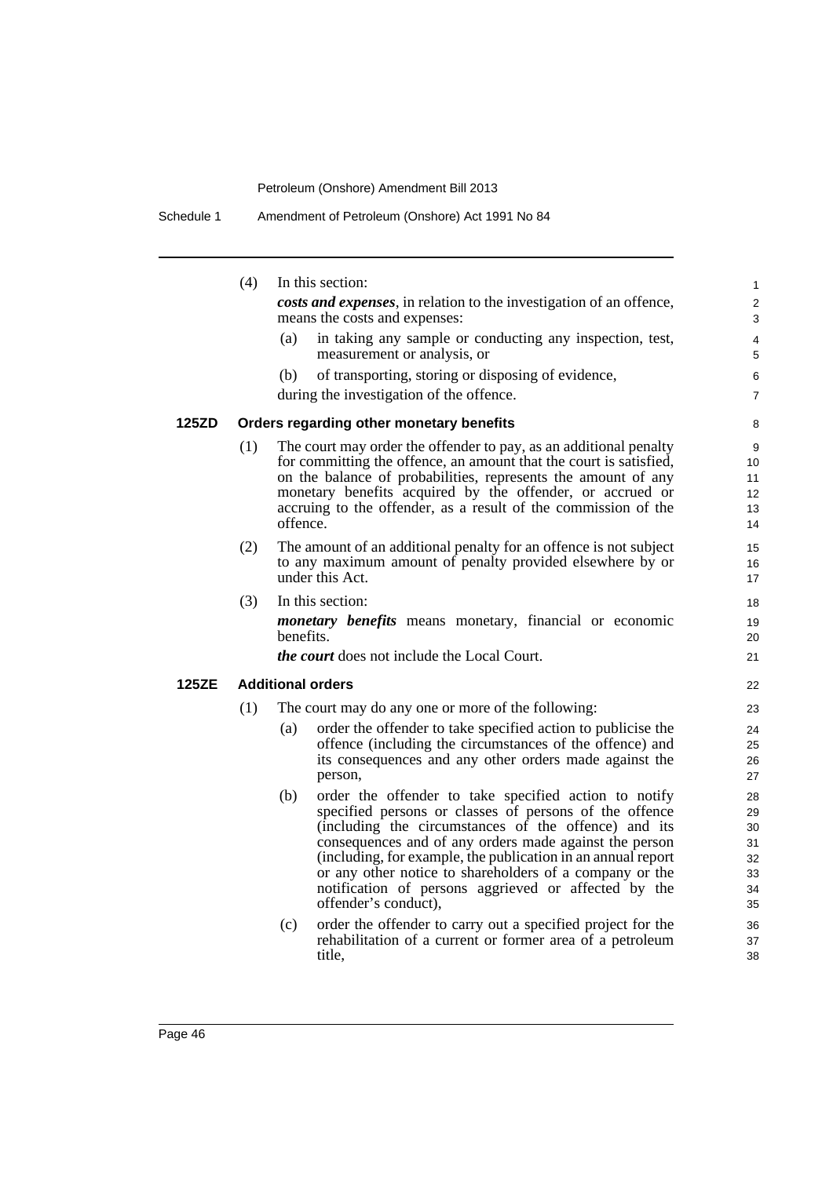(4) In this section:

***costs and expenses***, in relation to the investigation of an offence, means the costs and expenses:

(a) in taking any sample or conducting any inspection, test, measurement or analysis, or

(b) of transporting, storing or disposing of evidence,

during the investigation of the offence.

### 125ZD Orders regarding other monetary benefits

(1) The court may order the offender to pay, as an additional penalty for committing the offence, an amount that the court is satisfied, on the balance of probabilities, represents the amount of any monetary benefits acquired by the offender, or accrued or accruing to the offender, as a result of the commission of the offence.

(2) The amount of an additional penalty for an offence is not subject to any maximum amount of penalty provided elsewhere by or under this Act.

(3) In this section:

***monetary benefits*** means monetary, financial or economic benefits.

***the court*** does not include the Local Court.

### 125ZE Additional orders

(1) The court may do any one or more of the following:

(a) order the offender to take specified action to publicise the offence (including the circumstances of the offence) and its consequences and any other orders made against the person,

(b) order the offender to take specified action to notify specified persons or classes of persons of the offence (including the circumstances of the offence) and its consequences and of any orders made against the person (including, for example, the publication in an annual report or any other notice to shareholders of a company or the notification of persons aggrieved or affected by the offender's conduct),

(c) order the offender to carry out a specified project for the rehabilitation of a current or former area of a petroleum title,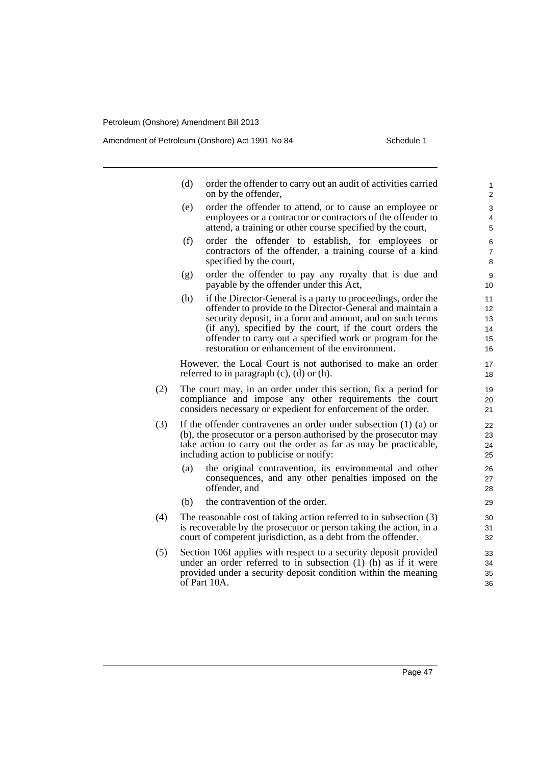(d) order the offender to carry out an audit of activities carried on by the offender,

(e) order the offender to attend, or to cause an employee or employees or a contractor or contractors of the offender to attend, a training or other course specified by the court,

(f) order the offender to establish, for employees or contractors of the offender, a training course of a kind specified by the court,

(g) order the offender to pay any royalty that is due and payable by the offender under this Act,

(h) if the Director-General is a party to proceedings, order the offender to provide to the Director-General and maintain a security deposit, in a form and amount, and on such terms (if any), specified by the court, if the court orders the offender to carry out a specified work or program for the restoration or enhancement of the environment.

However, the Local Court is not authorised to make an order referred to in paragraph (c), (d) or (h).

(2) The court may, in an order under this section, fix a period for compliance and impose any other requirements the court considers necessary or expedient for enforcement of the order.

(3) If the offender contravenes an order under subsection (1) (a) or (b), the prosecutor or a person authorised by the prosecutor may take action to carry out the order as far as may be practicable, including action to publicise or notify:

(a) the original contravention, its environmental and other consequences, and any other penalties imposed on the offender, and

(b) the contravention of the order.

(4) The reasonable cost of taking action referred to in subsection (3) is recoverable by the prosecutor or person taking the action, in a court of competent jurisdiction, as a debt from the offender.

(5) Section 106I applies with respect to a security deposit provided under an order referred to in subsection (1) (h) as if it were provided under a security deposit condition within the meaning of Part 10A.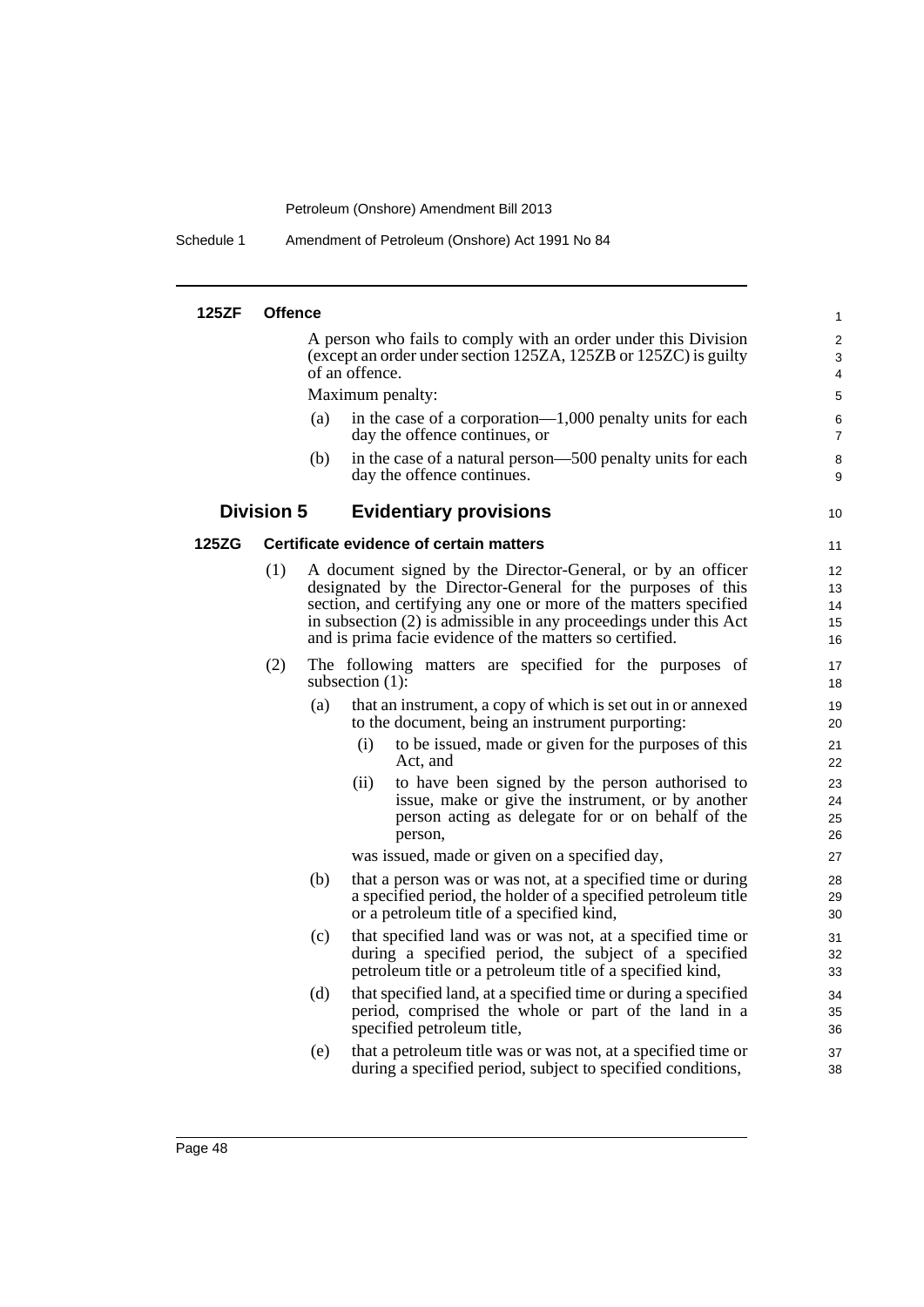#### 125ZF Offence

A person who fails to comply with an order under this Division (except an order under section 125ZA, 125ZB or 125ZC) is guilty of an offence.

Maximum penalty:

(a) in the case of a corporation—1,000 penalty units for each day the offence continues, or

(b) in the case of a natural person—500 penalty units for each day the offence continues.

### Division 5 Evidentiary provisions

#### 125ZG Certificate evidence of certain matters

(1) A document signed by the Director-General, or by an officer designated by the Director-General for the purposes of this section, and certifying any one or more of the matters specified in subsection (2) is admissible in any proceedings under this Act and is prima facie evidence of the matters so certified.

(2) The following matters are specified for the purposes of subsection (1):

(a) that an instrument, a copy of which is set out in or annexed to the document, being an instrument purporting:

(i) to be issued, made or given for the purposes of this Act, and

(ii) to have been signed by the person authorised to issue, make or give the instrument, or by another person acting as delegate for or on behalf of the person,

was issued, made or given on a specified day,

(b) that a person was or was not, at a specified time or during a specified period, the holder of a specified petroleum title or a petroleum title of a specified kind,

(c) that specified land was or was not, at a specified time or during a specified period, the subject of a specified petroleum title or a petroleum title of a specified kind,

(d) that specified land, at a specified time or during a specified period, comprised the whole or part of the land in a specified petroleum title,

(e) that a petroleum title was or was not, at a specified time or during a specified period, subject to specified conditions,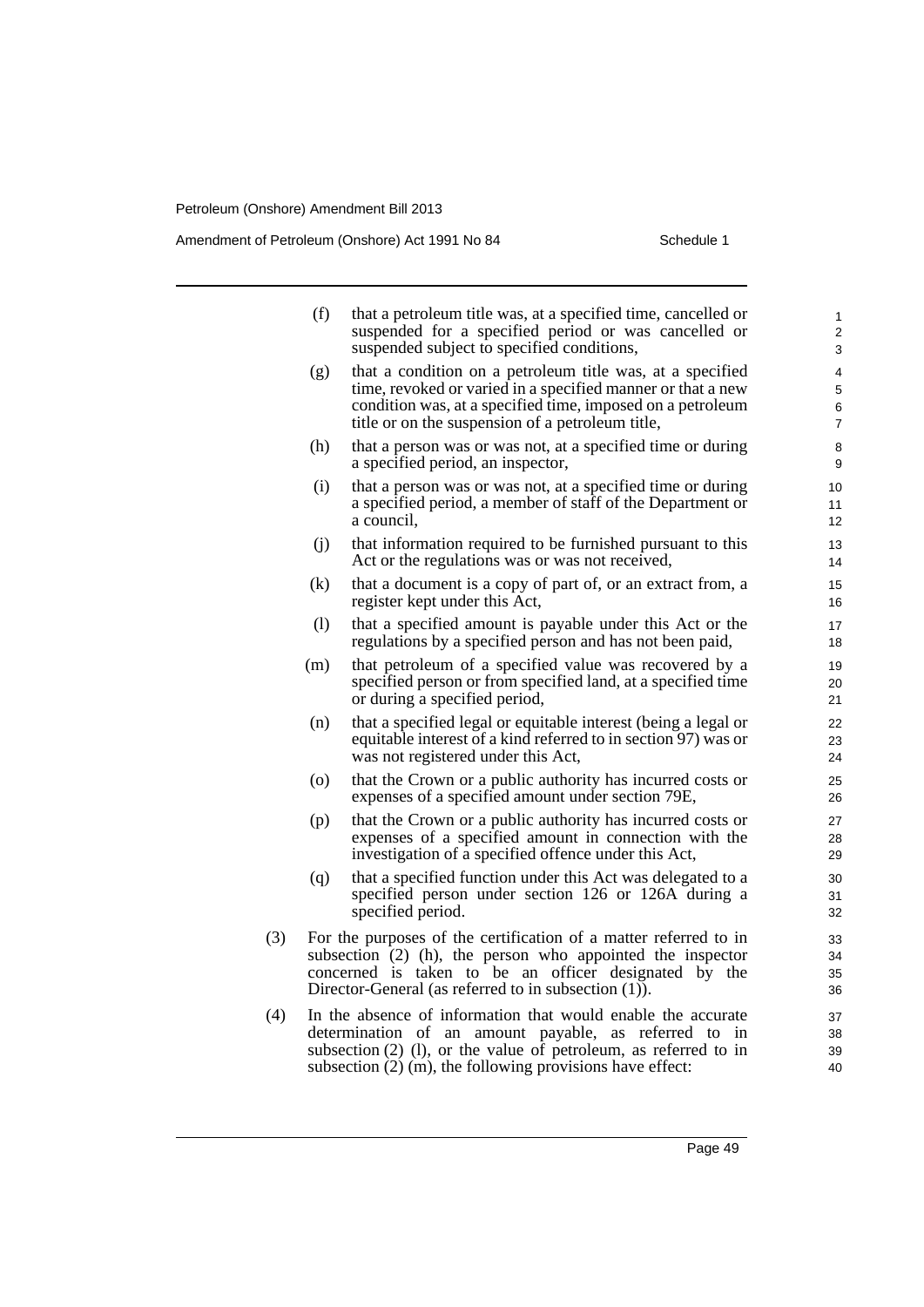(f) that a petroleum title was, at a specified time, cancelled or suspended for a specified period or was cancelled or suspended subject to specified conditions,

(g) that a condition on a petroleum title was, at a specified time, revoked or varied in a specified manner or that a new condition was, at a specified time, imposed on a petroleum title or on the suspension of a petroleum title,

(h) that a person was or was not, at a specified time or during a specified period, an inspector,

(i) that a person was or was not, at a specified time or during a specified period, a member of staff of the Department or a council,

(j) that information required to be furnished pursuant to this Act or the regulations was or was not received,

(k) that a document is a copy of part of, or an extract from, a register kept under this Act,

(l) that a specified amount is payable under this Act or the regulations by a specified person and has not been paid,

(m) that petroleum of a specified value was recovered by a specified person or from specified land, at a specified time or during a specified period,

(n) that a specified legal or equitable interest (being a legal or equitable interest of a kind referred to in section 97) was or was not registered under this Act,

(o) that the Crown or a public authority has incurred costs or expenses of a specified amount under section 79E,

(p) that the Crown or a public authority has incurred costs or expenses of a specified amount in connection with the investigation of a specified offence under this Act,

(q) that a specified function under this Act was delegated to a specified person under section 126 or 126A during a specified period.

(3) For the purposes of the certification of a matter referred to in subsection (2) (h), the person who appointed the inspector concerned is taken to be an officer designated by the Director-General (as referred to in subsection (1)).

(4) In the absence of information that would enable the accurate determination of an amount payable, as referred to in subsection (2) (l), or the value of petroleum, as referred to in subsection (2) (m), the following provisions have effect: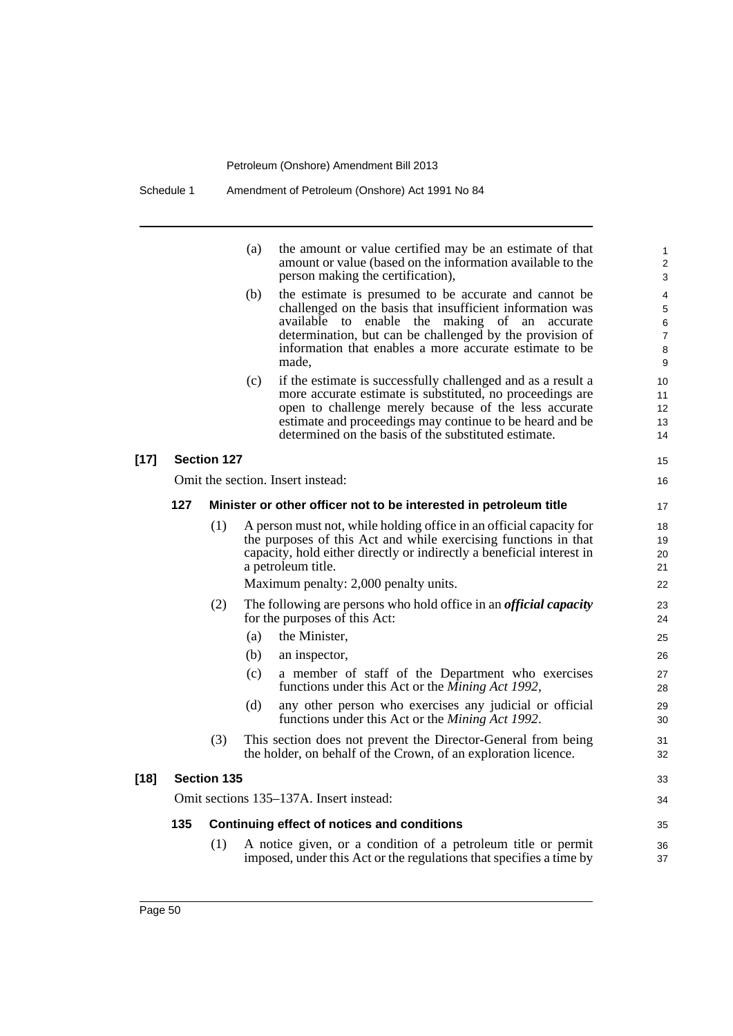(a) the amount or value certified may be an estimate of that amount or value (based on the information available to the person making the certification),

(b) the estimate is presumed to be accurate and cannot be challenged on the basis that insufficient information was available to enable the making of an accurate determination, but can be challenged by the provision of information that enables a more accurate estimate to be made,

(c) if the estimate is successfully challenged and as a result a more accurate estimate is substituted, no proceedings are open to challenge merely because of the less accurate estimate and proceedings may continue to be heard and be determined on the basis of the substituted estimate.

**[17] Section 127**

Omit the section. Insert instead:

**127 Minister or other officer not to be interested in petroleum title**

(1) A person must not, while holding office in an official capacity for the purposes of this Act and while exercising functions in that capacity, hold either directly or indirectly a beneficial interest in a petroleum title.

Maximum penalty: 2,000 penalty units.

(2) The following are persons who hold office in an ***official capacity*** for the purposes of this Act:

(a) the Minister,

(b) an inspector,

(c) a member of staff of the Department who exercises functions under this Act or the *Mining Act 1992*,

(d) any other person who exercises any judicial or official functions under this Act or the *Mining Act 1992*.

(3) This section does not prevent the Director-General from being the holder, on behalf of the Crown, of an exploration licence.

**[18] Section 135**

Omit sections 135–137A. Insert instead:

**135 Continuing effect of notices and conditions**

(1) A notice given, or a condition of a petroleum title or permit imposed, under this Act or the regulations that specifies a time by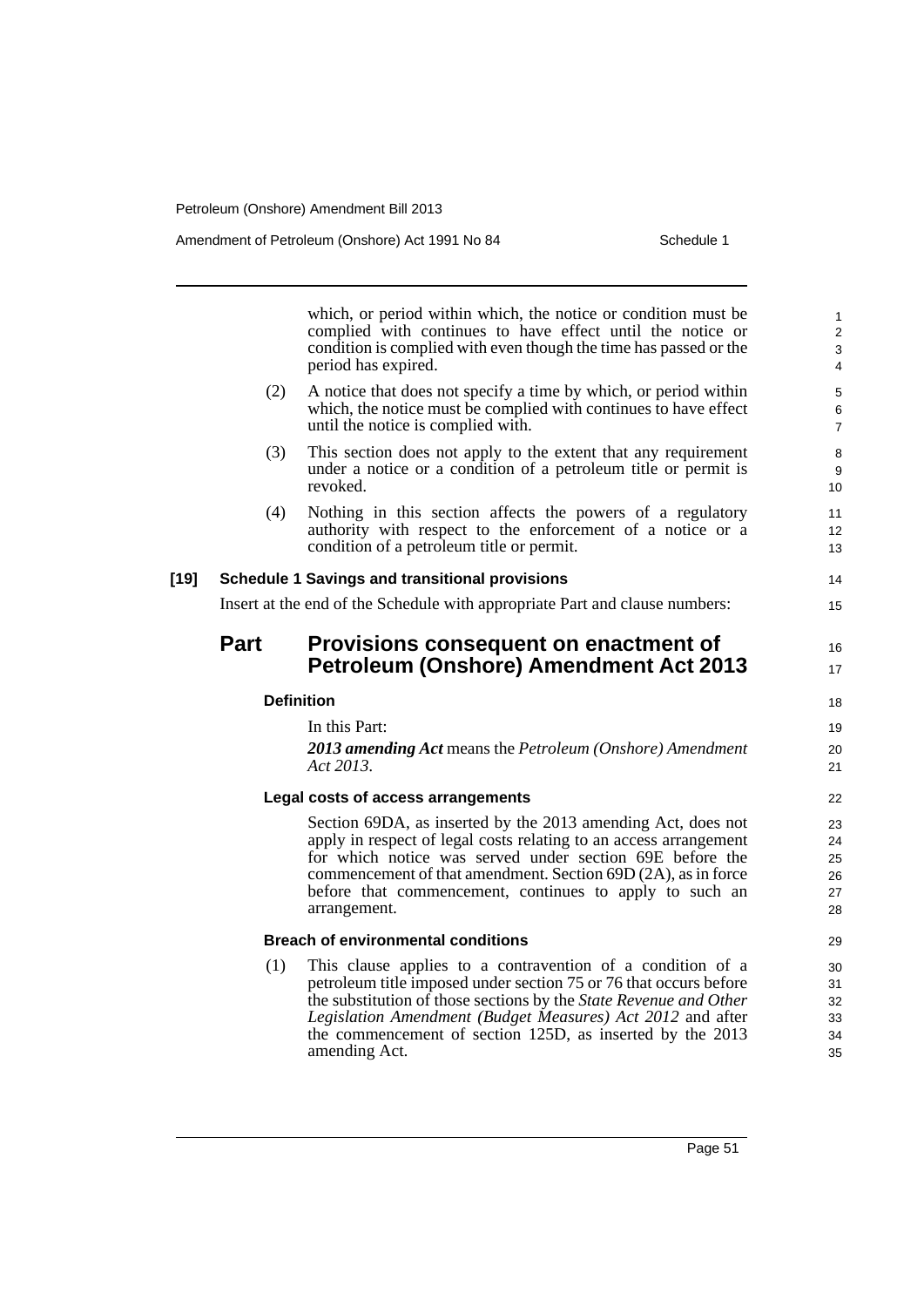which, or period within which, the notice or condition must be complied with continues to have effect until the notice or condition is complied with even though the time has passed or the period has expired.

(2) A notice that does not specify a time by which, or period within which, the notice must be complied with continues to have effect until the notice is complied with.

(3) This section does not apply to the extent that any requirement under a notice or a condition of a petroleum title or permit is revoked.

(4) Nothing in this section affects the powers of a regulatory authority with respect to the enforcement of a notice or a condition of a petroleum title or permit.

**[19] Schedule 1 Savings and transitional provisions**

Insert at the end of the Schedule with appropriate Part and clause numbers:

## Part Provisions consequent on enactment of Petroleum (Onshore) Amendment Act 2013

#### Definition

In this Part:

***2013 amending Act*** means the *Petroleum (Onshore) Amendment Act 2013*.

#### Legal costs of access arrangements

Section 69DA, as inserted by the 2013 amending Act, does not apply in respect of legal costs relating to an access arrangement for which notice was served under section 69E before the commencement of that amendment. Section 69D (2A), as in force before that commencement, continues to apply to such an arrangement.

#### Breach of environmental conditions

(1) This clause applies to a contravention of a condition of a petroleum title imposed under section 75 or 76 that occurs before the substitution of those sections by the *State Revenue and Other Legislation Amendment (Budget Measures) Act 2012* and after the commencement of section 125D, as inserted by the 2013 amending Act.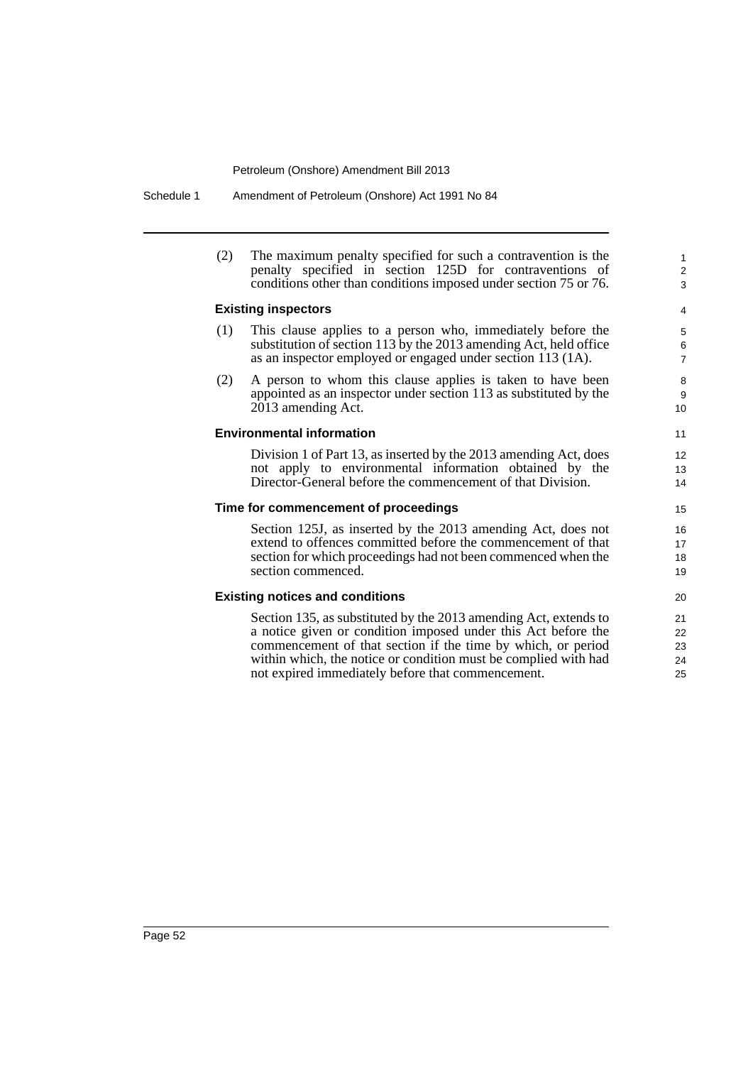(2) The maximum penalty specified for such a contravention is the penalty specified in section 125D for contraventions of conditions other than conditions imposed under section 75 or 76.

**Existing inspectors**

(1) This clause applies to a person who, immediately before the substitution of section 113 by the 2013 amending Act, held office as an inspector employed or engaged under section 113 (1A).

(2) A person to whom this clause applies is taken to have been appointed as an inspector under section 113 as substituted by the 2013 amending Act.

**Environmental information**

Division 1 of Part 13, as inserted by the 2013 amending Act, does not apply to environmental information obtained by the Director-General before the commencement of that Division.

**Time for commencement of proceedings**

Section 125J, as inserted by the 2013 amending Act, does not extend to offences committed before the commencement of that section for which proceedings had not been commenced when the section commenced.

**Existing notices and conditions**

Section 135, as substituted by the 2013 amending Act, extends to a notice given or condition imposed under this Act before the commencement of that section if the time by which, or period within which, the notice or condition must be complied with had not expired immediately before that commencement.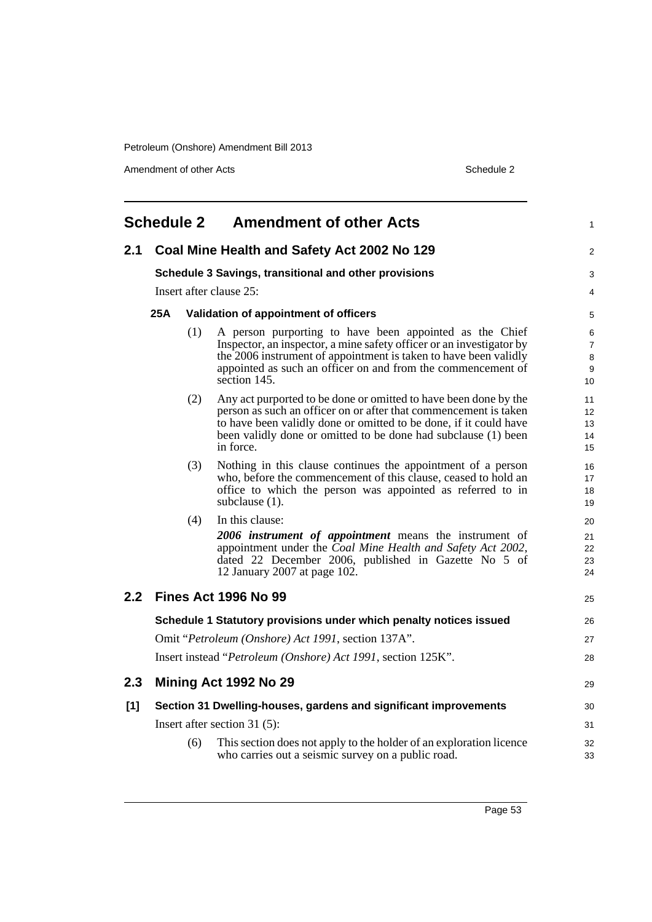# Schedule 2 Amendment of other Acts

## 2.1 Coal Mine Health and Safety Act 2002 No 129

### Schedule 3 Savings, transitional and other provisions

Insert after clause 25:

#### 25A Validation of appointment of officers

(1) A person purporting to have been appointed as the Chief Inspector, an inspector, a mine safety officer or an investigator by the 2006 instrument of appointment is taken to have been validly appointed as such an officer on and from the commencement of section 145.

(2) Any act purported to be done or omitted to have been done by the person as such an officer on or after that commencement is taken to have been validly done or omitted to be done, if it could have been validly done or omitted to be done had subclause (1) been in force.

(3) Nothing in this clause continues the appointment of a person who, before the commencement of this clause, ceased to hold an office to which the person was appointed as referred to in subclause (1).

(4) In this clause:

***2006 instrument of appointment*** means the instrument of appointment under the *Coal Mine Health and Safety Act 2002*, dated 22 December 2006, published in Gazette No 5 of 12 January 2007 at page 102.

## 2.2 Fines Act 1996 No 99

### Schedule 1 Statutory provisions under which penalty notices issued

Omit "*Petroleum (Onshore) Act 1991*, section 137A".

Insert instead "*Petroleum (Onshore) Act 1991*, section 125K".

## 2.3 Mining Act 1992 No 29

### [1] Section 31 Dwelling-houses, gardens and significant improvements

Insert after section 31 (5):

(6) This section does not apply to the holder of an exploration licence who carries out a seismic survey on a public road.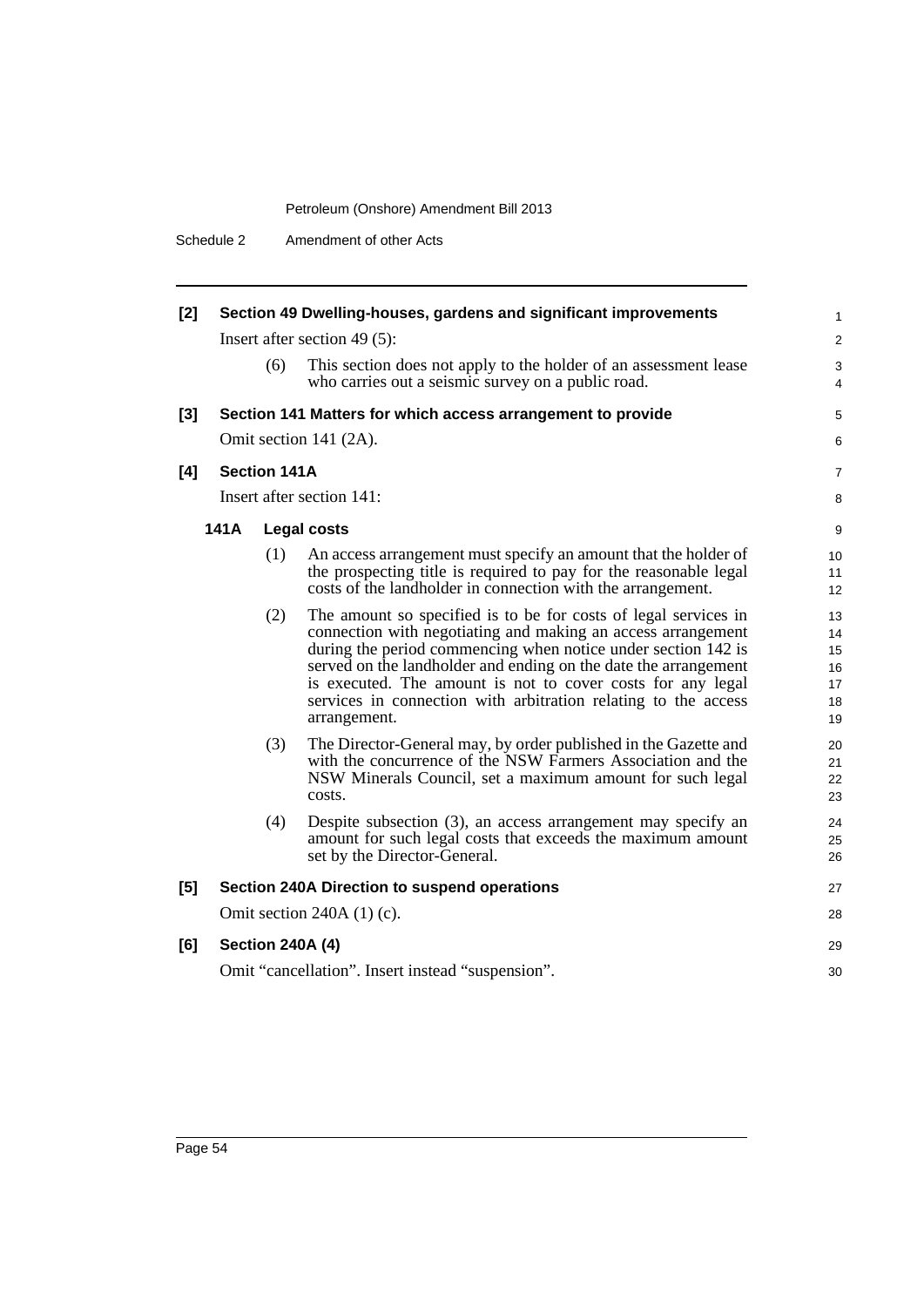**[2] Section 49 Dwelling-houses, gardens and significant improvements**

Insert after section 49 (5):

(6) This section does not apply to the holder of an assessment lease who carries out a seismic survey on a public road.

**[3] Section 141 Matters for which access arrangement to provide**

Omit section 141 (2A).

**[4] Section 141A**

Insert after section 141:

**141A Legal costs**

(1) An access arrangement must specify an amount that the holder of the prospecting title is required to pay for the reasonable legal costs of the landholder in connection with the arrangement.

(2) The amount so specified is to be for costs of legal services in connection with negotiating and making an access arrangement during the period commencing when notice under section 142 is served on the landholder and ending on the date the arrangement is executed. The amount is not to cover costs for any legal services in connection with arbitration relating to the access arrangement.

(3) The Director-General may, by order published in the Gazette and with the concurrence of the NSW Farmers Association and the NSW Minerals Council, set a maximum amount for such legal costs.

(4) Despite subsection (3), an access arrangement may specify an amount for such legal costs that exceeds the maximum amount set by the Director-General.

**[5] Section 240A Direction to suspend operations**

Omit section 240A (1) (c).

**[6] Section 240A (4)**

Omit "cancellation". Insert instead "suspension".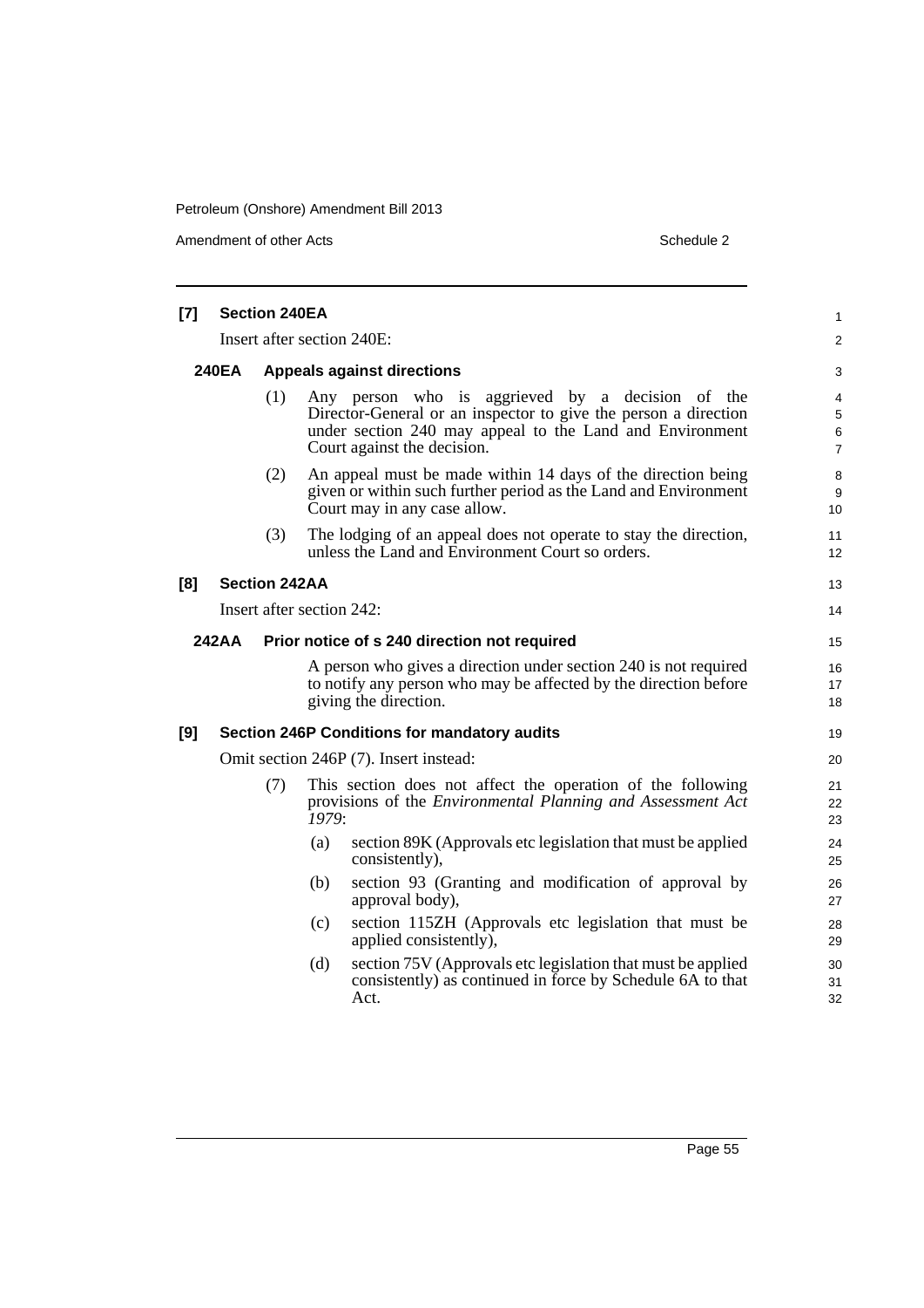**[7] Section 240EA**

Insert after section 240E:

**240EA Appeals against directions**

(1) Any person who is aggrieved by a decision of the Director-General or an inspector to give the person a direction under section 240 may appeal to the Land and Environment Court against the decision.

(2) An appeal must be made within 14 days of the direction being given or within such further period as the Land and Environment Court may in any case allow.

(3) The lodging of an appeal does not operate to stay the direction, unless the Land and Environment Court so orders.

**[8] Section 242AA**

Insert after section 242:

**242AA Prior notice of s 240 direction not required**

A person who gives a direction under section 240 is not required to notify any person who may be affected by the direction before giving the direction.

**[9] Section 246P Conditions for mandatory audits**

Omit section 246P (7). Insert instead:

(7) This section does not affect the operation of the following provisions of the *Environmental Planning and Assessment Act 1979*:

(a) section 89K (Approvals etc legislation that must be applied consistently),

(b) section 93 (Granting and modification of approval by approval body),

(c) section 115ZH (Approvals etc legislation that must be applied consistently),

(d) section 75V (Approvals etc legislation that must be applied consistently) as continued in force by Schedule 6A to that Act.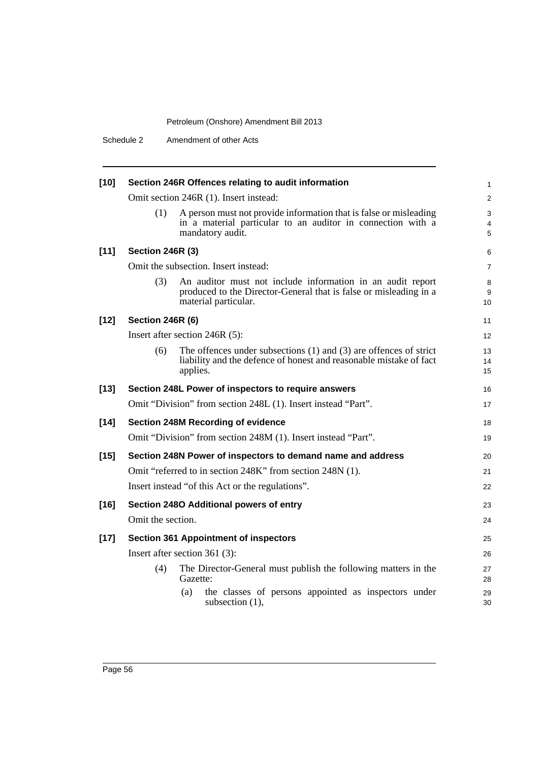**[10] Section 246R Offences relating to audit information**

Omit section 246R (1). Insert instead:

(1) A person must not provide information that is false or misleading in a material particular to an auditor in connection with a mandatory audit.

**[11] Section 246R (3)**

Omit the subsection. Insert instead:

(3) An auditor must not include information in an audit report produced to the Director-General that is false or misleading in a material particular.

**[12] Section 246R (6)**

Insert after section 246R (5):

(6) The offences under subsections (1) and (3) are offences of strict liability and the defence of honest and reasonable mistake of fact applies.

**[13] Section 248L Power of inspectors to require answers**

Omit "Division" from section 248L (1). Insert instead "Part".

**[14] Section 248M Recording of evidence**

Omit "Division" from section 248M (1). Insert instead "Part".

**[15] Section 248N Power of inspectors to demand name and address**

Omit "referred to in section 248K" from section 248N (1).

Insert instead "of this Act or the regulations".

**[16] Section 248O Additional powers of entry**

Omit the section.

**[17] Section 361 Appointment of inspectors**

Insert after section 361 (3):

(4) The Director-General must publish the following matters in the Gazette:

(a) the classes of persons appointed as inspectors under subsection (1),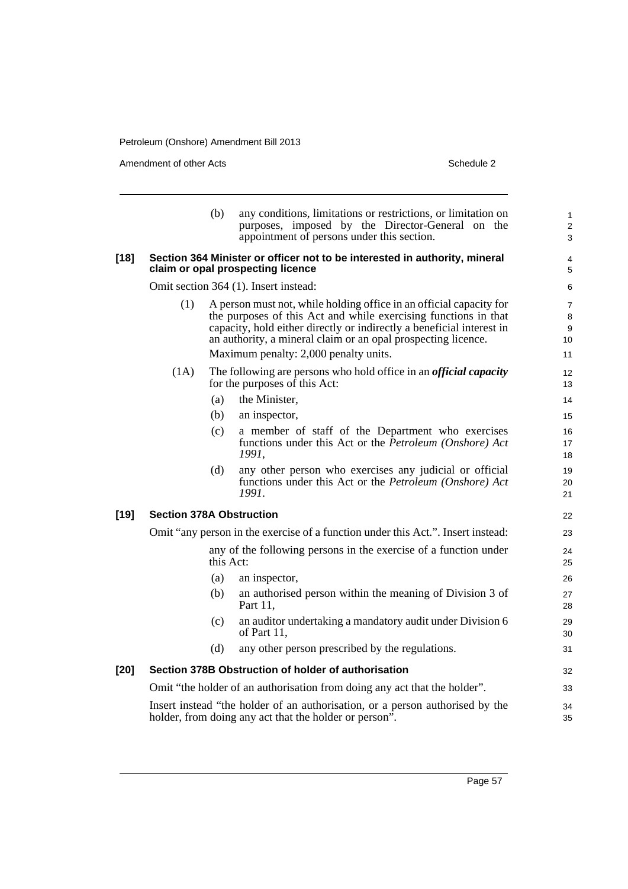(b) any conditions, limitations or restrictions, or limitation on purposes, imposed by the Director-General on the appointment of persons under this section.

**[18] Section 364 Minister or officer not to be interested in authority, mineral claim or opal prospecting licence**

Omit section 364 (1). Insert instead:

(1) A person must not, while holding office in an official capacity for the purposes of this Act and while exercising functions in that capacity, hold either directly or indirectly a beneficial interest in an authority, a mineral claim or an opal prospecting licence.

Maximum penalty: 2,000 penalty units.

(1A) The following are persons who hold office in an ***official capacity*** for the purposes of this Act:

(a) the Minister,

(b) an inspector,

(c) a member of staff of the Department who exercises functions under this Act or the *Petroleum (Onshore) Act 1991*,

(d) any other person who exercises any judicial or official functions under this Act or the *Petroleum (Onshore) Act 1991*.

**[19] Section 378A Obstruction**

Omit "any person in the exercise of a function under this Act.". Insert instead:

any of the following persons in the exercise of a function under this Act:

(a) an inspector,

(b) an authorised person within the meaning of Division 3 of Part 11,

(c) an auditor undertaking a mandatory audit under Division 6 of Part 11,

(d) any other person prescribed by the regulations.

**[20] Section 378B Obstruction of holder of authorisation**

Omit "the holder of an authorisation from doing any act that the holder".

Insert instead "the holder of an authorisation, or a person authorised by the holder, from doing any act that the holder or person".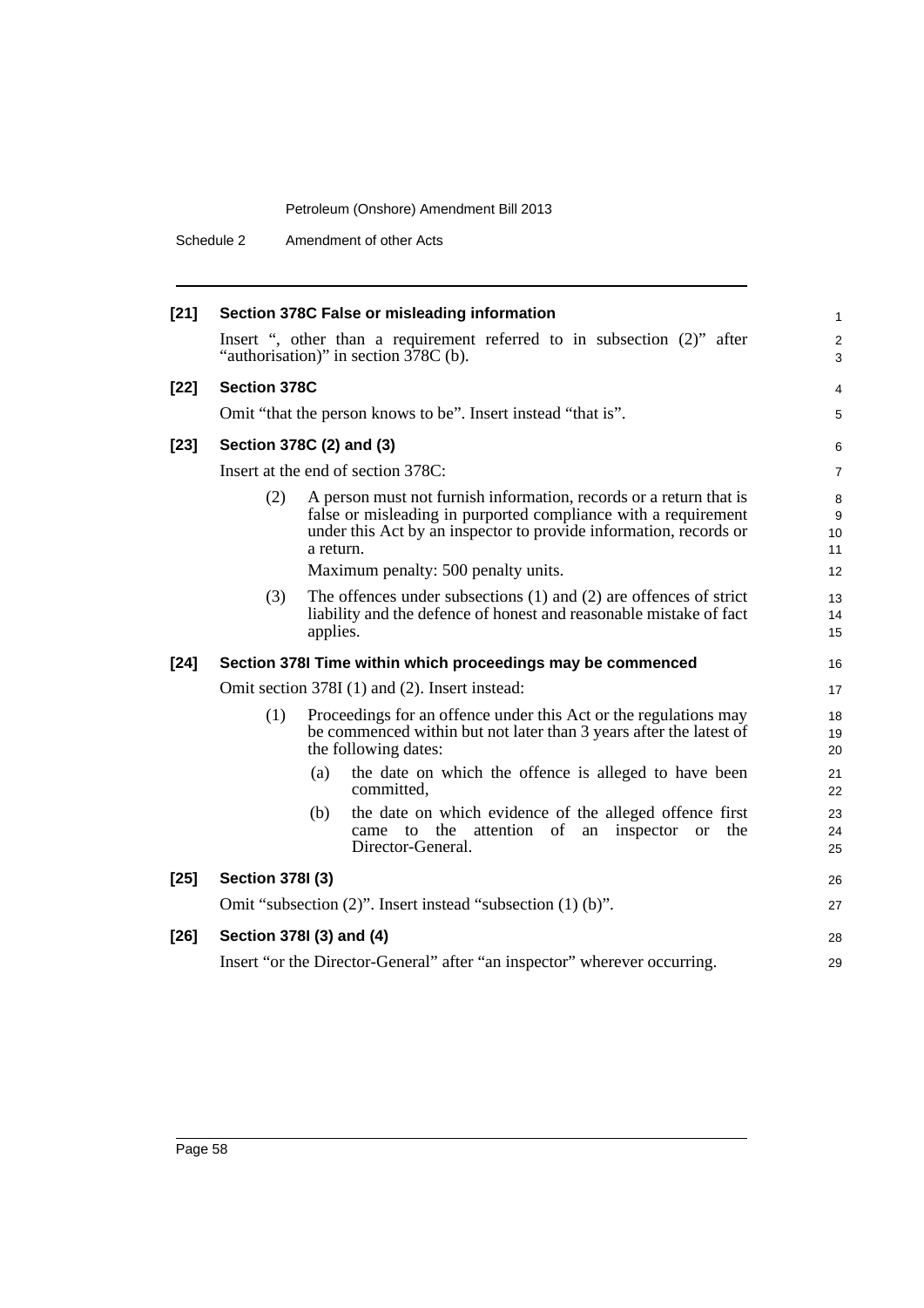**[21] Section 378C False or misleading information**

Insert ", other than a requirement referred to in subsection (2)" after "authorisation)" in section 378C (b).

**[22] Section 378C**

Omit "that the person knows to be". Insert instead "that is".

**[23] Section 378C (2) and (3)**

Insert at the end of section 378C:

(2) A person must not furnish information, records or a return that is false or misleading in purported compliance with a requirement under this Act by an inspector to provide information, records or a return.

Maximum penalty: 500 penalty units.

(3) The offences under subsections (1) and (2) are offences of strict liability and the defence of honest and reasonable mistake of fact applies.

**[24] Section 378I Time within which proceedings may be commenced**

Omit section 378I (1) and (2). Insert instead:

(1) Proceedings for an offence under this Act or the regulations may be commenced within but not later than 3 years after the latest of the following dates:

(a) the date on which the offence is alleged to have been committed,

(b) the date on which evidence of the alleged offence first came to the attention of an inspector or the Director-General.

**[25] Section 378I (3)**

Omit "subsection (2)". Insert instead "subsection (1) (b)".

**[26] Section 378I (3) and (4)**

Insert "or the Director-General" after "an inspector" wherever occurring.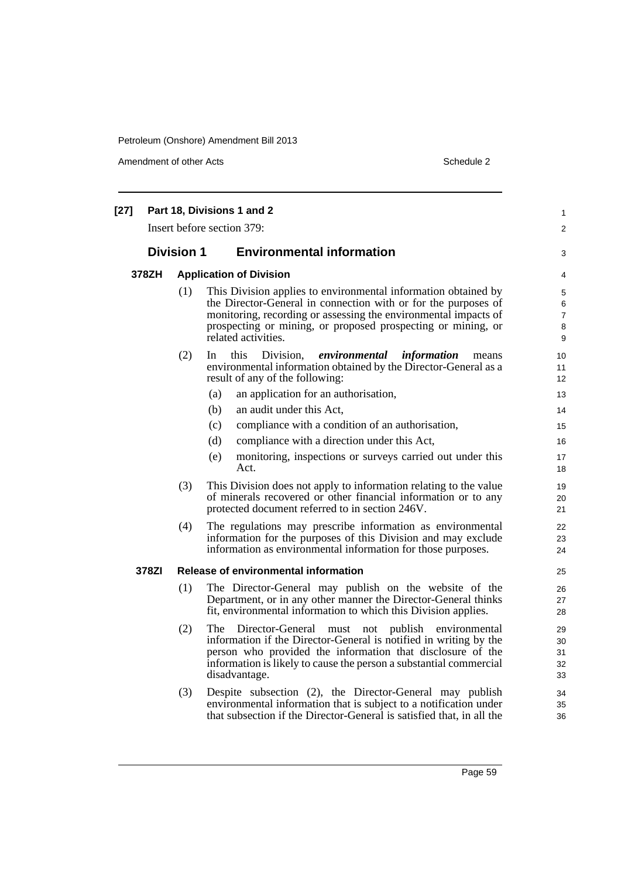**[27] Part 18, Divisions 1 and 2**

Insert before section 379:

## Division 1 Environmental information

### 378ZH Application of Division

(1) This Division applies to environmental information obtained by the Director-General in connection with or for the purposes of monitoring, recording or assessing the environmental impacts of prospecting or mining, or proposed prospecting or mining, or related activities.

(2) In this Division, ***environmental information*** means environmental information obtained by the Director-General as a result of any of the following:

- (a) an application for an authorisation,
- (b) an audit under this Act,
- (c) compliance with a condition of an authorisation,
- (d) compliance with a direction under this Act,
- (e) monitoring, inspections or surveys carried out under this Act.

(3) This Division does not apply to information relating to the value of minerals recovered or other financial information or to any protected document referred to in section 246V.

(4) The regulations may prescribe information as environmental information for the purposes of this Division and may exclude information as environmental information for those purposes.

### 378ZI Release of environmental information

(1) The Director-General may publish on the website of the Department, or in any other manner the Director-General thinks fit, environmental information to which this Division applies.

(2) The Director-General must not publish environmental information if the Director-General is notified in writing by the person who provided the information that disclosure of the information is likely to cause the person a substantial commercial disadvantage.

(3) Despite subsection (2), the Director-General may publish environmental information that is subject to a notification under that subsection if the Director-General is satisfied that, in all the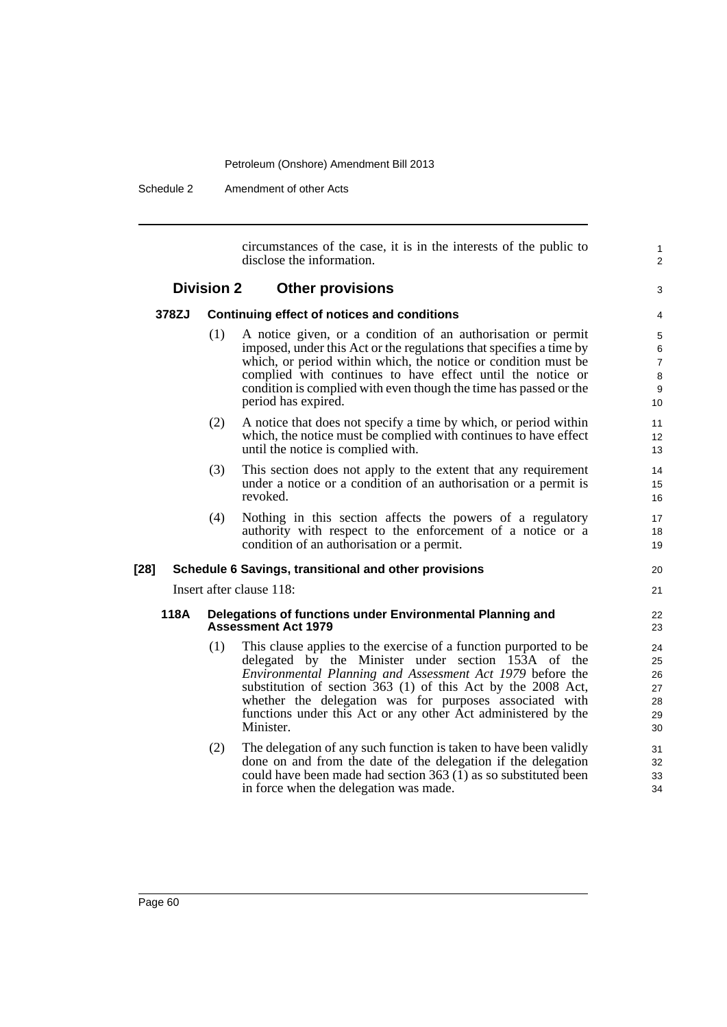circumstances of the case, it is in the interests of the public to disclose the information.

## Division 2 Other provisions

### 378ZJ Continuing effect of notices and conditions

(1) A notice given, or a condition of an authorisation or permit imposed, under this Act or the regulations that specifies a time by which, or period within which, the notice or condition must be complied with continues to have effect until the notice or condition is complied with even though the time has passed or the period has expired.

(2) A notice that does not specify a time by which, or period within which, the notice must be complied with continues to have effect until the notice is complied with.

(3) This section does not apply to the extent that any requirement under a notice or a condition of an authorisation or a permit is revoked.

(4) Nothing in this section affects the powers of a regulatory authority with respect to the enforcement of a notice or a condition of an authorisation or a permit.

**[28] Schedule 6 Savings, transitional and other provisions**

Insert after clause 118:

### 118A Delegations of functions under Environmental Planning and Assessment Act 1979

(1) This clause applies to the exercise of a function purported to be delegated by the Minister under section 153A of the *Environmental Planning and Assessment Act 1979* before the substitution of section 363 (1) of this Act by the 2008 Act, whether the delegation was for purposes associated with functions under this Act or any other Act administered by the Minister.

(2) The delegation of any such function is taken to have been validly done on and from the date of the delegation if the delegation could have been made had section 363 (1) as so substituted been in force when the delegation was made.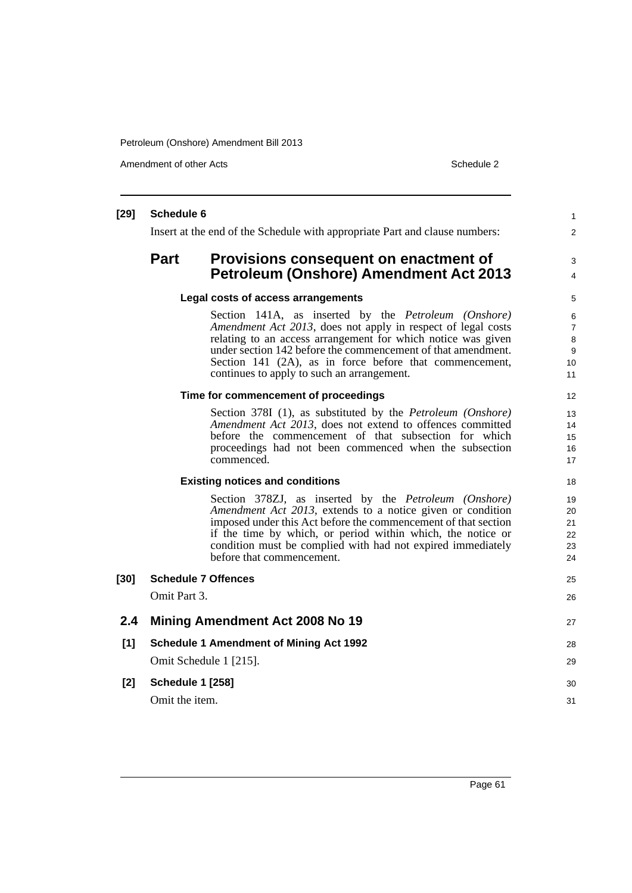**[29] Schedule 6**

Insert at the end of the Schedule with appropriate Part and clause numbers:

## Part Provisions consequent on enactment of Petroleum (Onshore) Amendment Act 2013

**Legal costs of access arrangements**

Section 141A, as inserted by the *Petroleum (Onshore) Amendment Act 2013*, does not apply in respect of legal costs relating to an access arrangement for which notice was given under section 142 before the commencement of that amendment. Section 141 (2A), as in force before that commencement, continues to apply to such an arrangement.

**Time for commencement of proceedings**

Section 378I (1), as substituted by the *Petroleum (Onshore) Amendment Act 2013*, does not extend to offences committed before the commencement of that subsection for which proceedings had not been commenced when the subsection commenced.

**Existing notices and conditions**

Section 378ZJ, as inserted by the *Petroleum (Onshore) Amendment Act 2013*, extends to a notice given or condition imposed under this Act before the commencement of that section if the time by which, or period within which, the notice or condition must be complied with had not expired immediately before that commencement.

**[30] Schedule 7 Offences**

Omit Part 3.

## 2.4 Mining Amendment Act 2008 No 19

**[1] Schedule 1 Amendment of Mining Act 1992**

Omit Schedule 1 [215].

**[2] Schedule 1 [258]**

Omit the item.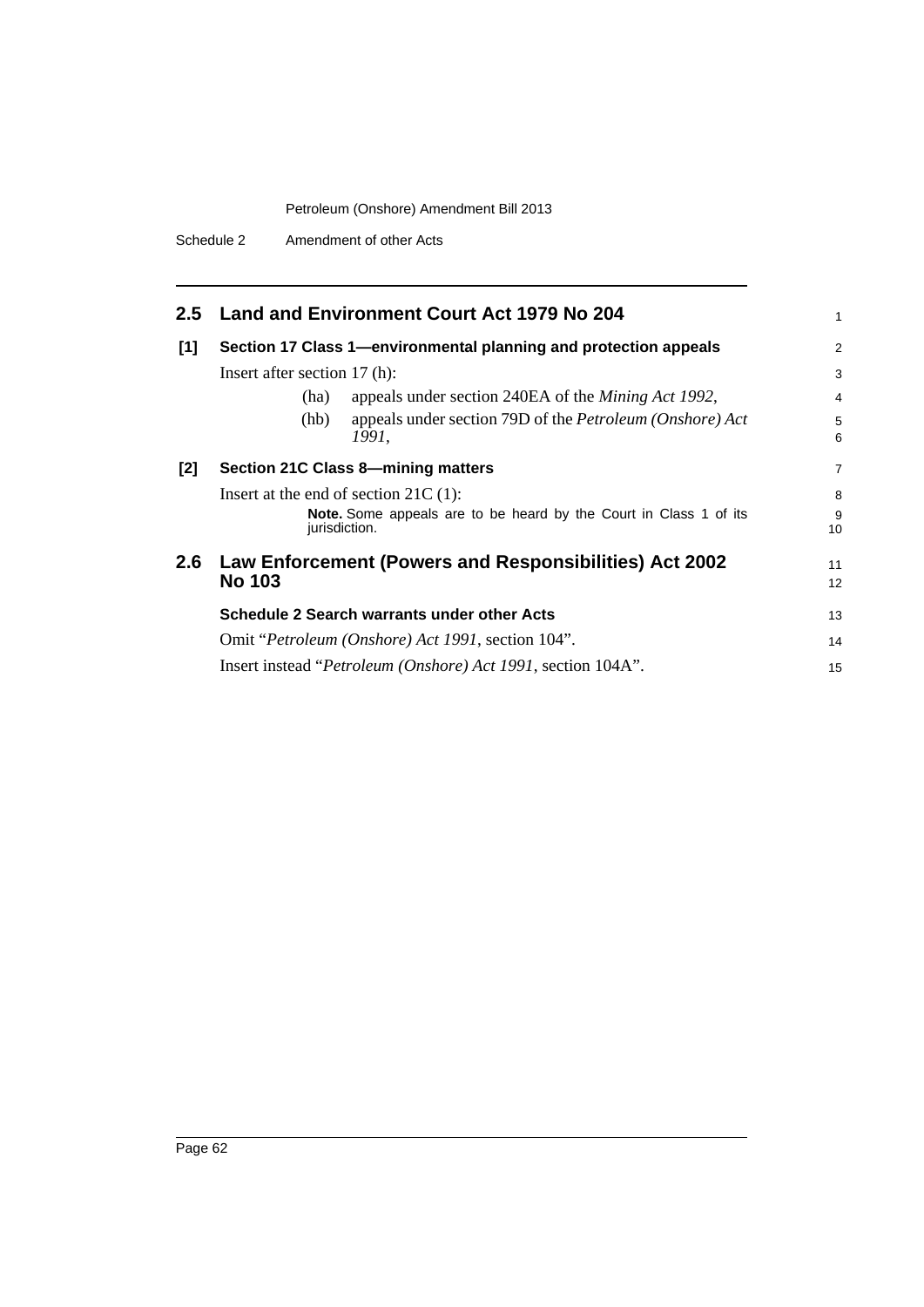## 2.5 Land and Environment Court Act 1979 No 204

**[1] Section 17 Class 1—environmental planning and protection appeals**

Insert after section 17 (h):

(ha) appeals under section 240EA of the *Mining Act 1992*,

(hb) appeals under section 79D of the *Petroleum (Onshore) Act 1991*,

**[2] Section 21C Class 8—mining matters**

Insert at the end of section 21C (1):

**Note.** Some appeals are to be heard by the Court in Class 1 of its jurisdiction.

## 2.6 Law Enforcement (Powers and Responsibilities) Act 2002 No 103

**Schedule 2 Search warrants under other Acts**

Omit "*Petroleum (Onshore) Act 1991*, section 104".

Insert instead "*Petroleum (Onshore) Act 1991*, section 104A".